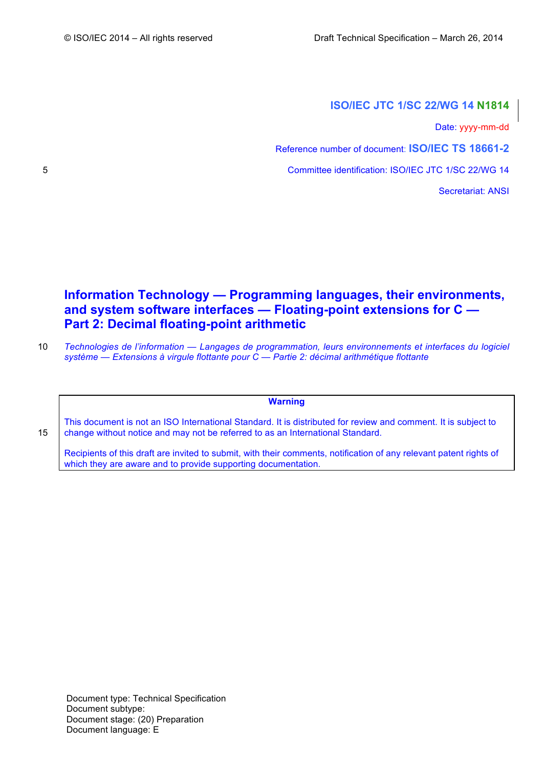© ISO/IEC 2014 – All rights reserved

Draft Technical Specification – March 26, 2014

**ISO/IEC JTC 1/SC 22/WG 14 N1814**

Date: yyyy-mm-dd

Reference number of document: **ISO/IEC TS 18661-2**

Committee identification: ISO/IEC JTC 1/SC 22/WG 14

Secretariat: ANSI

# Information Technology — Programming languages, their environments, and system software interfaces — Floating-point extensions for C — Part 2: Decimal floating-point arithmetic

*Technologies de l'information — Langages de programmation, leurs environnements et interfaces du logiciel système — Extensions à virgule flottante pour C — Partie 2: décimal arithmétique flottante*

**Warning**

This document is not an ISO International Standard. It is distributed for review and comment. It is subject to change without notice and may not be referred to as an International Standard.

Recipients of this draft are invited to submit, with their comments, notification of any relevant patent rights of which they are aware and to provide supporting documentation.

Document type: Technical Specification
Document subtype:
Document stage: (20) Preparation
Document language: E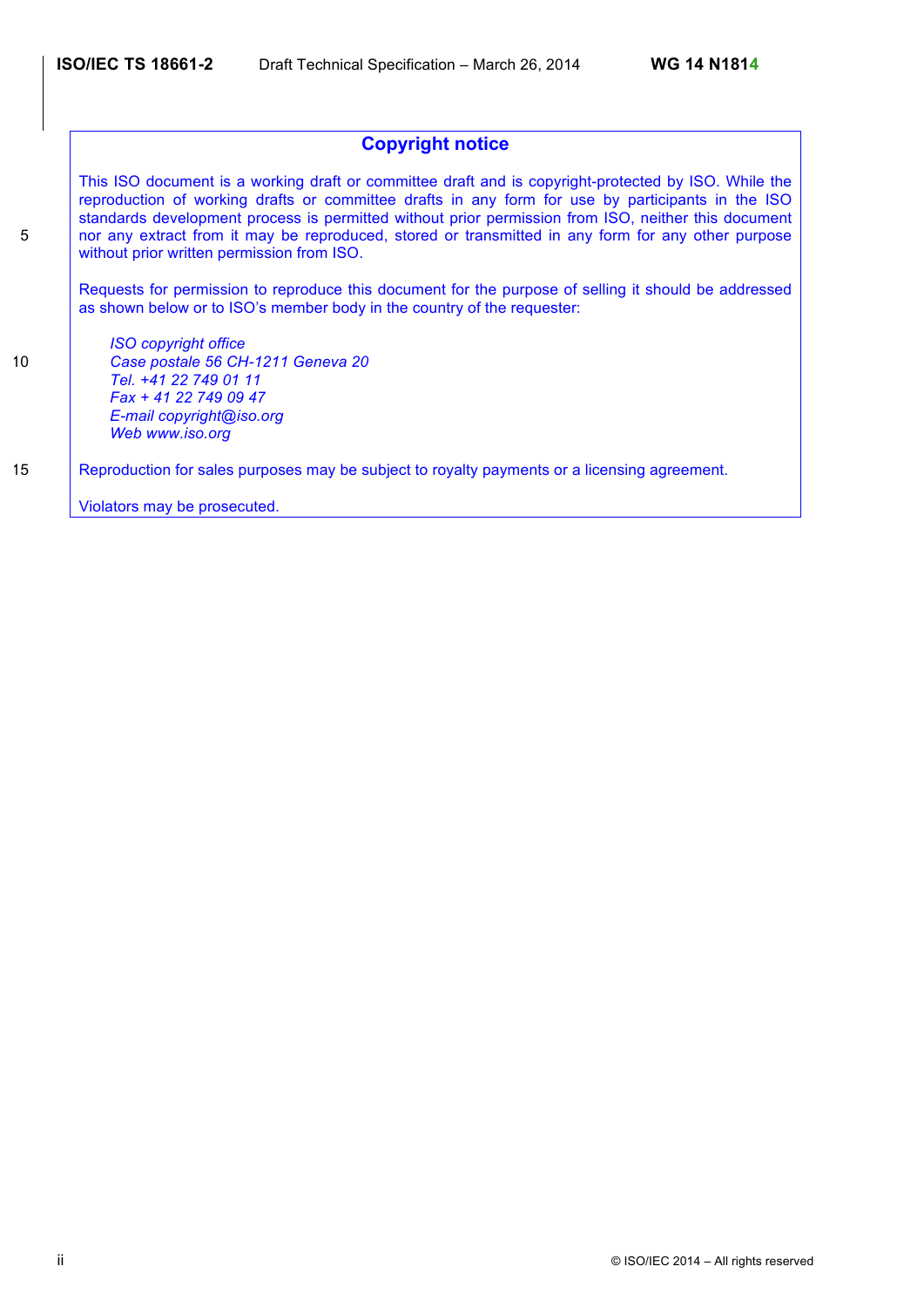## Copyright notice

This ISO document is a working draft or committee draft and is copyright-protected by ISO. While the reproduction of working drafts or committee drafts in any form for use by participants in the ISO standards development process is permitted without prior permission from ISO, neither this document nor any extract from it may be reproduced, stored or transmitted in any form for any other purpose without prior written permission from ISO.

Requests for permission to reproduce this document for the purpose of selling it should be addressed as shown below or to ISO's member body in the country of the requester:

*ISO copyright office*
*Case postale 56 CH-1211 Geneva 20*
*Tel. +41 22 749 01 11*
*Fax + 41 22 749 09 47*
*E-mail copyright@iso.org*
*Web www.iso.org*

Reproduction for sales purposes may be subject to royalty payments or a licensing agreement.

Violators may be prosecuted.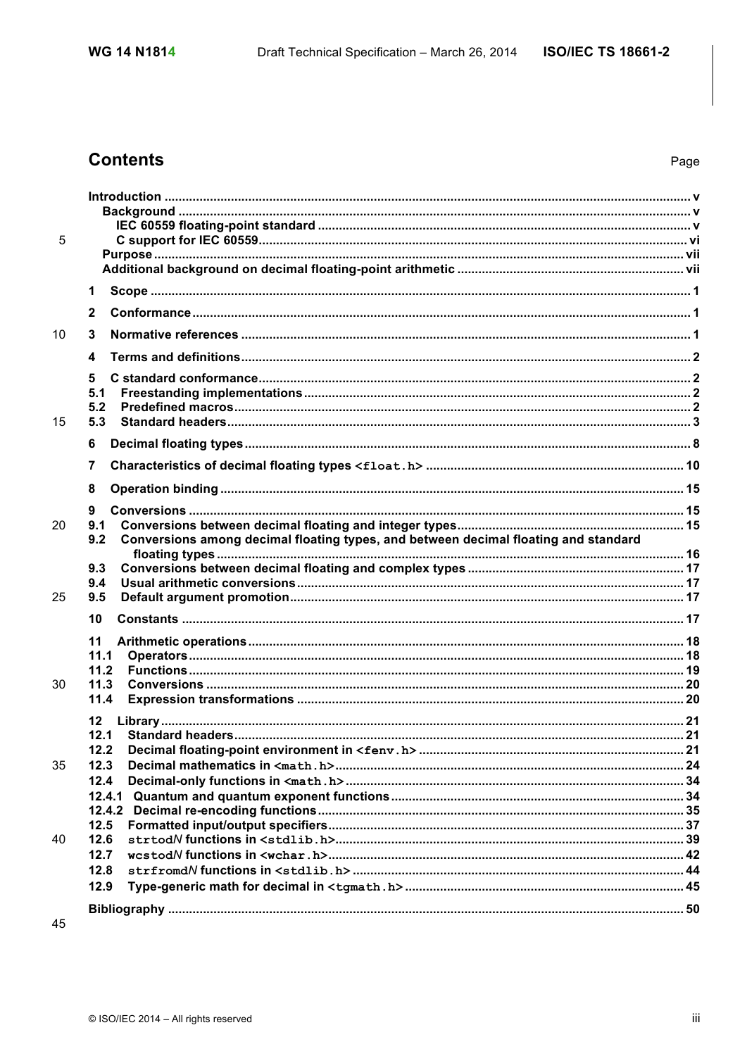# Contents

Page

Introduction .......... v
  Background .......... v
    IEC 60559 floating-point standard .......... v
    C support for IEC 60559 .......... vi
  Purpose .......... vii
  Additional background on decimal floating-point arithmetic .......... vii

1 Scope .......... 1

2 Conformance .......... 1

3 Normative references .......... 1

4 Terms and definitions .......... 2

5 C standard conformance .......... 2
5.1 Freestanding implementations .......... 2
5.2 Predefined macros .......... 2
5.3 Standard headers .......... 3

6 Decimal floating types .......... 8

7 Characteristics of decimal floating types `<float.h>` .......... 10

8 Operation binding .......... 15

9 Conversions .......... 15
9.1 Conversions between decimal floating and integer types .......... 15
9.2 Conversions among decimal floating types, and between decimal floating and standard floating types .......... 16
9.3 Conversions between decimal floating and complex types .......... 17
9.4 Usual arithmetic conversions .......... 17
9.5 Default argument promotion .......... 17

10 Constants .......... 17

11 Arithmetic operations .......... 18
11.1 Operators .......... 18
11.2 Functions .......... 19
11.3 Conversions .......... 20
11.4 Expression transformations .......... 20

12 Library .......... 21
12.1 Standard headers .......... 21
12.2 Decimal floating-point environment in `<fenv.h>` .......... 21
12.3 Decimal mathematics in `<math.h>` .......... 24
12.4 Decimal-only functions in `<math.h>` .......... 34
12.4.1 Quantum and quantum exponent functions .......... 34
12.4.2 Decimal re-encoding functions .......... 35
12.5 Formatted input/output specifiers .......... 37
12.6 `strtod`*N* functions in `<stdlib.h>` .......... 39
12.7 `wcstod`*N* functions in `<wchar.h>` .......... 42
12.8 `strfromd`*N* functions in `<stdlib.h>` .......... 44
12.9 Type-generic math for decimal in `<tgmath.h>` .......... 45

Bibliography .......... 50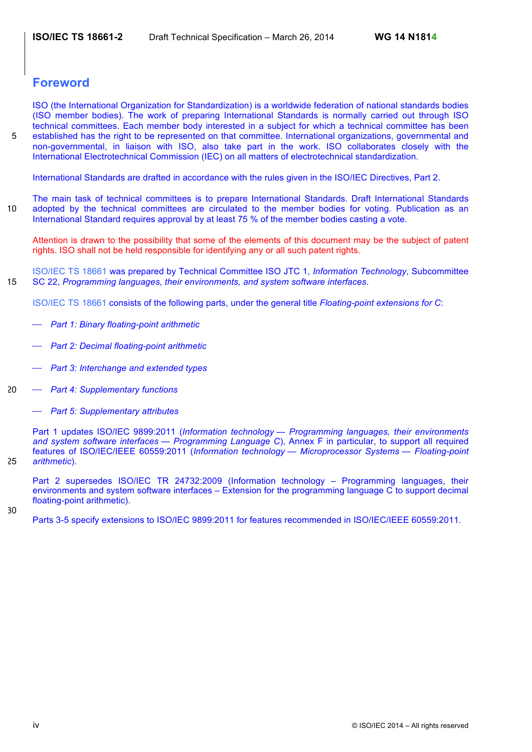# Foreword

ISO (the International Organization for Standardization) is a worldwide federation of national standards bodies (ISO member bodies). The work of preparing International Standards is normally carried out through ISO technical committees. Each member body interested in a subject for which a technical committee has been established has the right to be represented on that committee. International organizations, governmental and non-governmental, in liaison with ISO, also take part in the work. ISO collaborates closely with the International Electrotechnical Commission (IEC) on all matters of electrotechnical standardization.

International Standards are drafted in accordance with the rules given in the ISO/IEC Directives, Part 2.

The main task of technical committees is to prepare International Standards. Draft International Standards adopted by the technical committees are circulated to the member bodies for voting. Publication as an International Standard requires approval by at least 75 % of the member bodies casting a vote.

Attention is drawn to the possibility that some of the elements of this document may be the subject of patent rights. ISO shall not be held responsible for identifying any or all such patent rights.

ISO/IEC TS 18661 was prepared by Technical Committee ISO JTC 1, *Information Technology*, Subcommittee SC 22, *Programming languages, their environments, and system software interfaces*.

ISO/IEC TS 18661 consists of the following parts, under the general title *Floating-point extensions for C*:

— *Part 1: Binary floating-point arithmetic*

— *Part 2: Decimal floating-point arithmetic*

— *Part 3: Interchange and extended types*

— *Part 4: Supplementary functions*

— *Part 5: Supplementary attributes*

Part 1 updates ISO/IEC 9899:2011 (*Information technology — Programming languages, their environments and system software interfaces — Programming Language C*), Annex F in particular, to support all required features of ISO/IEC/IEEE 60559:2011 (*Information technology — Microprocessor Systems — Floating-point arithmetic*).

Part 2 supersedes ISO/IEC TR 24732:2009 (Information technology – Programming languages, their environments and system software interfaces – Extension for the programming language C to support decimal floating-point arithmetic).

Parts 3-5 specify extensions to ISO/IEC 9899:2011 for features recommended in ISO/IEC/IEEE 60559:2011.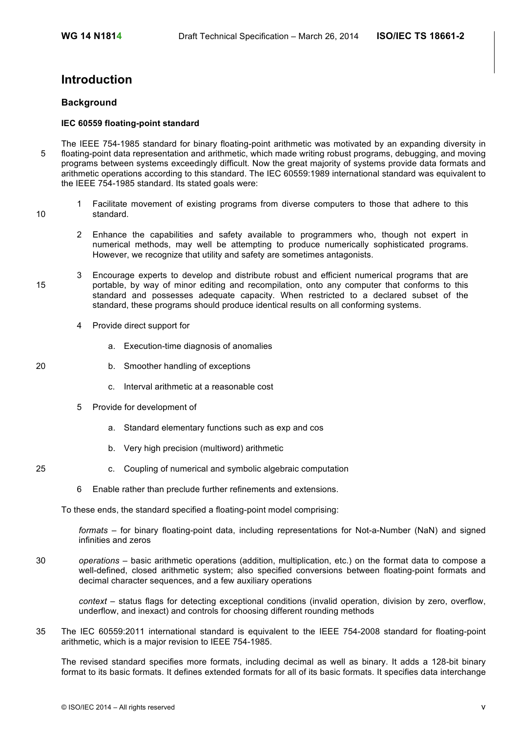# Introduction

## Background

### IEC 60559 floating-point standard

The IEEE 754-1985 standard for binary floating-point arithmetic was motivated by an expanding diversity in floating-point data representation and arithmetic, which made writing robust programs, debugging, and moving programs between systems exceedingly difficult. Now the great majority of systems provide data formats and arithmetic operations according to this standard. The IEC 60559:1989 international standard was equivalent to the IEEE 754-1985 standard. Its stated goals were:

1. Facilitate movement of existing programs from diverse computers to those that adhere to this standard.

2. Enhance the capabilities and safety available to programmers who, though not expert in numerical methods, may well be attempting to produce numerically sophisticated programs. However, we recognize that utility and safety are sometimes antagonists.

3. Encourage experts to develop and distribute robust and efficient numerical programs that are portable, by way of minor editing and recompilation, onto any computer that conforms to this standard and possesses adequate capacity. When restricted to a declared subset of the standard, these programs should produce identical results on all conforming systems.

4. Provide direct support for

   a. Execution-time diagnosis of anomalies

   b. Smoother handling of exceptions

   c. Interval arithmetic at a reasonable cost

5. Provide for development of

   a. Standard elementary functions such as exp and cos

   b. Very high precision (multiword) arithmetic

   c. Coupling of numerical and symbolic algebraic computation

6. Enable rather than preclude further refinements and extensions.

To these ends, the standard specified a floating-point model comprising:

> *formats* – for binary floating-point data, including representations for Not-a-Number (NaN) and signed infinities and zeros
>
> *operations* – basic arithmetic operations (addition, multiplication, etc.) on the format data to compose a well-defined, closed arithmetic system; also specified conversions between floating-point formats and decimal character sequences, and a few auxiliary operations
>
> *context* – status flags for detecting exceptional conditions (invalid operation, division by zero, overflow, underflow, and inexact) and controls for choosing different rounding methods

The IEC 60559:2011 international standard is equivalent to the IEEE 754-2008 standard for floating-point arithmetic, which is a major revision to IEEE 754-1985.

The revised standard specifies more formats, including decimal as well as binary. It adds a 128-bit binary format to its basic formats. It defines extended formats for all of its basic formats. It specifies data interchange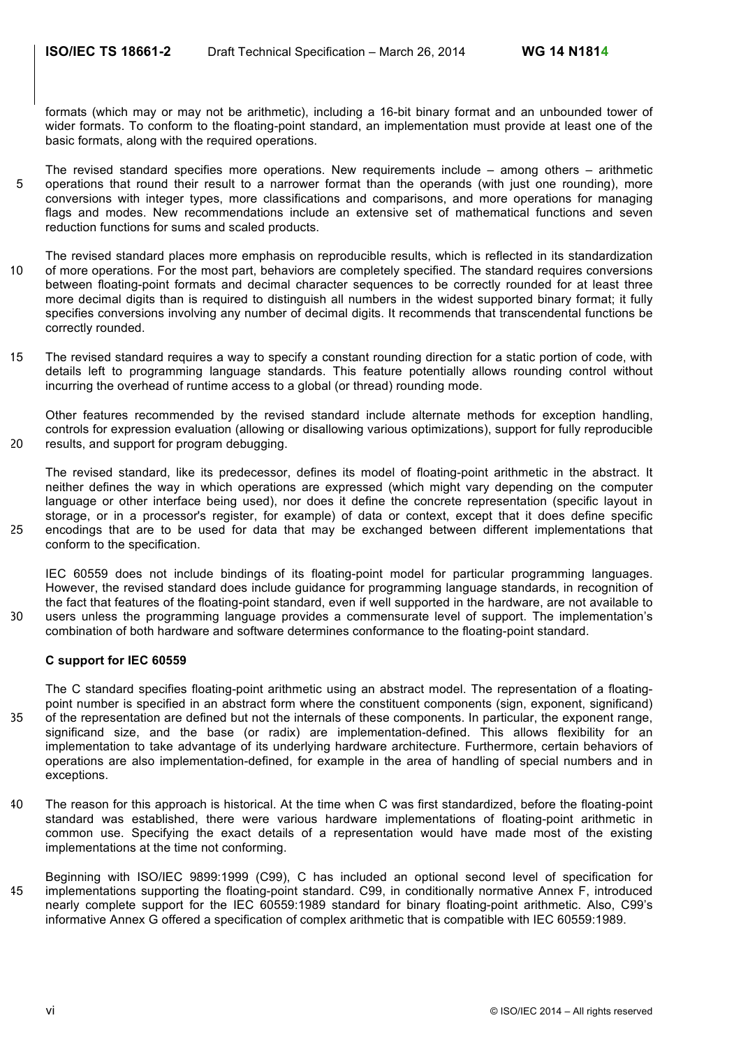formats (which may or may not be arithmetic), including a 16-bit binary format and an unbounded tower of wider formats. To conform to the floating-point standard, an implementation must provide at least one of the basic formats, along with the required operations.

The revised standard specifies more operations. New requirements include – among others – arithmetic operations that round their result to a narrower format than the operands (with just one rounding), more conversions with integer types, more classifications and comparisons, and more operations for managing flags and modes. New recommendations include an extensive set of mathematical functions and seven reduction functions for sums and scaled products.

The revised standard places more emphasis on reproducible results, which is reflected in its standardization of more operations. For the most part, behaviors are completely specified. The standard requires conversions between floating-point formats and decimal character sequences to be correctly rounded for at least three more decimal digits than is required to distinguish all numbers in the widest supported binary format; it fully specifies conversions involving any number of decimal digits. It recommends that transcendental functions be correctly rounded.

The revised standard requires a way to specify a constant rounding direction for a static portion of code, with details left to programming language standards. This feature potentially allows rounding control without incurring the overhead of runtime access to a global (or thread) rounding mode.

Other features recommended by the revised standard include alternate methods for exception handling, controls for expression evaluation (allowing or disallowing various optimizations), support for fully reproducible results, and support for program debugging.

The revised standard, like its predecessor, defines its model of floating-point arithmetic in the abstract. It neither defines the way in which operations are expressed (which might vary depending on the computer language or other interface being used), nor does it define the concrete representation (specific layout in storage, or in a processor's register, for example) of data or context, except that it does define specific encodings that are to be used for data that may be exchanged between different implementations that conform to the specification.

IEC 60559 does not include bindings of its floating-point model for particular programming languages. However, the revised standard does include guidance for programming language standards, in recognition of the fact that features of the floating-point standard, even if well supported in the hardware, are not available to users unless the programming language provides a commensurate level of support. The implementation's combination of both hardware and software determines conformance to the floating-point standard.

**C support for IEC 60559**

The C standard specifies floating-point arithmetic using an abstract model. The representation of a floating-point number is specified in an abstract form where the constituent components (sign, exponent, significand) of the representation are defined but not the internals of these components. In particular, the exponent range, significand size, and the base (or radix) are implementation-defined. This allows flexibility for an implementation to take advantage of its underlying hardware architecture. Furthermore, certain behaviors of operations are also implementation-defined, for example in the area of handling of special numbers and in exceptions.

The reason for this approach is historical. At the time when C was first standardized, before the floating-point standard was established, there were various hardware implementations of floating-point arithmetic in common use. Specifying the exact details of a representation would have made most of the existing implementations at the time not conforming.

Beginning with ISO/IEC 9899:1999 (C99), C has included an optional second level of specification for implementations supporting the floating-point standard. C99, in conditionally normative Annex F, introduced nearly complete support for the IEC 60559:1989 standard for binary floating-point arithmetic. Also, C99's informative Annex G offered a specification of complex arithmetic that is compatible with IEC 60559:1989.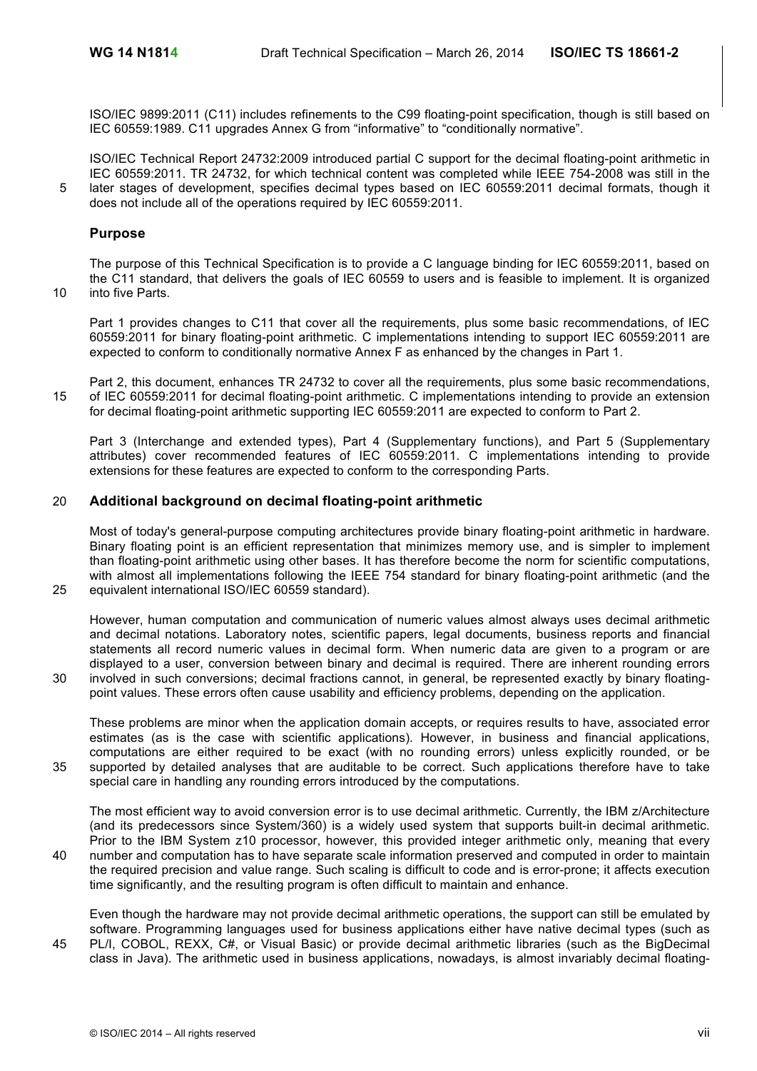ISO/IEC 9899:2011 (C11) includes refinements to the C99 floating-point specification, though is still based on IEC 60559:1989. C11 upgrades Annex G from "informative" to "conditionally normative".

ISO/IEC Technical Report 24732:2009 introduced partial C support for the decimal floating-point arithmetic in IEC 60559:2011. TR 24732, for which technical content was completed while IEEE 754-2008 was still in the later stages of development, specifies decimal types based on IEC 60559:2011 decimal formats, though it does not include all of the operations required by IEC 60559:2011.

## Purpose

The purpose of this Technical Specification is to provide a C language binding for IEC 60559:2011, based on the C11 standard, that delivers the goals of IEC 60559 to users and is feasible to implement. It is organized into five Parts.

Part 1 provides changes to C11 that cover all the requirements, plus some basic recommendations, of IEC 60559:2011 for binary floating-point arithmetic. C implementations intending to support IEC 60559:2011 are expected to conform to conditionally normative Annex F as enhanced by the changes in Part 1.

Part 2, this document, enhances TR 24732 to cover all the requirements, plus some basic recommendations, of IEC 60559:2011 for decimal floating-point arithmetic. C implementations intending to provide an extension for decimal floating-point arithmetic supporting IEC 60559:2011 are expected to conform to Part 2.

Part 3 (Interchange and extended types), Part 4 (Supplementary functions), and Part 5 (Supplementary attributes) cover recommended features of IEC 60559:2011. C implementations intending to provide extensions for these features are expected to conform to the corresponding Parts.

## Additional background on decimal floating-point arithmetic

Most of today's general-purpose computing architectures provide binary floating-point arithmetic in hardware. Binary floating point is an efficient representation that minimizes memory use, and is simpler to implement than floating-point arithmetic using other bases. It has therefore become the norm for scientific computations, with almost all implementations following the IEEE 754 standard for binary floating-point arithmetic (and the equivalent international ISO/IEC 60559 standard).

However, human computation and communication of numeric values almost always uses decimal arithmetic and decimal notations. Laboratory notes, scientific papers, legal documents, business reports and financial statements all record numeric values in decimal form. When numeric data are given to a program or are displayed to a user, conversion between binary and decimal is required. There are inherent rounding errors involved in such conversions; decimal fractions cannot, in general, be represented exactly by binary floating-point values. These errors often cause usability and efficiency problems, depending on the application.

These problems are minor when the application domain accepts, or requires results to have, associated error estimates (as is the case with scientific applications). However, in business and financial applications, computations are either required to be exact (with no rounding errors) unless explicitly rounded, or be supported by detailed analyses that are auditable to be correct. Such applications therefore have to take special care in handling any rounding errors introduced by the computations.

The most efficient way to avoid conversion error is to use decimal arithmetic. Currently, the IBM z/Architecture (and its predecessors since System/360) is a widely used system that supports built-in decimal arithmetic. Prior to the IBM System z10 processor, however, this provided integer arithmetic only, meaning that every number and computation has to have separate scale information preserved and computed in order to maintain the required precision and value range. Such scaling is difficult to code and is error-prone; it affects execution time significantly, and the resulting program is often difficult to maintain and enhance.

Even though the hardware may not provide decimal arithmetic operations, the support can still be emulated by software. Programming languages used for business applications either have native decimal types (such as PL/I, COBOL, REXX, C#, or Visual Basic) or provide decimal arithmetic libraries (such as the BigDecimal class in Java). The arithmetic used in business applications, nowadays, is almost invariably decimal floating-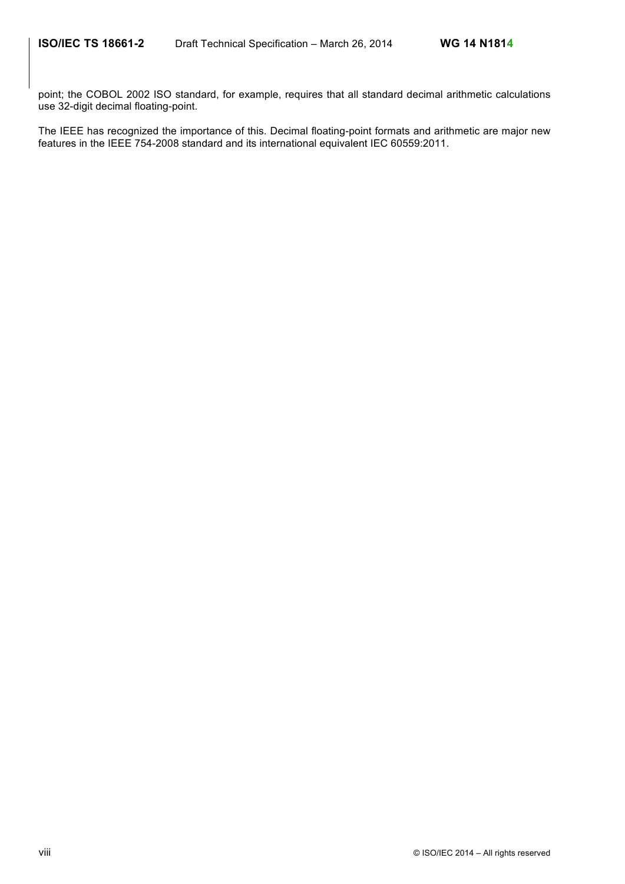point; the COBOL 2002 ISO standard, for example, requires that all standard decimal arithmetic calculations use 32-digit decimal floating-point.

The IEEE has recognized the importance of this. Decimal floating-point formats and arithmetic are major new features in the IEEE 754-2008 standard and its international equivalent IEC 60559:2011.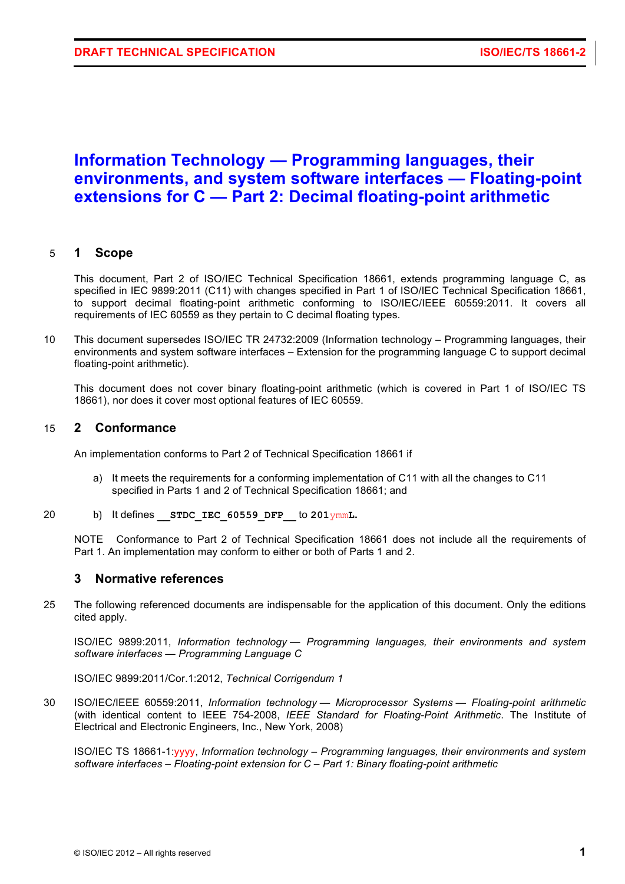# Information Technology — Programming languages, their environments, and system software interfaces — Floating-point extensions for C — Part 2: Decimal floating-point arithmetic

## 1 Scope

This document, Part 2 of ISO/IEC Technical Specification 18661, extends programming language C, as specified in IEC 9899:2011 (C11) with changes specified in Part 1 of ISO/IEC Technical Specification 18661, to support decimal floating-point arithmetic conforming to ISO/IEC/IEEE 60559:2011. It covers all requirements of IEC 60559 as they pertain to C decimal floating types.

This document supersedes ISO/IEC TR 24732:2009 (Information technology – Programming languages, their environments and system software interfaces – Extension for the programming language C to support decimal floating-point arithmetic).

This document does not cover binary floating-point arithmetic (which is covered in Part 1 of ISO/IEC TS 18661), nor does it cover most optional features of IEC 60559.

## 2 Conformance

An implementation conforms to Part 2 of Technical Specification 18661 if

a) It meets the requirements for a conforming implementation of C11 with all the changes to C11 specified in Parts 1 and 2 of Technical Specification 18661; and

b) It defines `__STDC_IEC_60559_DFP__` to `201ymmL`.

NOTE Conformance to Part 2 of Technical Specification 18661 does not include all the requirements of Part 1. An implementation may conform to either or both of Parts 1 and 2.

## 3 Normative references

The following referenced documents are indispensable for the application of this document. Only the editions cited apply.

ISO/IEC 9899:2011, *Information technology — Programming languages, their environments and system software interfaces — Programming Language C*

ISO/IEC 9899:2011/Cor.1:2012, *Technical Corrigendum 1*

ISO/IEC/IEEE 60559:2011, *Information technology — Microprocessor Systems — Floating-point arithmetic* (with identical content to IEEE 754-2008, *IEEE Standard for Floating-Point Arithmetic*. The Institute of Electrical and Electronic Engineers, Inc., New York, 2008)

ISO/IEC TS 18661-1:yyyy, *Information technology – Programming languages, their environments and system software interfaces – Floating-point extension for C – Part 1: Binary floating-point arithmetic*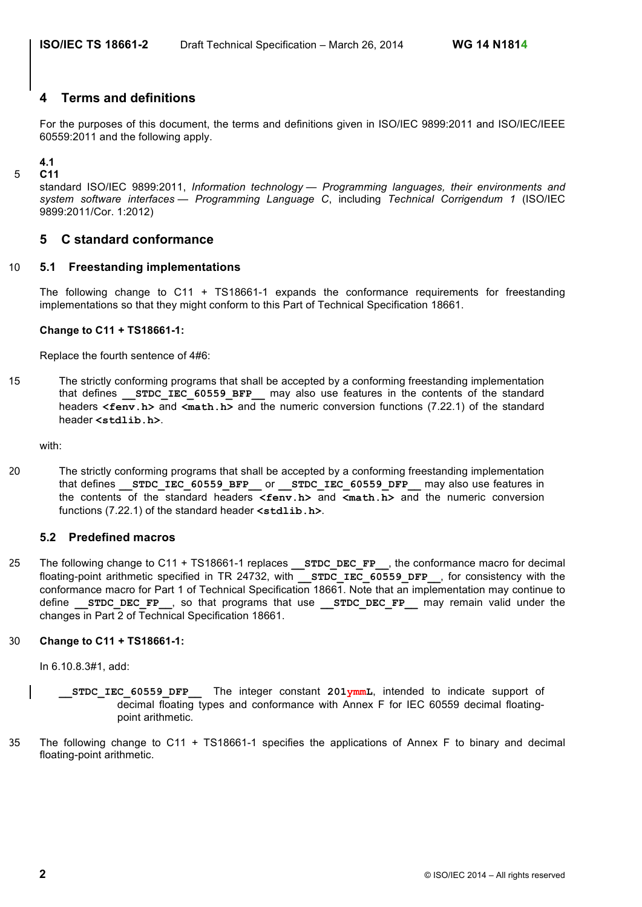## 4 Terms and definitions

For the purposes of this document, the terms and definitions given in ISO/IEC 9899:2011 and ISO/IEC/IEEE 60559:2011 and the following apply.

**4.1**
**C11**
standard ISO/IEC 9899:2011, *Information technology — Programming languages, their environments and system software interfaces — Programming Language C*, including *Technical Corrigendum 1* (ISO/IEC 9899:2011/Cor. 1:2012)

## 5 C standard conformance

### 5.1 Freestanding implementations

The following change to C11 + TS18661-1 expands the conformance requirements for freestanding implementations so that they might conform to this Part of Technical Specification 18661.

**Change to C11 + TS18661-1:**

Replace the fourth sentence of 4#6:

> The strictly conforming programs that shall be accepted by a conforming freestanding implementation that defines `__STDC_IEC_60559_BFP__` may also use features in the contents of the standard headers `<fenv.h>` and `<math.h>` and the numeric conversion functions (7.22.1) of the standard header `<stdlib.h>`.

with:

> The strictly conforming programs that shall be accepted by a conforming freestanding implementation that defines `__STDC_IEC_60559_BFP__` or `__STDC_IEC_60559_DFP__` may also use features in the contents of the standard headers `<fenv.h>` and `<math.h>` and the numeric conversion functions (7.22.1) of the standard header `<stdlib.h>`.

### 5.2 Predefined macros

The following change to C11 + TS18661-1 replaces `__STDC_DEC_FP__`, the conformance macro for decimal floating-point arithmetic specified in TR 24732, with `__STDC_IEC_60559_DFP__`, for consistency with the conformance macro for Part 1 of Technical Specification 18661. Note that an implementation may continue to define `__STDC_DEC_FP__`, so that programs that use `__STDC_DEC_FP__` may remain valid under the changes in Part 2 of Technical Specification 18661.

**Change to C11 + TS18661-1:**

In 6.10.8.3#1, add:

> `__STDC_IEC_60559_DFP__` The integer constant `201ymmL`, intended to indicate support of decimal floating types and conformance with Annex F for IEC 60559 decimal floating-point arithmetic.

The following change to C11 + TS18661-1 specifies the applications of Annex F to binary and decimal floating-point arithmetic.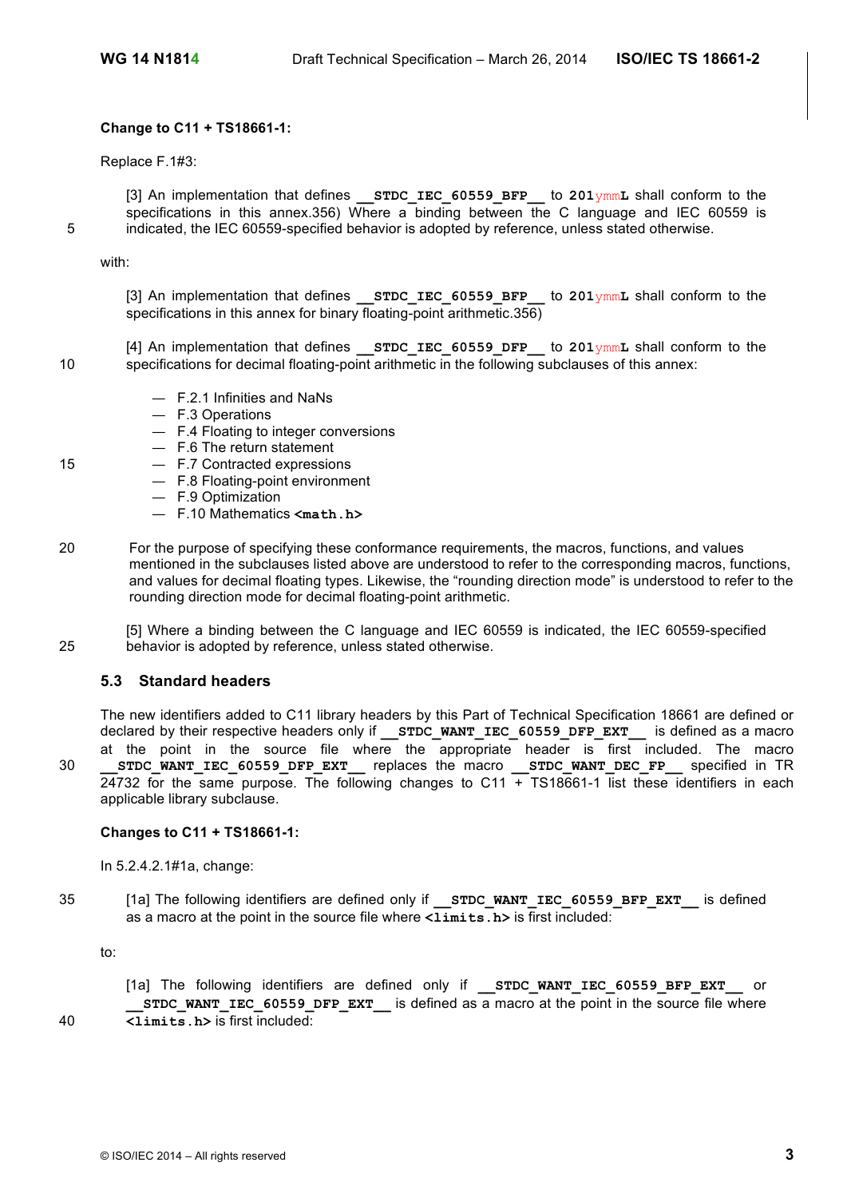**Change to C11 + TS18661-1:**

Replace F.1#3:

> [3] An implementation that defines **__STDC_IEC_60559_BFP__** to **201ymmL** shall conform to the specifications in this annex.356) Where a binding between the C language and IEC 60559 is indicated, the IEC 60559-specified behavior is adopted by reference, unless stated otherwise.

with:

> [3] An implementation that defines **__STDC_IEC_60559_BFP__** to **201ymmL** shall conform to the specifications in this annex for binary floating-point arithmetic.356)
>
> [4] An implementation that defines **__STDC_IEC_60559_DFP__** to **201ymmL** shall conform to the specifications for decimal floating-point arithmetic in the following subclauses of this annex:
>
> — F.2.1 Infinities and NaNs
> — F.3 Operations
> — F.4 Floating to integer conversions
> — F.6 The return statement
> — F.7 Contracted expressions
> — F.8 Floating-point environment
> — F.9 Optimization
> — F.10 Mathematics **<math.h>**
>
> For the purpose of specifying these conformance requirements, the macros, functions, and values mentioned in the subclauses listed above are understood to refer to the corresponding macros, functions, and values for decimal floating types. Likewise, the “rounding direction mode” is understood to refer to the rounding direction mode for decimal floating-point arithmetic.
>
> [5] Where a binding between the C language and IEC 60559 is indicated, the IEC 60559-specified behavior is adopted by reference, unless stated otherwise.

## 5.3 Standard headers

The new identifiers added to C11 library headers by this Part of Technical Specification 18661 are defined or declared by their respective headers only if **__STDC_WANT_IEC_60559_DFP_EXT__** is defined as a macro at the point in the source file where the appropriate header is first included. The macro **__STDC_WANT_IEC_60559_DFP_EXT__** replaces the macro **__STDC_WANT_DEC_FP__** specified in TR 24732 for the same purpose. The following changes to C11 + TS18661-1 list these identifiers in each applicable library subclause.

**Changes to C11 + TS18661-1:**

In 5.2.4.2.1#1a, change:

> [1a] The following identifiers are defined only if **__STDC_WANT_IEC_60559_BFP_EXT__** is defined as a macro at the point in the source file where **<limits.h>** is first included:

to:

> [1a] The following identifiers are defined only if **__STDC_WANT_IEC_60559_BFP_EXT__** or **__STDC_WANT_IEC_60559_DFP_EXT__** is defined as a macro at the point in the source file where **<limits.h>** is first included: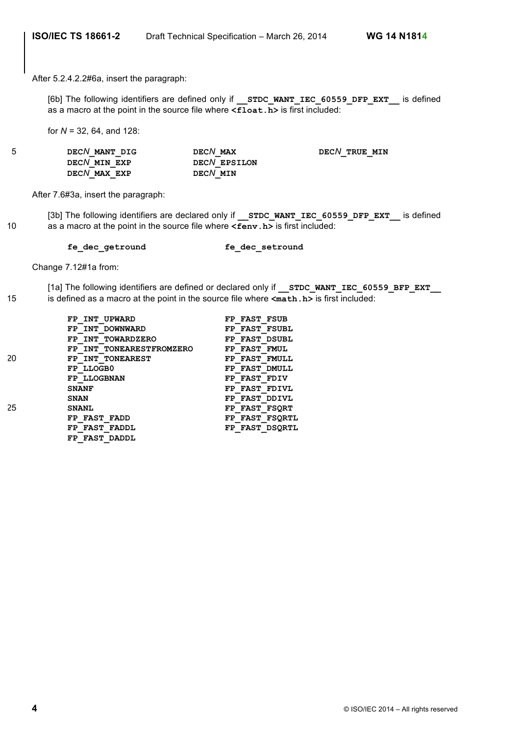After 5.2.4.2.2#6a, insert the paragraph:

> [6b] The following identifiers are defined only if **`__STDC_WANT_IEC_60559_DFP_EXT__`** is defined as a macro at the point in the source file where **`<float.h>`** is first included:
>
> for *N* = 32, 64, and 128:
>
> | | | |
> |---|---|---|
> | **DEC*N*_MANT_DIG** | **DEC*N*_MAX** | **DEC*N*_TRUE_MIN** |
> | **DEC*N*_MIN_EXP** | **DEC*N*_EPSILON** | |
> | **DEC*N*_MAX_EXP** | **DEC*N*_MIN** | |

After 7.6#3a, insert the paragraph:

> [3b] The following identifiers are declared only if **`__STDC_WANT_IEC_60559_DFP_EXT__`** is defined as a macro at the point in the source file where **`<fenv.h>`** is first included:
>
> | | |
> |---|---|
> | **fe_dec_getround** | **fe_dec_setround** |

Change 7.12#1a from:

> [1a] The following identifiers are defined or declared only if **`__STDC_WANT_IEC_60559_BFP_EXT__`** is defined as a macro at the point in the source file where **`<math.h>`** is first included:
>
> | | |
> |---|---|
> | **FP_INT_UPWARD** | **FP_FAST_FSUB** |
> | **FP_INT_DOWNWARD** | **FP_FAST_FSUBL** |
> | **FP_INT_TOWARDZERO** | **FP_FAST_DSUBL** |
> | **FP_INT_TONEARESTFROMZERO** | **FP_FAST_FMUL** |
> | **FP_INT_TONEAREST** | **FP_FAST_FMULL** |
> | **FP_LLOGB0** | **FP_FAST_DMULL** |
> | **FP_LLOGBNAN** | **FP_FAST_FDIV** |
> | **SNANF** | **FP_FAST_FDIVL** |
> | **SNAN** | **FP_FAST_DDIVL** |
> | **SNANL** | **FP_FAST_FSQRT** |
> | **FP_FAST_FADD** | **FP_FAST_FSQRTL** |
> | **FP_FAST_FADDL** | **FP_FAST_DSQRTL** |
> | **FP_FAST_DADDL** | |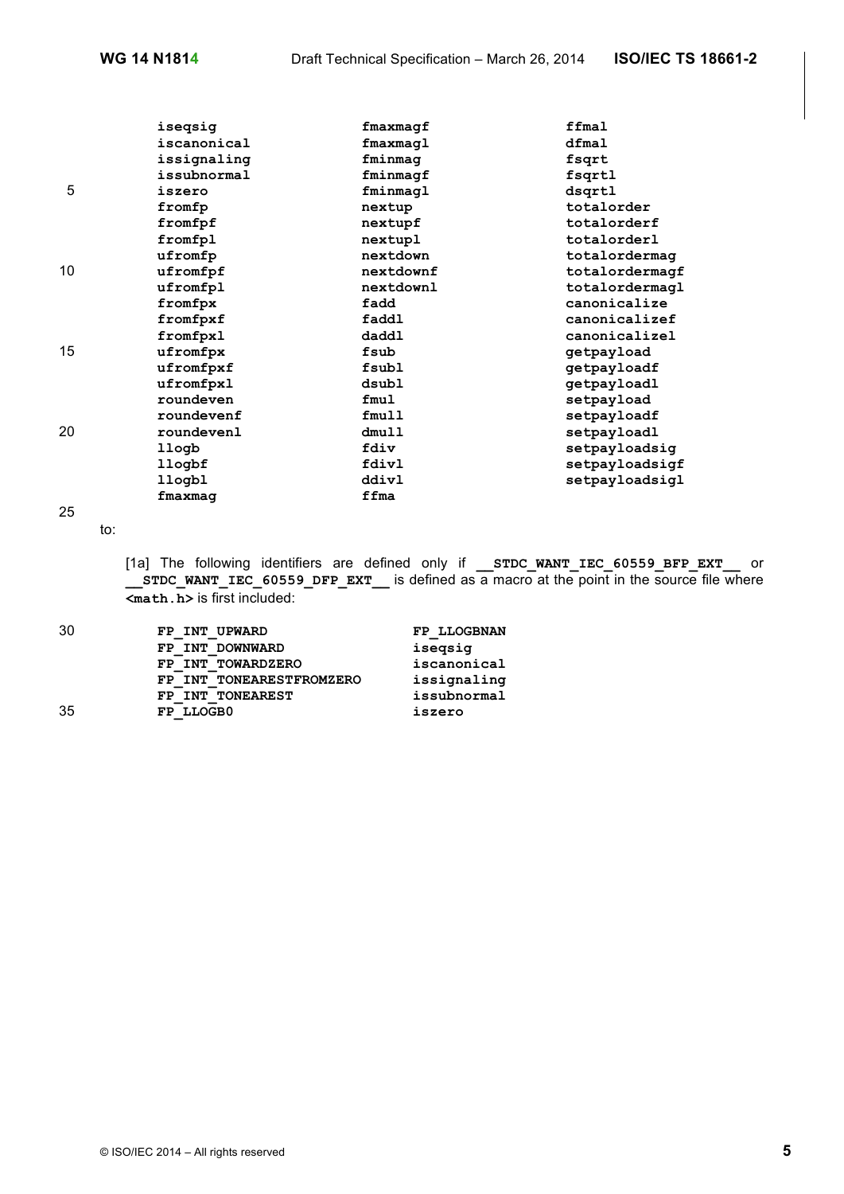| | | |
|---|---|---|
| **iseqsig** | **fmaxmagf** | **ffmal** |
| **iscanonical** | **fmaxmagl** | **dfmal** |
| **issignaling** | **fminmag** | **fsqrt** |
| **issubnormal** | **fminmagf** | **fsqrtl** |
| **iszero** | **fminmagl** | **dsqrtl** |
| **fromfp** | **nextup** | **totalorder** |
| **fromfpf** | **nextupf** | **totalorderf** |
| **fromfpl** | **nextupl** | **totalorderl** |
| **ufromfp** | **nextdown** | **totalordermag** |
| **ufromfpf** | **nextdownf** | **totalordermagf** |
| **ufromfpl** | **nextdownl** | **totalordermagl** |
| **fromfpx** | **fadd** | **canonicalize** |
| **fromfpxf** | **faddl** | **canonicalizef** |
| **fromfpxl** | **daddl** | **canonicalizel** |
| **ufromfpx** | **fsub** | **getpayload** |
| **ufromfpxf** | **fsubl** | **getpayloadf** |
| **ufromfpxl** | **dsubl** | **getpayloadl** |
| **roundeven** | **fmul** | **setpayload** |
| **roundevenf** | **fmull** | **setpayloadf** |
| **roundevenl** | **dmull** | **setpayloadl** |
| **llogb** | **fdiv** | **setpayloadsig** |
| **llogbf** | **fdivl** | **setpayloadsigf** |
| **llogbl** | **ddivl** | **setpayloadsigl** |
| **fmaxmag** | **ffma** | |

to:

[1a] The following identifiers are defined only if **__STDC_WANT_IEC_60559_BFP_EXT__** or **__STDC_WANT_IEC_60559_DFP_EXT__** is defined as a macro at the point in the source file where **<math.h>** is first included:

| | |
|---|---|
| **FP_INT_UPWARD** | **FP_LLOGBNAN** |
| **FP_INT_DOWNWARD** | **iseqsig** |
| **FP_INT_TOWARDZERO** | **iscanonical** |
| **FP_INT_TONEARESTFROMZERO** | **issignaling** |
| **FP_INT_TONEAREST** | **issubnormal** |
| **FP_LLOGB0** | **iszero** |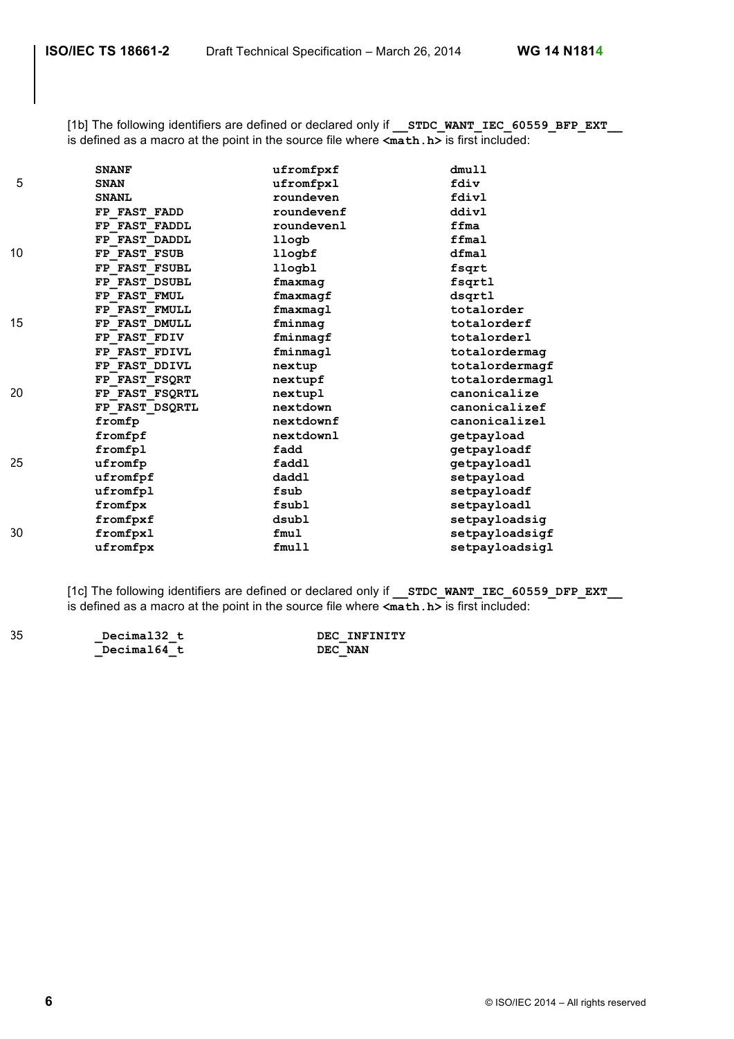[1b] The following identifiers are defined or declared only if **`__STDC_WANT_IEC_60559_BFP_EXT__`** is defined as a macro at the point in the source file where **`<math.h>`** is first included:

```
SNANF                 ufromfpxf             dmull
SNAN                  ufromfpxl             fdiv
SNANL                 roundeven             fdivl
FP_FAST_FADD          roundevenf            ddivl
FP_FAST_FADDL         roundevenl            ffma
FP_FAST_DADDL         llogb                 ffmal
FP_FAST_FSUB          llogbf                dfmal
FP_FAST_FSUBL         llogbl                fsqrt
FP_FAST_DSUBL         fmaxmag               fsqrtl
FP_FAST_FMUL          fmaxmagf              dsqrtl
FP_FAST_FMULL         fmaxmagl              totalorder
FP_FAST_DMULL         fminmag               totalorderf
FP_FAST_FDIV          fminmagf              totalorderl
FP_FAST_FDIVL         fminmagl              totalordermag
FP_FAST_DDIVL         nextup                totalordermagf
FP_FAST_FSQRT         nextupf               totalordermagl
FP_FAST_FSQRTL        nextupl               canonicalize
FP_FAST_DSQRTL        nextdown              canonicalizef
fromfp                nextdownf             canonicalizel
fromfpf               nextdownl             getpayload
fromfpl               fadd                  getpayloadf
ufromfp               faddl                 getpayloadl
ufromfpf              daddl                 setpayload
ufromfpl              fsub                  setpayloadf
fromfpx               fsubl                 setpayloadl
fromfpxf              dsubl                 setpayloadsig
fromfpxl              fmul                  setpayloadsigf
ufromfpx              fmull                 setpayloadsigl
```

[1c] The following identifiers are defined or declared only if **`__STDC_WANT_IEC_60559_DFP_EXT__`** is defined as a macro at the point in the source file where **`<math.h>`** is first included:

```
_Decimal32_t          DEC_INFINITY
_Decimal64_t          DEC_NAN
```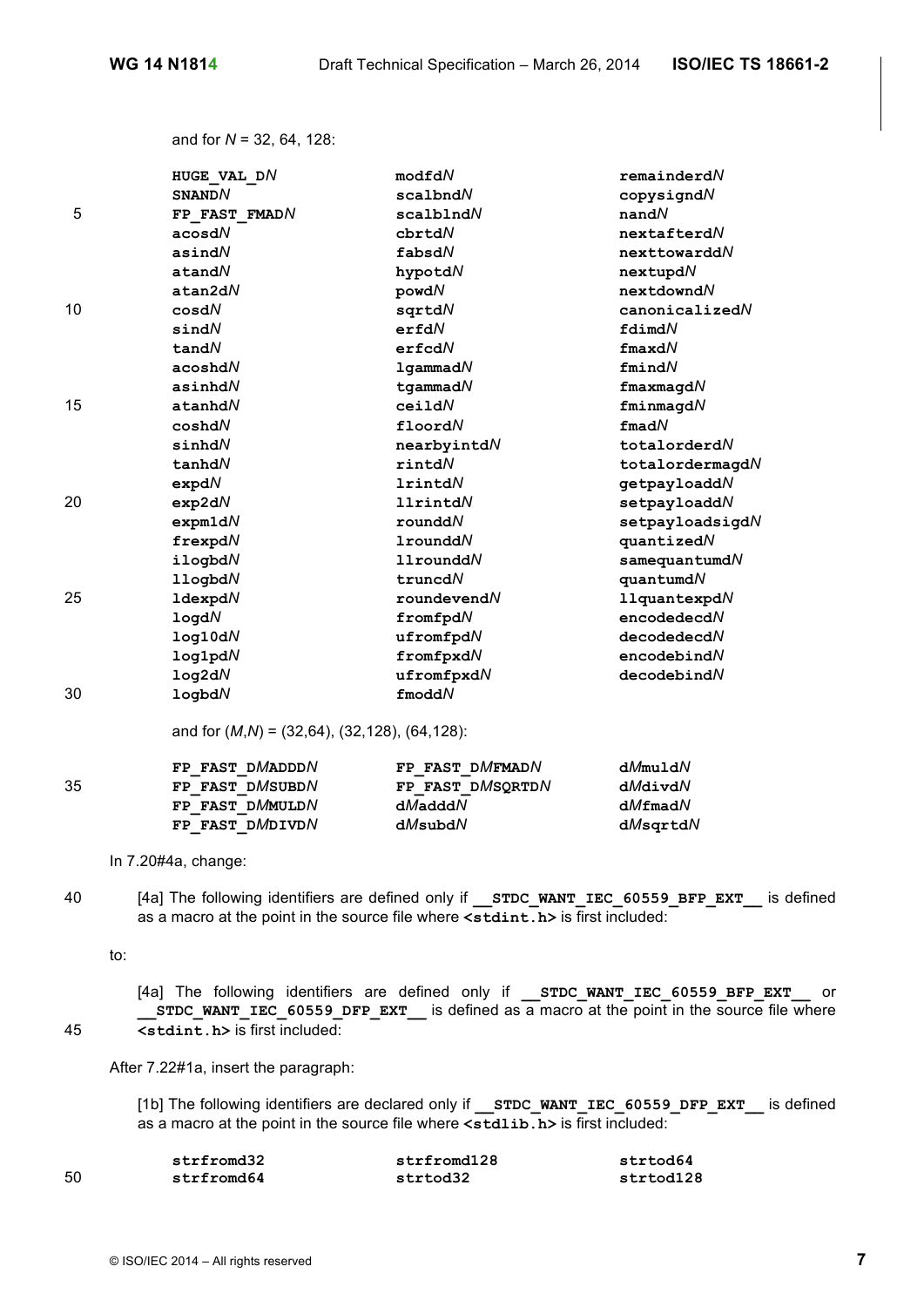and for *N* = 32, 64, 128:

| | | |
|---|---|---|
| **HUGE_VAL_D***N* | **modfd***N* | **remainderd***N* |
| **SNAND***N* | **scalbnd***N* | **copysignd***N* |
| **FP_FAST_FMAD***N* | **scalblnd***N* | **nand***N* |
| **acosd***N* | **cbrtd***N* | **nextafterd***N* |
| **asind***N* | **fabsd***N* | **nexttowardd***N* |
| **atand***N* | **hypotd***N* | **nextupd***N* |
| **atan2d***N* | **powd***N* | **nextdownd***N* |
| **cosd***N* | **sqrtd***N* | **canonicalized***N* |
| **sind***N* | **erfd***N* | **fdimd***N* |
| **tand***N* | **erfcd***N* | **fmaxd***N* |
| **acoshd***N* | **lgammad***N* | **fmind***N* |
| **asinhd***N* | **tgammad***N* | **fmaxmagd***N* |
| **atanhd***N* | **ceild***N* | **fminmagd***N* |
| **coshd***N* | **floord***N* | **fmad***N* |
| **sinhd***N* | **nearbyintd***N* | **totalorderd***N* |
| **tanhd***N* | **rintd***N* | **totalordermagd***N* |
| **expd***N* | **lrintd***N* | **getpayloadd***N* |
| **exp2d***N* | **llrintd***N* | **setpayloadd***N* |
| **expm1d***N* | **roundd***N* | **setpayloadsigd***N* |
| **frexpd***N* | **lroundd***N* | **quantized***N* |
| **ilogbd***N* | **llroundd***N* | **samequantumd***N* |
| **llogbd***N* | **truncd***N* | **quantumd***N* |
| **ldexpd***N* | **roundevend***N* | **llquantexpd***N* |
| **logd***N* | **fromfpd***N* | **encodedecd***N* |
| **log10d***N* | **ufromfpd***N* | **decodedecd***N* |
| **log1pd***N* | **fromfpxd***N* | **encodebind***N* |
| **log2d***N* | **ufromfpxd***N* | **decodebind***N* |
| **logbd***N* | **fmodd***N* | |

and for (*M*,*N*) = (32,64), (32,128), (64,128):

| | | |
|---|---|---|
| **FP_FAST_D***M***ADDD***N* | **FP_FAST_D***M***FMAD***N* | **d***M***muld***N* |
| **FP_FAST_D***M***SUBD***N* | **FP_FAST_D***M***SQRTD***N* | **d***M***divd***N* |
| **FP_FAST_D***M***MULD***N* | **d***M***addd***N* | **d***M***fmad***N* |
| **FP_FAST_D***M***DIVD***N* | **d***M***subd***N* | **d***M***sqrtd***N* |

In 7.20#4a, change:

[4a] The following identifiers are defined only if **__STDC_WANT_IEC_60559_BFP_EXT__** is defined as a macro at the point in the source file where **<stdint.h>** is first included:

to:

[4a] The following identifiers are defined only if **__STDC_WANT_IEC_60559_BFP_EXT__** or **__STDC_WANT_IEC_60559_DFP_EXT__** is defined as a macro at the point in the source file where **<stdint.h>** is first included:

After 7.22#1a, insert the paragraph:

[1b] The following identifiers are declared only if **__STDC_WANT_IEC_60559_DFP_EXT__** is defined as a macro at the point in the source file where **<stdlib.h>** is first included:

| | | |
|---|---|---|
| **strfromd32** | **strfromd128** | **strtod64** |
| **strfromd64** | **strtod32** | **strtod128** |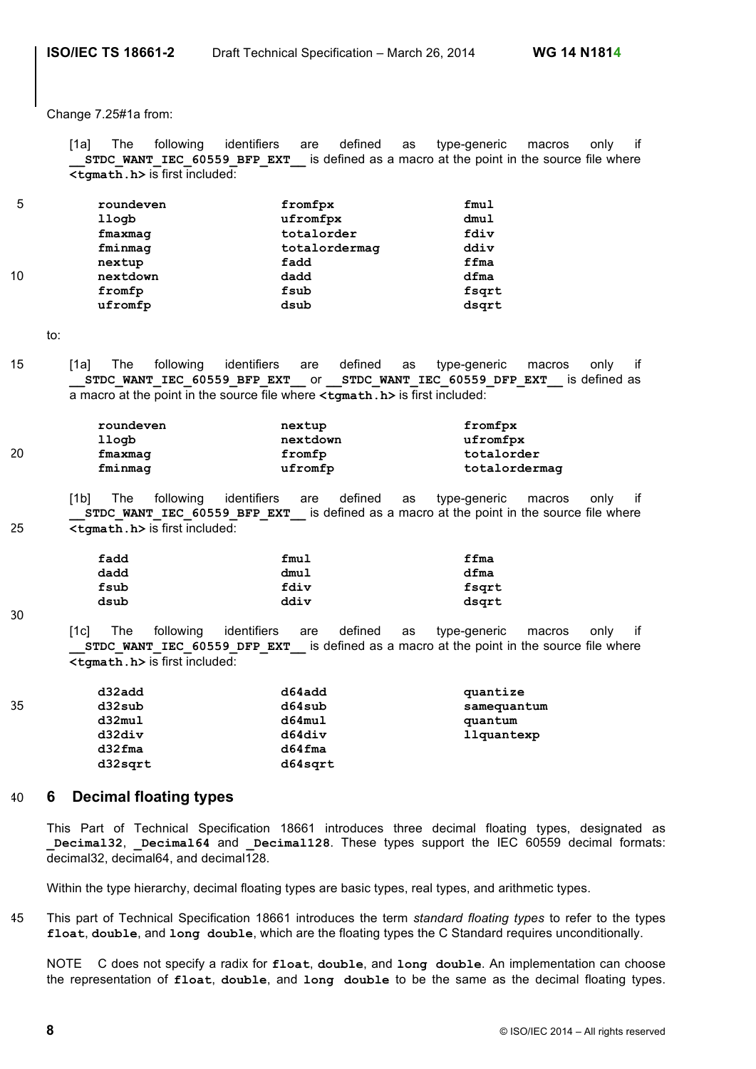Change 7.25#1a from:

[1a] The following identifiers are defined as type-generic macros only if **__STDC_WANT_IEC_60559_BFP_EXT__** is defined as a macro at the point in the source file where **<tgmath.h>** is first included:

| | | |
|---|---|---|
| **roundeven** | **fromfpx** | **fmul** |
| **llogb** | **ufromfpx** | **dmul** |
| **fmaxmag** | **totalorder** | **fdiv** |
| **fminmag** | **totalordermag** | **ddiv** |
| **nextup** | **fadd** | **ffma** |
| **nextdown** | **dadd** | **dfma** |
| **fromfp** | **fsub** | **fsqrt** |
| **ufromfp** | **dsub** | **dsqrt** |

to:

[1a] The following identifiers are defined as type-generic macros only if **__STDC_WANT_IEC_60559_BFP_EXT__** or **__STDC_WANT_IEC_60559_DFP_EXT__** is defined as a macro at the point in the source file where **<tgmath.h>** is first included:

| | | |
|---|---|---|
| **roundeven** | **nextup** | **fromfpx** |
| **llogb** | **nextdown** | **ufromfpx** |
| **fmaxmag** | **fromfp** | **totalorder** |
| **fminmag** | **ufromfp** | **totalordermag** |

[1b] The following identifiers are defined as type-generic macros only if **__STDC_WANT_IEC_60559_BFP_EXT__** is defined as a macro at the point in the source file where **<tgmath.h>** is first included:

| | | |
|---|---|---|
| **fadd** | **fmul** | **ffma** |
| **dadd** | **dmul** | **dfma** |
| **fsub** | **fdiv** | **fsqrt** |
| **dsub** | **ddiv** | **dsqrt** |

[1c] The following identifiers are defined as type-generic macros only if **__STDC_WANT_IEC_60559_DFP_EXT__** is defined as a macro at the point in the source file where **<tgmath.h>** is first included:

| | | |
|---|---|---|
| **d32add** | **d64add** | **quantize** |
| **d32sub** | **d64sub** | **samequantum** |
| **d32mul** | **d64mul** | **quantum** |
| **d32div** | **d64div** | **llquantexp** |
| **d32fma** | **d64fma** | |
| **d32sqrt** | **d64sqrt** | |

# 6 Decimal floating types

This Part of Technical Specification 18661 introduces three decimal floating types, designated as **_Decimal32**, **_Decimal64** and **_Decimal128**. These types support the IEC 60559 decimal formats: decimal32, decimal64, and decimal128.

Within the type hierarchy, decimal floating types are basic types, real types, and arithmetic types.

This part of Technical Specification 18661 introduces the term *standard floating types* to refer to the types **float**, **double**, and **long double**, which are the floating types the C Standard requires unconditionally.

NOTE C does not specify a radix for **float**, **double**, and **long double**. An implementation can choose the representation of **float**, **double**, and **long double** to be the same as the decimal floating types.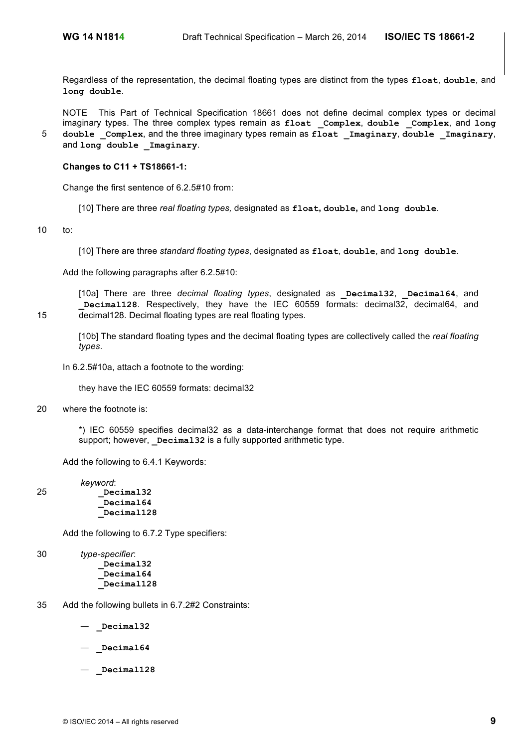Regardless of the representation, the decimal floating types are distinct from the types **float**, **double**, and **long double**.

NOTE This Part of Technical Specification 18661 does not define decimal complex types or decimal imaginary types. The three complex types remain as **float _Complex**, **double _Complex**, and **long double _Complex**, and the three imaginary types remain as **float _Imaginary**, **double _Imaginary**, and **long double _Imaginary**.

**Changes to C11 + TS18661-1:**

Change the first sentence of 6.2.5#10 from:

> [10] There are three *real floating types,* designated as **float, double,** and **long double**.

to:

> [10] There are three *standard floating types*, designated as **float**, **double**, and **long double**.

Add the following paragraphs after 6.2.5#10:

> [10a] There are three *decimal floating types*, designated as **_Decimal32**, **_Decimal64**, and **_Decimal128**. Respectively, they have the IEC 60559 formats: decimal32, decimal64, and decimal128. Decimal floating types are real floating types.
>
> [10b] The standard floating types and the decimal floating types are collectively called the *real floating types*.

In 6.2.5#10a, attach a footnote to the wording:

> they have the IEC 60559 formats: decimal32

where the footnote is:

> *) IEC 60559 specifies decimal32 as a data-interchange format that does not require arithmetic support; however, **_Decimal32** is a fully supported arithmetic type.

Add the following to 6.4.1 Keywords:

> *keyword*:
> **_Decimal32**
> **_Decimal64**
> **_Decimal128**

Add the following to 6.7.2 Type specifiers:

> *type-specifier*:
> **_Decimal32**
> **_Decimal64**
> **_Decimal128**

Add the following bullets in 6.7.2#2 Constraints:

- **_Decimal32**
- **_Decimal64**
- **_Decimal128**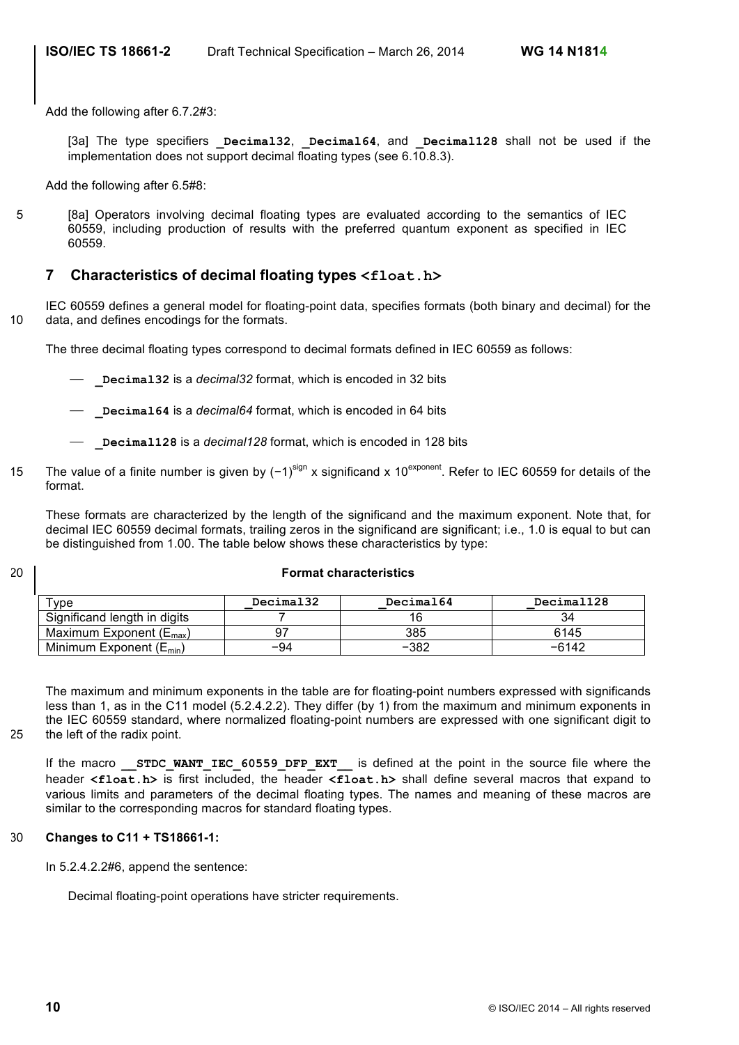Add the following after 6.7.2#3:

> [3a] The type specifiers **_Decimal32**, **_Decimal64**, and **_Decimal128** shall not be used if the implementation does not support decimal floating types (see 6.10.8.3).

Add the following after 6.5#8:

> [8a] Operators involving decimal floating types are evaluated according to the semantics of IEC 60559, including production of results with the preferred quantum exponent as specified in IEC 60559.

## 7 Characteristics of decimal floating types <float.h>

IEC 60559 defines a general model for floating-point data, specifies formats (both binary and decimal) for the data, and defines encodings for the formats.

The three decimal floating types correspond to decimal formats defined in IEC 60559 as follows:

- **_Decimal32** is a *decimal32* format, which is encoded in 32 bits
- **_Decimal64** is a *decimal64* format, which is encoded in 64 bits
- **_Decimal128** is a *decimal128* format, which is encoded in 128 bits

The value of a finite number is given by $(-1)^{sign}$ x significand x $10^{exponent}$. Refer to IEC 60559 for details of the format.

These formats are characterized by the length of the significand and the maximum exponent. Note that, for decimal IEC 60559 decimal formats, trailing zeros in the significand are significant; i.e., 1.0 is equal to but can be distinguished from 1.00. The table below shows these characteristics by type:

**Format characteristics**

| Type | _Decimal32 | _Decimal64 | _Decimal128 |
|---|---|---|---|
| Significand length in digits | 7 | 16 | 34 |
| Maximum Exponent ($E_{max}$) | 97 | 385 | 6145 |
| Minimum Exponent ($E_{min}$) | −94 | −382 | −6142 |

The maximum and minimum exponents in the table are for floating-point numbers expressed with significands less than 1, as in the C11 model (5.2.4.2.2). They differ (by 1) from the maximum and minimum exponents in the IEC 60559 standard, where normalized floating-point numbers are expressed with one significant digit to the left of the radix point.

If the macro **__STDC_WANT_IEC_60559_DFP_EXT__** is defined at the point in the source file where the header **<float.h>** is first included, the header **<float.h>** shall define several macros that expand to various limits and parameters of the decimal floating types. The names and meaning of these macros are similar to the corresponding macros for standard floating types.

**Changes to C11 + TS18661-1:**

In 5.2.4.2.2#6, append the sentence:

> Decimal floating-point operations have stricter requirements.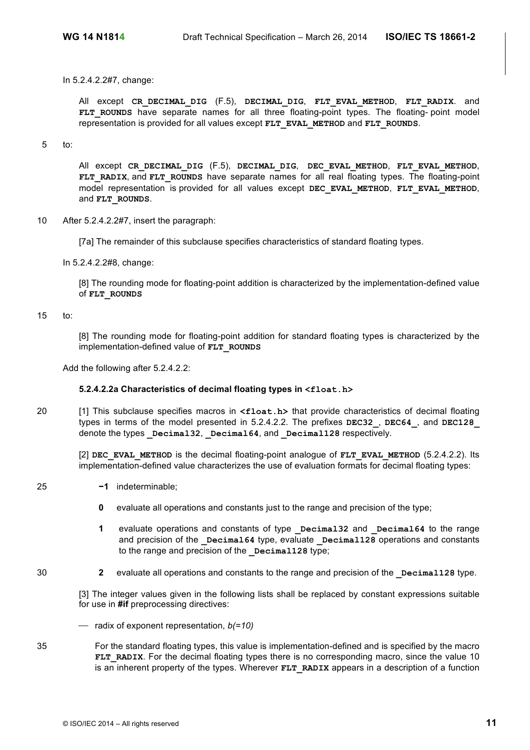In 5.2.4.2.2#7, change:

All except **CR_DECIMAL_DIG** (F.5), **DECIMAL_DIG**, **FLT_EVAL_METHOD**, **FLT_RADIX**. and **FLT_ROUNDS** have separate names for all three floating-point types. The floating- point model representation is provided for all values except **FLT_EVAL_METHOD** and **FLT_ROUNDS**.

to:

All except **CR_DECIMAL_DIG** (F.5), **DECIMAL_DIG**, **DEC_EVAL_METHOD**, **FLT_EVAL_METHOD**, **FLT_RADIX**, and **FLT_ROUNDS** have separate names for all real floating types. The floating-point model representation is provided for all values except **DEC_EVAL_METHOD**, **FLT_EVAL_METHOD**, and **FLT_ROUNDS**.

After 5.2.4.2.2#7, insert the paragraph:

[7a] The remainder of this subclause specifies characteristics of standard floating types.

In 5.2.4.2.2#8, change:

[8] The rounding mode for floating-point addition is characterized by the implementation-defined value of **FLT_ROUNDS**

to:

[8] The rounding mode for floating-point addition for standard floating types is characterized by the implementation-defined value of **FLT_ROUNDS**

Add the following after 5.2.4.2.2:

**5.2.4.2.2a Characteristics of decimal floating types in `<float.h>`**

[1] This subclause specifies macros in **`<float.h>`** that provide characteristics of decimal floating types in terms of the model presented in 5.2.4.2.2. The prefixes **DEC32_**, **DEC64_**, and **DEC128_** denote the types **_Decimal32**, **_Decimal64**, and **_Decimal128** respectively.

[2] **DEC_EVAL_METHOD** is the decimal floating-point analogue of **FLT_EVAL_METHOD** (5.2.4.2.2). Its implementation-defined value characterizes the use of evaluation formats for decimal floating types:

**−1** indeterminable;

**0** evaluate all operations and constants just to the range and precision of the type;

**1** evaluate operations and constants of type **_Decimal32** and **_Decimal64** to the range and precision of the **_Decimal64** type, evaluate **_Decimal128** operations and constants to the range and precision of the **_Decimal128** type;

**2** evaluate all operations and constants to the range and precision of the **_Decimal128** type.

[3] The integer values given in the following lists shall be replaced by constant expressions suitable for use in **#if** preprocessing directives:

— radix of exponent representation, *b(=10)*

For the standard floating types, this value is implementation-defined and is specified by the macro **FLT_RADIX**. For the decimal floating types there is no corresponding macro, since the value 10 is an inherent property of the types. Wherever **FLT_RADIX** appears in a description of a function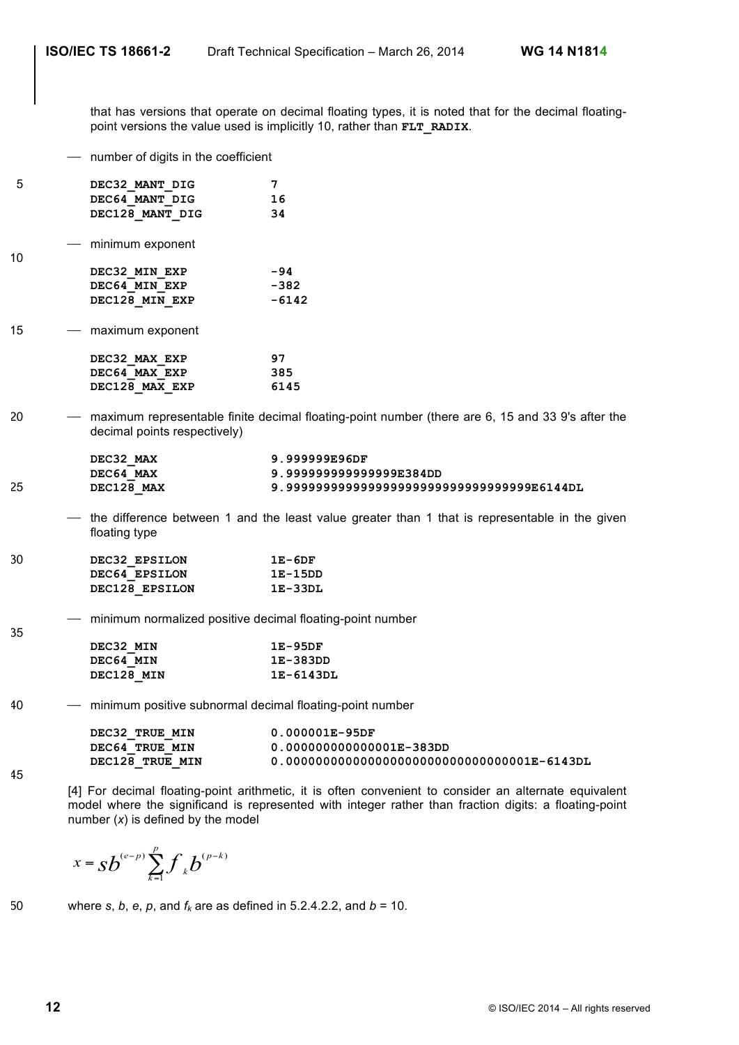that has versions that operate on decimal floating types, it is noted that for the decimal floating-point versions the value used is implicitly 10, rather than **FLT_RADIX**.

— number of digits in the coefficient

```
DEC32_MANT_DIG          7
DEC64_MANT_DIG          16
DEC128_MANT_DIG         34
```

— minimum exponent

```
DEC32_MIN_EXP           -94
DEC64_MIN_EXP           -382
DEC128_MIN_EXP          -6142
```

— maximum exponent

```
DEC32_MAX_EXP           97
DEC64_MAX_EXP           385
DEC128_MAX_EXP          6145
```

— maximum representable finite decimal floating-point number (there are 6, 15 and 33 9's after the decimal points respectively)

```
DEC32_MAX               9.999999E96DF
DEC64_MAX               9.999999999999999E384DD
DEC128_MAX              9.999999999999999999999999999999999E6144DL
```

— the difference between 1 and the least value greater than 1 that is representable in the given floating type

```
DEC32_EPSILON           1E-6DF
DEC64_EPSILON           1E-15DD
DEC128_EPSILON          1E-33DL
```

— minimum normalized positive decimal floating-point number

```
DEC32_MIN               1E-95DF
DEC64_MIN               1E-383DD
DEC128_MIN              1E-6143DL
```

— minimum positive subnormal decimal floating-point number

```
DEC32_TRUE_MIN          0.000001E-95DF
DEC64_TRUE_MIN          0.000000000000001E-383DD
DEC128_TRUE_MIN         0.000000000000000000000000000000001E-6143DL
```

[4] For decimal floating-point arithmetic, it is often convenient to consider an alternate equivalent model where the significand is represented with integer rather than fraction digits: a floating-point number ($x$) is defined by the model

$$x = sb^{(e-p)} \sum_{k=1}^{p} f_k b^{(p-k)}$$

where $s$, $b$, $e$, $p$, and $f_k$ are as defined in 5.2.4.2.2, and $b = 10$.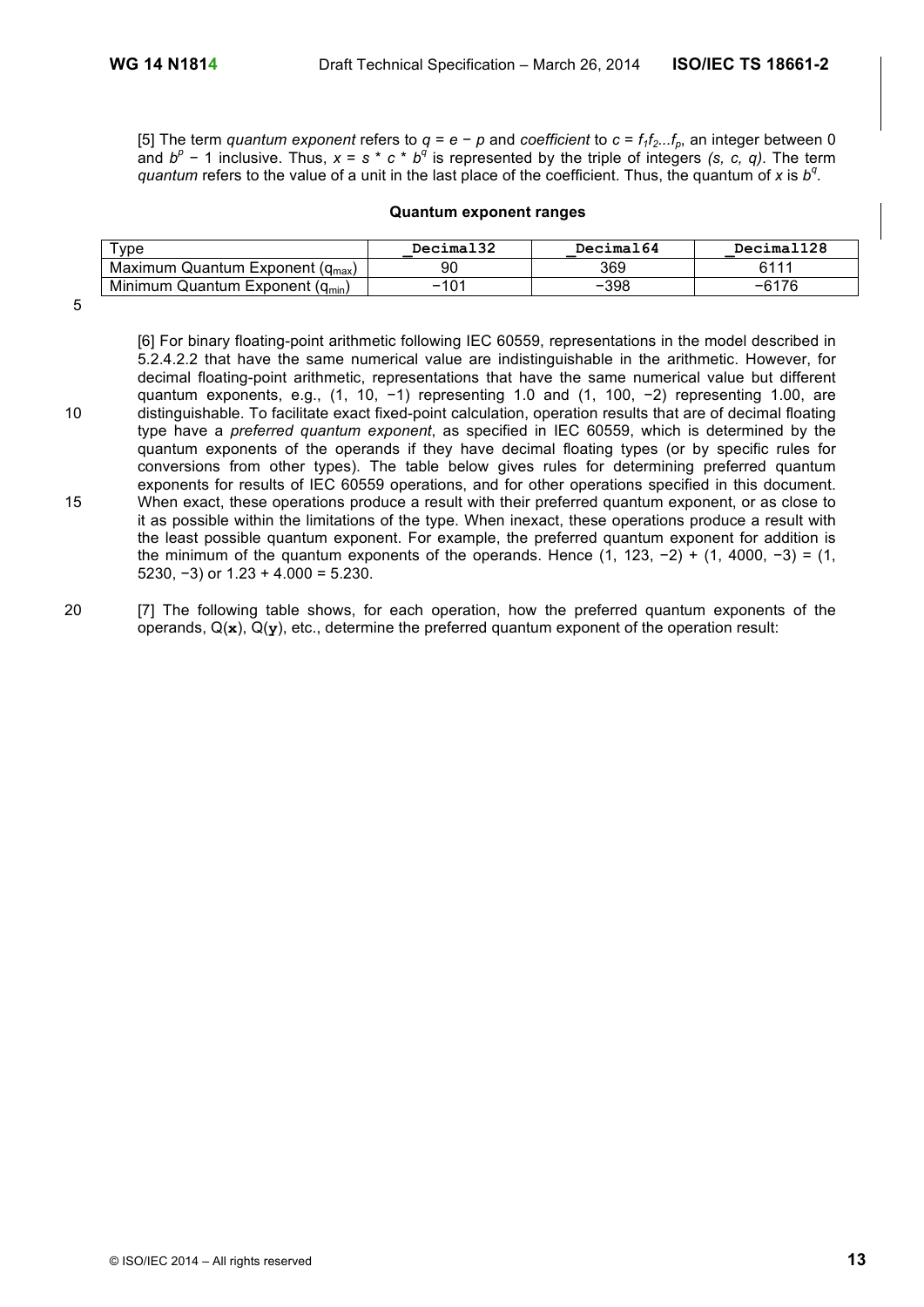[5] The term *quantum exponent* refers to $q = e - p$ and *coefficient* to $c = f_1f_2...f_p$, an integer between 0 and $b^p - 1$ inclusive. Thus, $x = s * c * b^q$ is represented by the triple of integers $(s, c, q)$. The term *quantum* refers to the value of a unit in the last place of the coefficient. Thus, the quantum of $x$ is $b^q$.

**Quantum exponent ranges**

| Type | `_Decimal32` | `_Decimal64` | `_Decimal128` |
|---|---|---|---|
| Maximum Quantum Exponent ($q_{max}$) | 90 | 369 | 6111 |
| Minimum Quantum Exponent ($q_{min}$) | −101 | −398 | −6176 |

[6] For binary floating-point arithmetic following IEC 60559, representations in the model described in 5.2.4.2.2 that have the same numerical value are indistinguishable in the arithmetic. However, for decimal floating-point arithmetic, representations that have the same numerical value but different quantum exponents, e.g., (1, 10, −1) representing 1.0 and (1, 100, −2) representing 1.00, are distinguishable. To facilitate exact fixed-point calculation, operation results that are of decimal floating type have a *preferred quantum exponent*, as specified in IEC 60559, which is determined by the quantum exponents of the operands if they have decimal floating types (or by specific rules for conversions from other types). The table below gives rules for determining preferred quantum exponents for results of IEC 60559 operations, and for other operations specified in this document. When exact, these operations produce a result with their preferred quantum exponent, or as close to it as possible within the limitations of the type. When inexact, these operations produce a result with the least possible quantum exponent. For example, the preferred quantum exponent for addition is the minimum of the quantum exponents of the operands. Hence (1, 123, −2) + (1, 4000, −3) = (1, 5230, −3) or 1.23 + 4.000 = 5.230.

[7] The following table shows, for each operation, how the preferred quantum exponents of the operands, Q(**x**), Q(**y**), etc., determine the preferred quantum exponent of the operation result: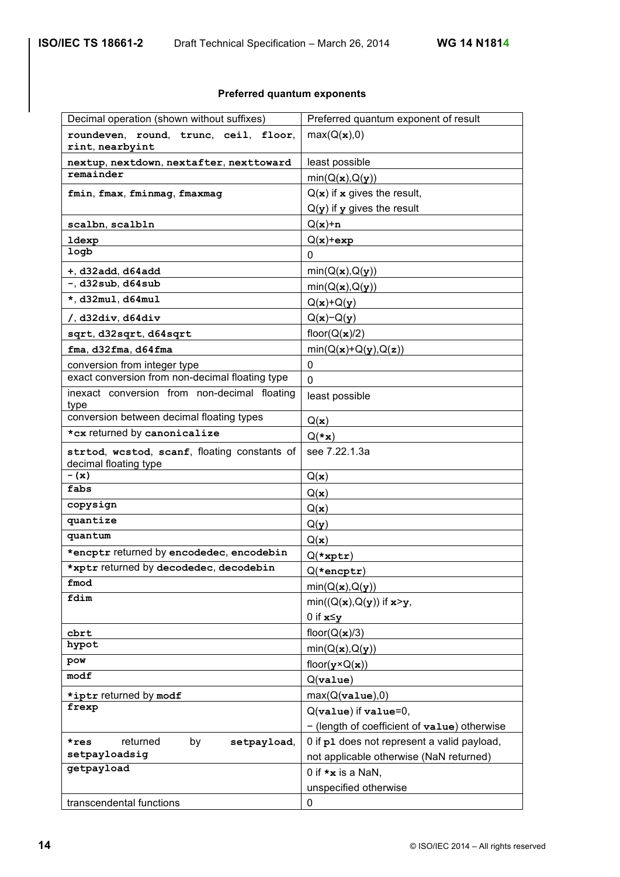**Preferred quantum exponents**

| Decimal operation (shown without suffixes) | Preferred quantum exponent of result |
| --- | --- |
| `roundeven`, `round`, `trunc`, `ceil`, `floor`, `rint`, `nearbyint` | max(Q(**x**),0) |
| `nextup`, `nextdown`, `nextafter`, `nexttoward` | least possible |
| `remainder` | min(Q(**x**),Q(**y**)) |
| `fmin`, `fmax`, `fminmag`, `fmaxmag` | Q(**x**) if **x** gives the result,<br>Q(**y**) if **y** gives the result |
| `scalbn`, `scalbln` | Q(**x**)+**n** |
| `ldexp` | Q(**x**)+**exp** |
| `logb` | 0 |
| `+`, `d32add`, `d64add` | min(Q(**x**),Q(**y**)) |
| `-`, `d32sub`, `d64sub` | min(Q(**x**),Q(**y**)) |
| `*`, `d32mul`, `d64mul` | Q(**x**)+Q(**y**) |
| `/`, `d32div`, `d64div` | Q(**x**)−Q(**y**) |
| `sqrt`, `d32sqrt`, `d64sqrt` | floor(Q(**x**)/2) |
| `fma`, `d32fma`, `d64fma` | min(Q(**x**)+Q(**y**),Q(**z**)) |
| conversion from integer type | 0 |
| exact conversion from non-decimal floating type | 0 |
| inexact conversion from non-decimal floating type | least possible |
| conversion between decimal floating types | Q(**x**) |
| `*cx` returned by `canonicalize` | Q(***x**) |
| `strtod`, `wcstod`, `scanf`, floating constants of decimal floating type | see 7.22.1.3a |
| `-(x)` | Q(**x**) |
| `fabs` | Q(**x**) |
| `copysign` | Q(**x**) |
| `quantize` | Q(**y**) |
| `quantum` | Q(**x**) |
| `*encptr` returned by `encodedec`, `encodebin` | Q(***xptr**) |
| `*xptr` returned by `decodedec`, `decodebin` | Q(***encptr**) |
| `fmod` | min(Q(**x**),Q(**y**)) |
| `fdim` | min((Q(**x**),Q(**y**)) if **x**>**y**,<br>0 if **x**≤**y** |
| `cbrt` | floor(Q(**x**)/3) |
| `hypot` | min(Q(**x**),Q(**y**)) |
| `pow` | floor(**y**×Q(**x**)) |
| `modf` | Q(**value**) |
| `*iptr` returned by `modf` | max(Q(**value**),0) |
| `frexp` | Q(**value**) if **value**=0,<br>− (length of coefficient of **value**) otherwise |
| `*res` returned by `setpayload`, `setpayloadsig` | 0 if **pl** does not represent a valid payload,<br>not applicable otherwise (NaN returned) |
| `getpayload` | 0 if ***x** is a NaN,<br>unspecified otherwise |
| transcendental functions | 0 |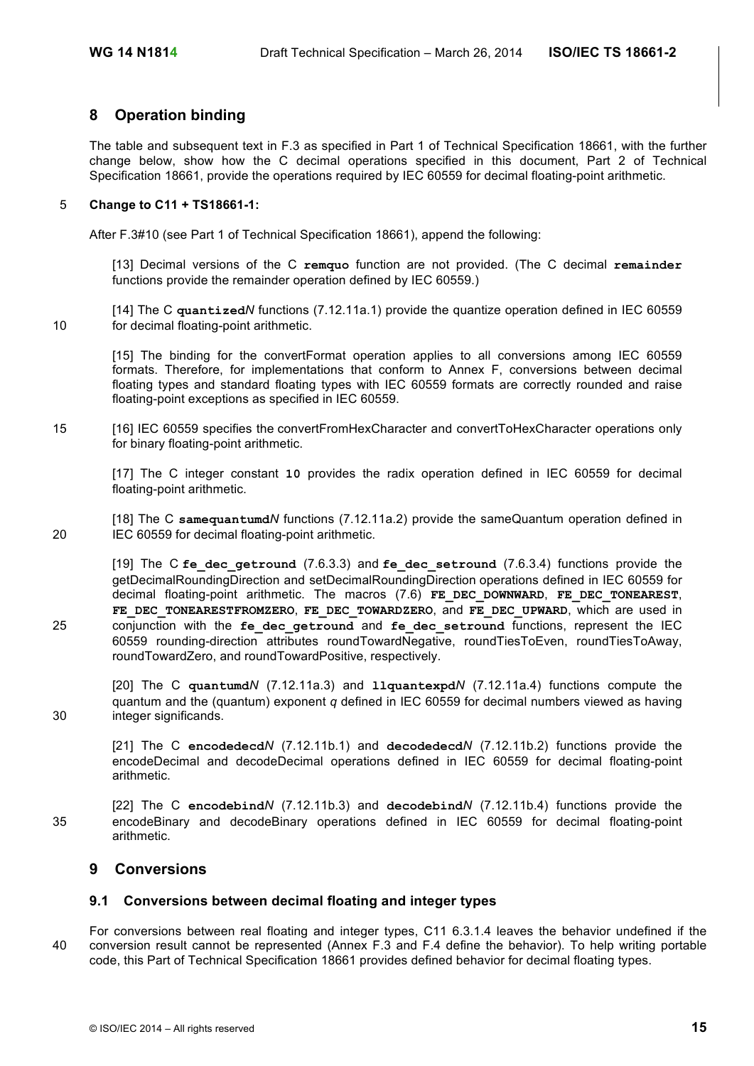## 8 Operation binding

The table and subsequent text in F.3 as specified in Part 1 of Technical Specification 18661, with the further change below, show how the C decimal operations specified in this document, Part 2 of Technical Specification 18661, provide the operations required by IEC 60559 for decimal floating-point arithmetic.

**Change to C11 + TS18661-1:**

After F.3#10 (see Part 1 of Technical Specification 18661), append the following:

> [13] Decimal versions of the C **remquo** function are not provided. (The C decimal **remainder** functions provide the remainder operation defined by IEC 60559.)
>
> [14] The C **quantized***N* functions (7.12.11a.1) provide the quantize operation defined in IEC 60559 for decimal floating-point arithmetic.
>
> [15] The binding for the convertFormat operation applies to all conversions among IEC 60559 formats. Therefore, for implementations that conform to Annex F, conversions between decimal floating types and standard floating types with IEC 60559 formats are correctly rounded and raise floating-point exceptions as specified in IEC 60559.
>
> [16] IEC 60559 specifies the convertFromHexCharacter and convertToHexCharacter operations only for binary floating-point arithmetic.
>
> [17] The C integer constant **10** provides the radix operation defined in IEC 60559 for decimal floating-point arithmetic.
>
> [18] The C **samequantumd***N* functions (7.12.11a.2) provide the sameQuantum operation defined in IEC 60559 for decimal floating-point arithmetic.
>
> [19] The C **fe_dec_getround** (7.6.3.3) and **fe_dec_setround** (7.6.3.4) functions provide the getDecimalRoundingDirection and setDecimalRoundingDirection operations defined in IEC 60559 for decimal floating-point arithmetic. The macros (7.6) **FE_DEC_DOWNWARD**, **FE_DEC_TONEAREST**, **FE_DEC_TONEARESTFROMZERO**, **FE_DEC_TOWARDZERO**, and **FE_DEC_UPWARD**, which are used in conjunction with the **fe_dec_getround** and **fe_dec_setround** functions, represent the IEC 60559 rounding-direction attributes roundTowardNegative, roundTiesToEven, roundTiesToAway, roundTowardZero, and roundTowardPositive, respectively.
>
> [20] The C **quantumd***N* (7.12.11a.3) and **llquantexpd***N* (7.12.11a.4) functions compute the quantum and the (quantum) exponent *q* defined in IEC 60559 for decimal numbers viewed as having integer significands.
>
> [21] The C **encodedecd***N* (7.12.11b.1) and **decodedecd***N* (7.12.11b.2) functions provide the encodeDecimal and decodeDecimal operations defined in IEC 60559 for decimal floating-point arithmetic.
>
> [22] The C **encodebind***N* (7.12.11b.3) and **decodebind***N* (7.12.11b.4) functions provide the encodeBinary and decodeBinary operations defined in IEC 60559 for decimal floating-point arithmetic.

## 9 Conversions

### 9.1 Conversions between decimal floating and integer types

For conversions between real floating and integer types, C11 6.3.1.4 leaves the behavior undefined if the conversion result cannot be represented (Annex F.3 and F.4 define the behavior). To help writing portable code, this Part of Technical Specification 18661 provides defined behavior for decimal floating types.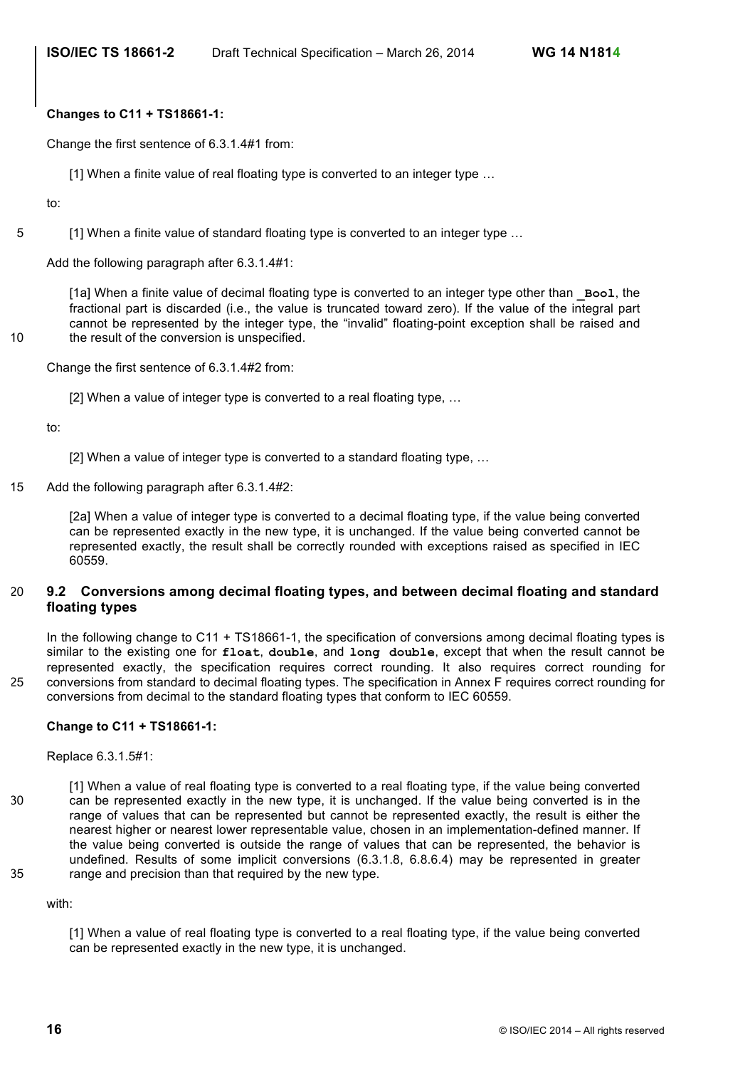**Changes to C11 + TS18661-1:**

Change the first sentence of 6.3.1.4#1 from:

> [1] When a finite value of real floating type is converted to an integer type …

to:

> [1] When a finite value of standard floating type is converted to an integer type …

Add the following paragraph after 6.3.1.4#1:

> [1a] When a finite value of decimal floating type is converted to an integer type other than **`_Bool`**, the fractional part is discarded (i.e., the value is truncated toward zero). If the value of the integral part cannot be represented by the integer type, the "invalid" floating-point exception shall be raised and the result of the conversion is unspecified.

Change the first sentence of 6.3.1.4#2 from:

> [2] When a value of integer type is converted to a real floating type, …

to:

> [2] When a value of integer type is converted to a standard floating type, …

Add the following paragraph after 6.3.1.4#2:

> [2a] When a value of integer type is converted to a decimal floating type, if the value being converted can be represented exactly in the new type, it is unchanged. If the value being converted cannot be represented exactly, the result shall be correctly rounded with exceptions raised as specified in IEC 60559.

## 9.2 Conversions among decimal floating types, and between decimal floating and standard floating types

In the following change to C11 + TS18661-1, the specification of conversions among decimal floating types is similar to the existing one for **`float`**, **`double`**, and **`long double`**, except that when the result cannot be represented exactly, the specification requires correct rounding. It also requires correct rounding for conversions from standard to decimal floating types. The specification in Annex F requires correct rounding for conversions from decimal to the standard floating types that conform to IEC 60559.

**Change to C11 + TS18661-1:**

Replace 6.3.1.5#1:

> [1] When a value of real floating type is converted to a real floating type, if the value being converted can be represented exactly in the new type, it is unchanged. If the value being converted is in the range of values that can be represented but cannot be represented exactly, the result is either the nearest higher or nearest lower representable value, chosen in an implementation-defined manner. If the value being converted is outside the range of values that can be represented, the behavior is undefined. Results of some implicit conversions (6.3.1.8, 6.8.6.4) may be represented in greater range and precision than that required by the new type.

with:

> [1] When a value of real floating type is converted to a real floating type, if the value being converted can be represented exactly in the new type, it is unchanged.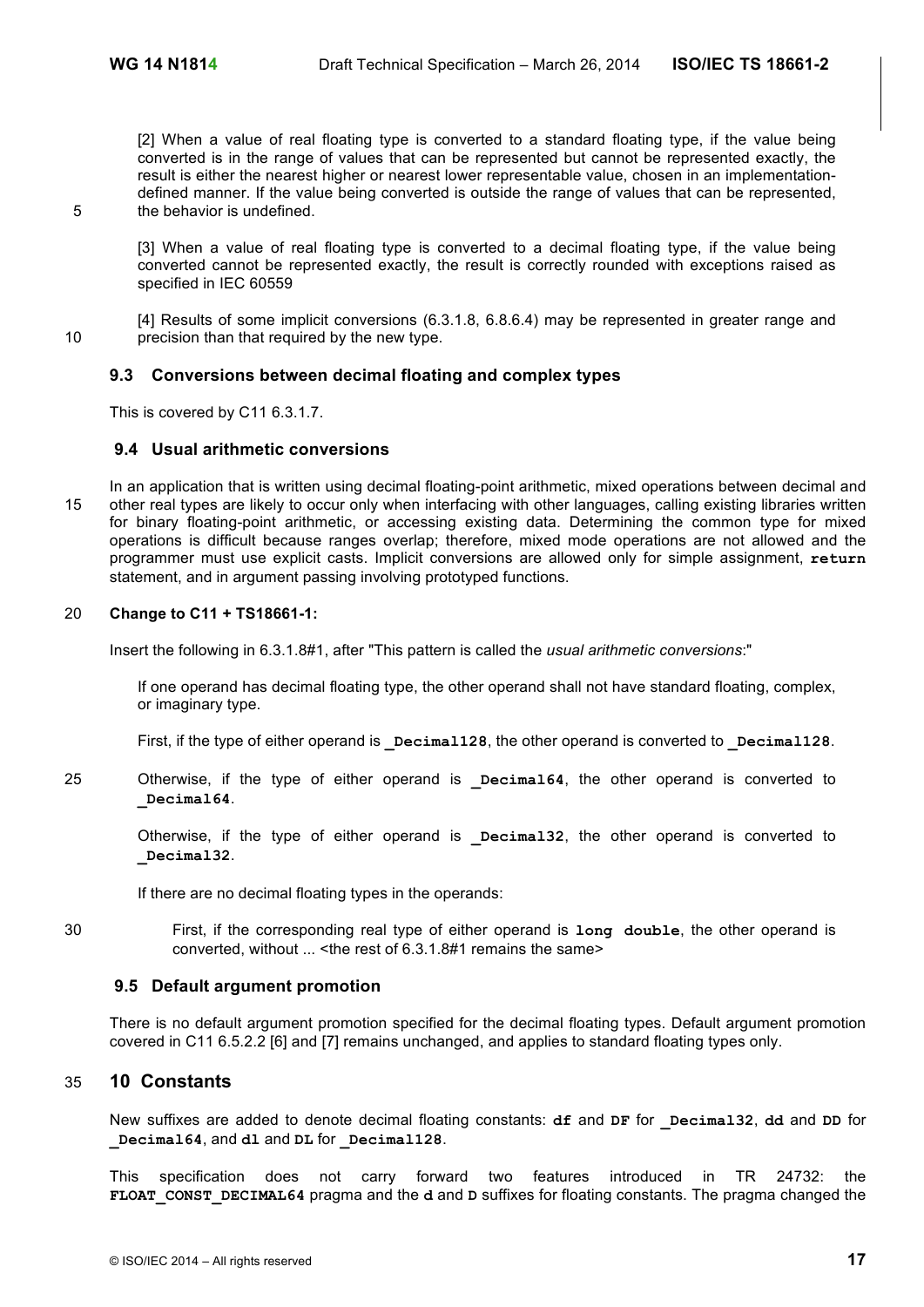[2] When a value of real floating type is converted to a standard floating type, if the value being converted is in the range of values that can be represented but cannot be represented exactly, the result is either the nearest higher or nearest lower representable value, chosen in an implementation-defined manner. If the value being converted is outside the range of values that can be represented, the behavior is undefined.

[3] When a value of real floating type is converted to a decimal floating type, if the value being converted cannot be represented exactly, the result is correctly rounded with exceptions raised as specified in IEC 60559

[4] Results of some implicit conversions (6.3.1.8, 6.8.6.4) may be represented in greater range and precision than that required by the new type.

### 9.3 Conversions between decimal floating and complex types

This is covered by C11 6.3.1.7.

### 9.4 Usual arithmetic conversions

In an application that is written using decimal floating-point arithmetic, mixed operations between decimal and other real types are likely to occur only when interfacing with other languages, calling existing libraries written for binary floating-point arithmetic, or accessing existing data. Determining the common type for mixed operations is difficult because ranges overlap; therefore, mixed mode operations are not allowed and the programmer must use explicit casts. Implicit conversions are allowed only for simple assignment, **`return`** statement, and in argument passing involving prototyped functions.

**Change to C11 + TS18661-1:**

Insert the following in 6.3.1.8#1, after "This pattern is called the *usual arithmetic conversions*:"

> If one operand has decimal floating type, the other operand shall not have standard floating, complex, or imaginary type.
>
> First, if the type of either operand is **`_Decimal128`**, the other operand is converted to **`_Decimal128`**.
>
> Otherwise, if the type of either operand is **`_Decimal64`**, the other operand is converted to **`_Decimal64`**.
>
> Otherwise, if the type of either operand is **`_Decimal32`**, the other operand is converted to **`_Decimal32`**.
>
> If there are no decimal floating types in the operands:
>
> > First, if the corresponding real type of either operand is **`long double`**, the other operand is converted, without ... <the rest of 6.3.1.8#1 remains the same>

### 9.5 Default argument promotion

There is no default argument promotion specified for the decimal floating types. Default argument promotion covered in C11 6.5.2.2 [6] and [7] remains unchanged, and applies to standard floating types only.

## 10 Constants

New suffixes are added to denote decimal floating constants: **`df`** and **`DF`** for **`_Decimal32`**, **`dd`** and **`DD`** for **`_Decimal64`**, and **`dl`** and **`DL`** for **`_Decimal128`**.

This specification does not carry forward two features introduced in TR 24732: the **`FLOAT_CONST_DECIMAL64`** pragma and the **`d`** and **`D`** suffixes for floating constants. The pragma changed the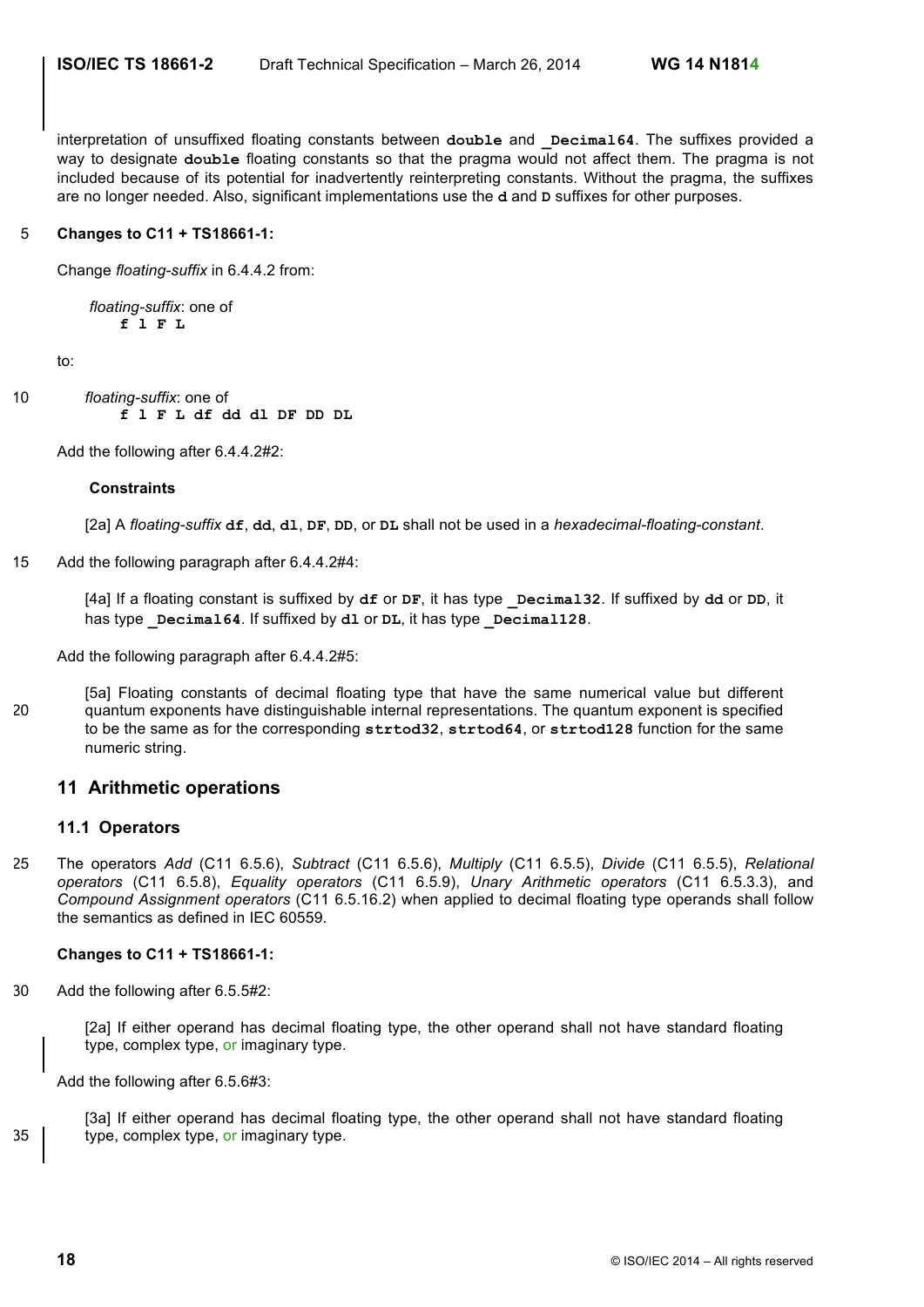interpretation of unsuffixed floating constants between **double** and **_Decimal64**. The suffixes provided a way to designate **double** floating constants so that the pragma would not affect them. The pragma is not included because of its potential for inadvertently reinterpreting constants. Without the pragma, the suffixes are no longer needed. Also, significant implementations use the **d** and **D** suffixes for other purposes.

**Changes to C11 + TS18661-1:**

Change *floating-suffix* in 6.4.4.2 from:

> *floating-suffix*: one of
> **f l F L**

to:

> *floating-suffix*: one of
> **f l F L df dd dl DF DD DL**

Add the following after 6.4.4.2#2:

> **Constraints**
>
> [2a] A *floating-suffix* **df**, **dd**, **dl**, **DF**, **DD**, or **DL** shall not be used in a *hexadecimal-floating-constant*.

Add the following paragraph after 6.4.4.2#4:

> [4a] If a floating constant is suffixed by **df** or **DF**, it has type **_Decimal32**. If suffixed by **dd** or **DD**, it has type **_Decimal64**. If suffixed by **dl** or **DL**, it has type **_Decimal128**.

Add the following paragraph after 6.4.4.2#5:

> [5a] Floating constants of decimal floating type that have the same numerical value but different quantum exponents have distinguishable internal representations. The quantum exponent is specified to be the same as for the corresponding **strtod32**, **strtod64**, or **strtod128** function for the same numeric string.

## 11 Arithmetic operations

### 11.1 Operators

The operators *Add* (C11 6.5.6), *Subtract* (C11 6.5.6), *Multiply* (C11 6.5.5), *Divide* (C11 6.5.5), *Relational operators* (C11 6.5.8), *Equality operators* (C11 6.5.9), *Unary Arithmetic operators* (C11 6.5.3.3), and *Compound Assignment operators* (C11 6.5.16.2) when applied to decimal floating type operands shall follow the semantics as defined in IEC 60559.

**Changes to C11 + TS18661-1:**

Add the following after 6.5.5#2:

> [2a] If either operand has decimal floating type, the other operand shall not have standard floating type, complex type, or imaginary type.

Add the following after 6.5.6#3:

> [3a] If either operand has decimal floating type, the other operand shall not have standard floating type, complex type, or imaginary type.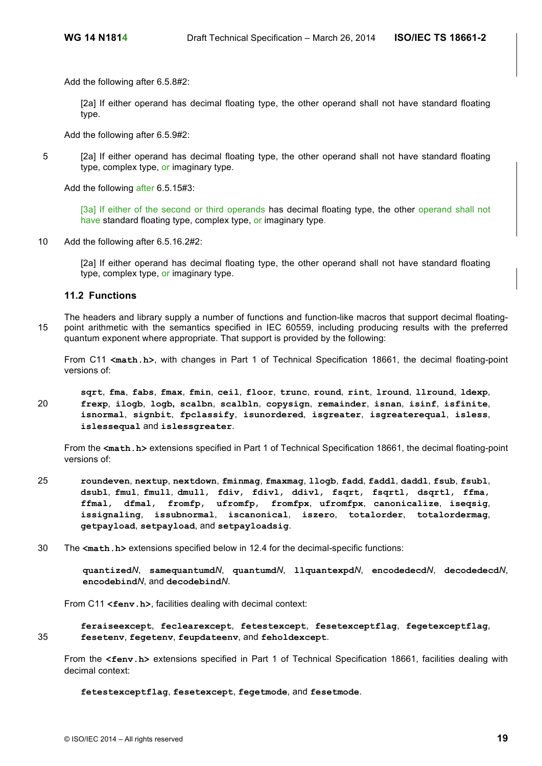Add the following after 6.5.8#2:

> [2a] If either operand has decimal floating type, the other operand shall not have standard floating type.

Add the following after 6.5.9#2:

> [2a] If either operand has decimal floating type, the other operand shall not have standard floating type, complex type, or imaginary type.

Add the following after 6.5.15#3:

> [3a] If either of the second or third operands has decimal floating type, the other operand shall not have standard floating type, complex type, or imaginary type.

Add the following after 6.5.16.2#2:

> [2a] If either operand has decimal floating type, the other operand shall not have standard floating type, complex type, or imaginary type.

### 11.2 Functions

The headers and library supply a number of functions and function-like macros that support decimal floating-point arithmetic with the semantics specified in IEC 60559, including producing results with the preferred quantum exponent where appropriate. That support is provided by the following:

From C11 **<math.h>**, with changes in Part 1 of Technical Specification 18661, the decimal floating-point versions of:

> **sqrt**, **fma**, **fabs**, **fmax**, **fmin**, **ceil**, **floor**, **trunc**, **round**, **rint**, **lround**, **llround**, **ldexp**, **frexp**, **ilogb**, **logb**, **scalbn**, **scalbln**, **copysign**, **remainder**, **isnan**, **isinf**, **isfinite**, **isnormal**, **signbit**, **fpclassify**, **isunordered**, **isgreater**, **isgreaterequal**, **isless**, **islessequal** and **islessgreater**.

From the **<math.h>** extensions specified in Part 1 of Technical Specification 18661, the decimal floating-point versions of:

> **roundeven**, **nextup**, **nextdown**, **fminmag**, **fmaxmag**, **llogb**, **fadd**, **faddl**, **daddl**, **fsub**, **fsubl**, **dsubl**, **fmul**, **fmull**, **dmull**, **fdiv**, **fdivl**, **ddivl**, **fsqrt**, **fsqrtl**, **dsqrtl**, **ffma**, **ffmal**, **dfmal**, **fromfp**, **ufromfp**, **fromfpx**, **ufromfpx**, **canonicalize**, **iseqsig**, **issignaling**, **issubnormal**, **iscanonical**, **iszero**, **totalorder**, **totalordermag**, **getpayload**, **setpayload**, and **setpayloadsig**.

The **<math.h>** extensions specified below in 12.4 for the decimal-specific functions:

> **quantized***N*, **samequantumd***N*, **quantumd***N*, **llquantexpd***N*, **encodedecd***N*, **decodedecd***N*, **encodebind***N*, and **decodebind***N*.

From C11 **<fenv.h>**, facilities dealing with decimal context:

> **feraiseexcept**, **feclearexcept**, **fetestexcept**, **fesetexceptflag**, **fegetexceptflag**, **fesetenv**, **fegetenv**, **feupdateenv**, and **feholdexcept**.

From the **<fenv.h>** extensions specified in Part 1 of Technical Specification 18661, facilities dealing with decimal context:

> **fetestexceptflag**, **fesetexcept**, **fegetmode**, and **fesetmode**.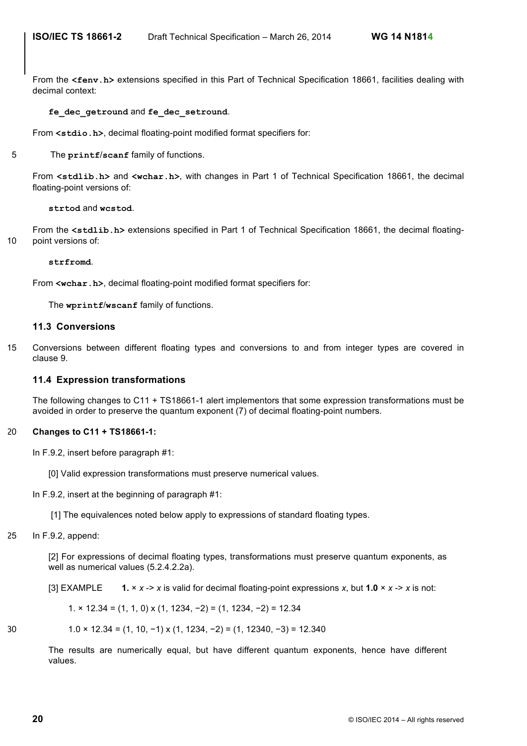From the **<fenv.h>** extensions specified in this Part of Technical Specification 18661, facilities dealing with decimal context:

**fe_dec_getround** and **fe_dec_setround**.

From **<stdio.h>**, decimal floating-point modified format specifiers for:

The **printf**/**scanf** family of functions.

From **<stdlib.h>** and **<wchar.h>**, with changes in Part 1 of Technical Specification 18661, the decimal floating-point versions of:

**strtod** and **wcstod**.

From the **<stdlib.h>** extensions specified in Part 1 of Technical Specification 18661, the decimal floating-point versions of:

**strfromd**.

From **<wchar.h>**, decimal floating-point modified format specifiers for:

The **wprintf**/**wscanf** family of functions.

### 11.3 Conversions

Conversions between different floating types and conversions to and from integer types are covered in clause 9.

### 11.4 Expression transformations

The following changes to C11 + TS18661-1 alert implementors that some expression transformations must be avoided in order to preserve the quantum exponent (7) of decimal floating-point numbers.

**Changes to C11 + TS18661-1:**

In F.9.2, insert before paragraph #1:

[0] Valid expression transformations must preserve numerical values.

In F.9.2, insert at the beginning of paragraph #1:

[1] The equivalences noted below apply to expressions of standard floating types.

In F.9.2, append:

[2] For expressions of decimal floating types, transformations must preserve quantum exponents, as well as numerical values (5.2.4.2.2a).

[3] EXAMPLE **1.** × *x* -> *x* is valid for decimal floating-point expressions *x*, but **1.0** × *x* -> *x* is not:

1. × 12.34 = (1, 1, 0) x (1, 1234, −2) = (1, 1234, −2) = 12.34

1.0 × 12.34 = (1, 10, −1) x (1, 1234, −2) = (1, 12340, −3) = 12.340

The results are numerically equal, but have different quantum exponents, hence have different values.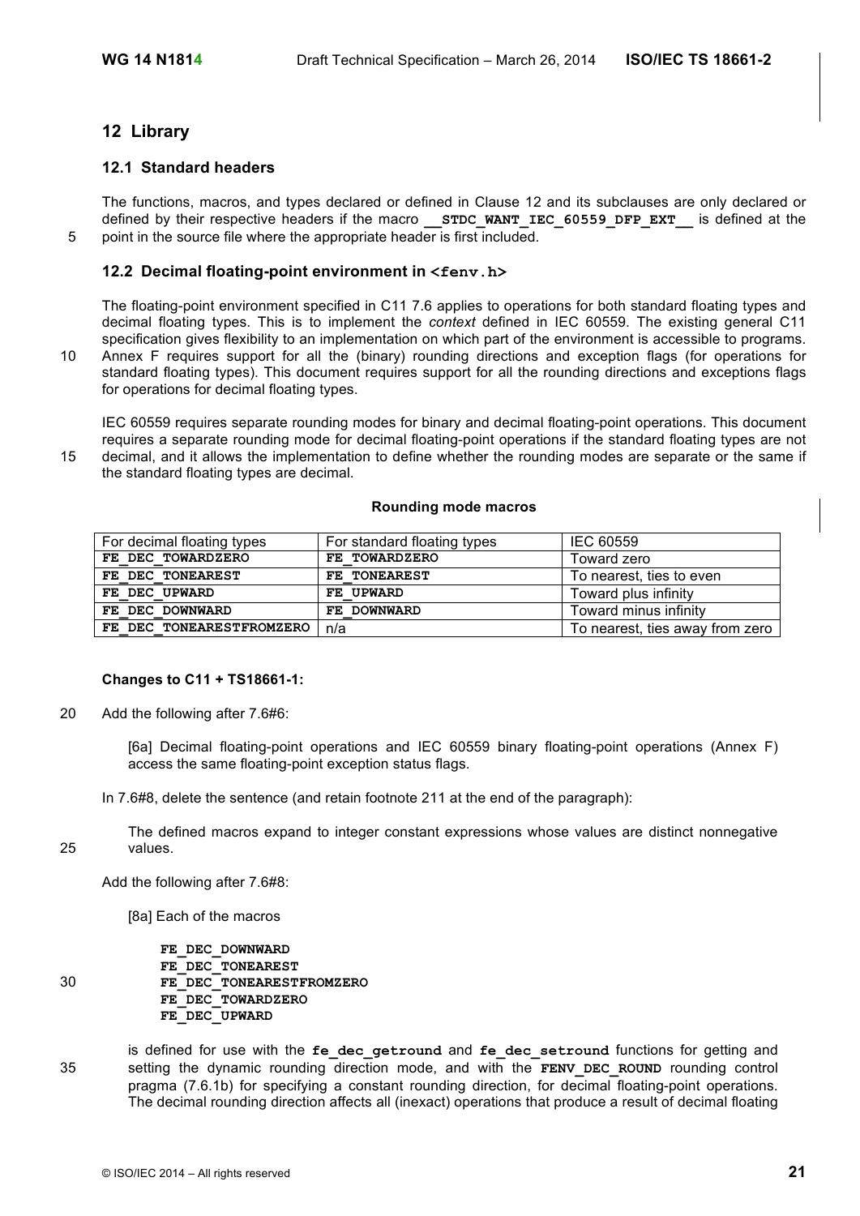## 12 Library

### 12.1 Standard headers

The functions, macros, and types declared or defined in Clause 12 and its subclauses are only declared or defined by their respective headers if the macro **__STDC_WANT_IEC_60559_DFP_EXT__** is defined at the point in the source file where the appropriate header is first included.

### 12.2 Decimal floating-point environment in <fenv.h>

The floating-point environment specified in C11 7.6 applies to operations for both standard floating types and decimal floating types. This is to implement the *context* defined in IEC 60559. The existing general C11 specification gives flexibility to an implementation on which part of the environment is accessible to programs. Annex F requires support for all the (binary) rounding directions and exception flags (for operations for standard floating types). This document requires support for all the rounding directions and exceptions flags for operations for decimal floating types.

IEC 60559 requires separate rounding modes for binary and decimal floating-point operations. This document requires a separate rounding mode for decimal floating-point operations if the standard floating types are not decimal, and it allows the implementation to define whether the rounding modes are separate or the same if the standard floating types are decimal.

**Rounding mode macros**

| For decimal floating types | For standard floating types | IEC 60559 |
|---|---|---|
| **FE_DEC_TOWARDZERO** | **FE_TOWARDZERO** | Toward zero |
| **FE_DEC_TONEAREST** | **FE_TONEAREST** | To nearest, ties to even |
| **FE_DEC_UPWARD** | **FE_UPWARD** | Toward plus infinity |
| **FE_DEC_DOWNWARD** | **FE_DOWNWARD** | Toward minus infinity |
| **FE_DEC_TONEARESTFROMZERO** | n/a | To nearest, ties away from zero |

**Changes to C11 + TS18661-1:**

Add the following after 7.6#6:

> [6a] Decimal floating-point operations and IEC 60559 binary floating-point operations (Annex F) access the same floating-point exception status flags.

In 7.6#8, delete the sentence (and retain footnote 211 at the end of the paragraph):

> The defined macros expand to integer constant expressions whose values are distinct nonnegative values.

Add the following after 7.6#8:

> [8a] Each of the macros
>
> ```
> FE_DEC_DOWNWARD
> FE_DEC_TONEAREST
> FE_DEC_TONEARESTFROMZERO
> FE_DEC_TOWARDZERO
> FE_DEC_UPWARD
> ```
>
> is defined for use with the **fe_dec_getround** and **fe_dec_setround** functions for getting and setting the dynamic rounding direction mode, and with the **FENV_DEC_ROUND** rounding control pragma (7.6.1b) for specifying a constant rounding direction, for decimal floating-point operations. The decimal rounding direction affects all (inexact) operations that produce a result of decimal floating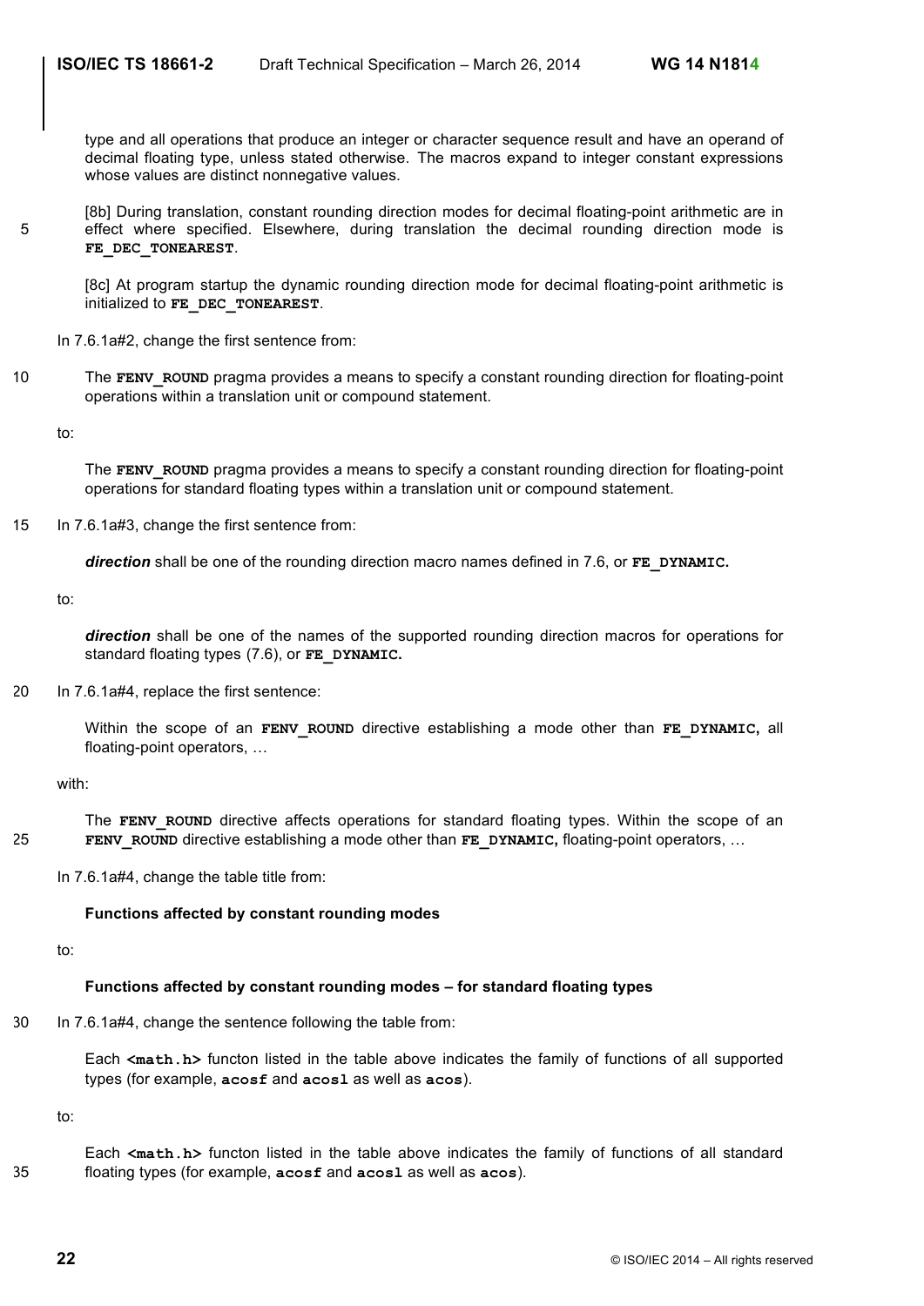type and all operations that produce an integer or character sequence result and have an operand of decimal floating type, unless stated otherwise. The macros expand to integer constant expressions whose values are distinct nonnegative values.

[8b] During translation, constant rounding direction modes for decimal floating-point arithmetic are in effect where specified. Elsewhere, during translation the decimal rounding direction mode is **FE_DEC_TONEAREST**.

[8c] At program startup the dynamic rounding direction mode for decimal floating-point arithmetic is initialized to **FE_DEC_TONEAREST**.

In 7.6.1a#2, change the first sentence from:

> The **FENV_ROUND** pragma provides a means to specify a constant rounding direction for floating-point operations within a translation unit or compound statement.

to:

> The **FENV_ROUND** pragma provides a means to specify a constant rounding direction for floating-point operations for standard floating types within a translation unit or compound statement.

In 7.6.1a#3, change the first sentence from:

> ***direction*** shall be one of the rounding direction macro names defined in 7.6, or **FE_DYNAMIC.**

to:

> ***direction*** shall be one of the names of the supported rounding direction macros for operations for standard floating types (7.6), or **FE_DYNAMIC.**

In 7.6.1a#4, replace the first sentence:

> Within the scope of an **FENV_ROUND** directive establishing a mode other than **FE_DYNAMIC,** all floating-point operators, …

with:

> The **FENV_ROUND** directive affects operations for standard floating types. Within the scope of an **FENV_ROUND** directive establishing a mode other than **FE_DYNAMIC,** floating-point operators, …

In 7.6.1a#4, change the table title from:

> **Functions affected by constant rounding modes**

to:

> **Functions affected by constant rounding modes – for standard floating types**

In 7.6.1a#4, change the sentence following the table from:

> Each **<math.h>** functon listed in the table above indicates the family of functions of all supported types (for example, **acosf** and **acosl** as well as **acos**).

to:

> Each **<math.h>** functon listed in the table above indicates the family of functions of all standard floating types (for example, **acosf** and **acosl** as well as **acos**).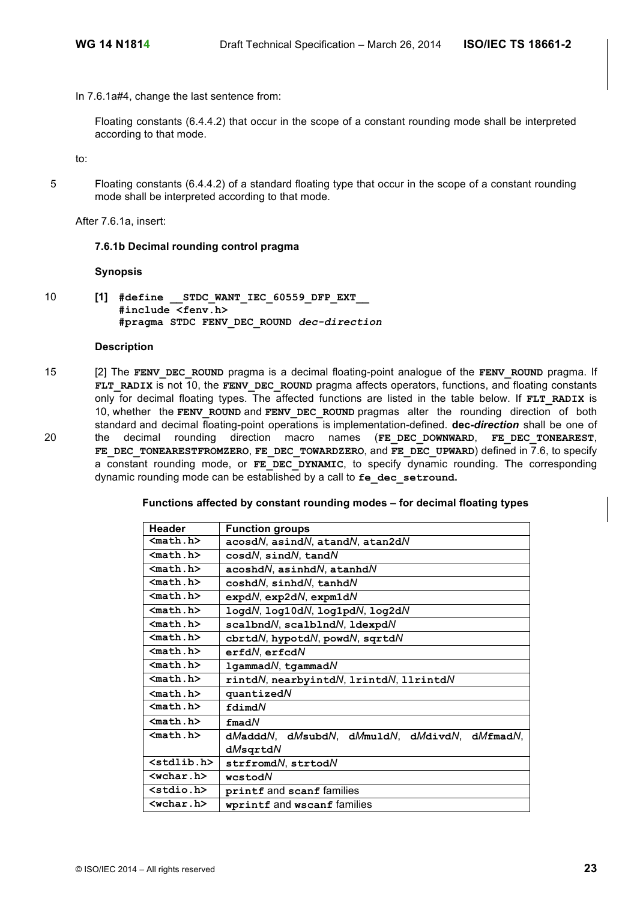In 7.6.1a#4, change the last sentence from:

> Floating constants (6.4.4.2) that occur in the scope of a constant rounding mode shall be interpreted according to that mode.

to:

> Floating constants (6.4.4.2) of a standard floating type that occur in the scope of a constant rounding mode shall be interpreted according to that mode.

After 7.6.1a, insert:

**7.6.1b Decimal rounding control pragma**

**Synopsis**

**[1]**
```
#define __STDC_WANT_IEC_60559_DFP_EXT__
#include <fenv.h>
#pragma STDC FENV_DEC_ROUND dec-direction
```

**Description**

[2] The **`FENV_DEC_ROUND`** pragma is a decimal floating-point analogue of the **`FENV_ROUND`** pragma. If **`FLT_RADIX`** is not 10, the **`FENV_DEC_ROUND`** pragma affects operators, functions, and floating constants only for decimal floating types. The affected functions are listed in the table below. If **`FLT_RADIX`** is 10, whether the **`FENV_ROUND`** and **`FENV_DEC_ROUND`** pragmas alter the rounding direction of both standard and decimal floating-point operations is implementation-defined. **dec-*direction*** shall be one of the decimal rounding direction macro names (**`FE_DEC_DOWNWARD`**, **`FE_DEC_TONEAREST`**, **`FE_DEC_TONEARESTFROMZERO`**, **`FE_DEC_TOWARDZERO`**, and **`FE_DEC_UPWARD`**) defined in 7.6, to specify a constant rounding mode, or **`FE_DEC_DYNAMIC`**, to specify dynamic rounding. The corresponding dynamic rounding mode can be established by a call to **`fe_dec_setround`.**

**Functions affected by constant rounding modes – for decimal floating types**

| Header | Function groups |
|---|---|
| `<math.h>` | `acosd`*N*, `asind`*N*, `atand`*N*, `atan2d`*N* |
| `<math.h>` | `cosd`*N*, `sind`*N*, `tand`*N* |
| `<math.h>` | `acoshd`*N*, `asinhd`*N*, `atanhd`*N* |
| `<math.h>` | `coshd`*N*, `sinhd`*N*, `tanhd`*N* |
| `<math.h>` | `expd`*N*, `exp2d`*N*, `expm1d`*N* |
| `<math.h>` | `logd`*N*, `log10d`*N*, `log1pd`*N*, `log2d`*N* |
| `<math.h>` | `scalbnd`*N*, `scalblnd`*N*, `ldexpd`*N* |
| `<math.h>` | `cbrtd`*N*, `hypotd`*N*, `powd`*N*, `sqrtd`*N* |
| `<math.h>` | `erfd`*N*, `erfcd`*N* |
| `<math.h>` | `lgammad`*N*, `tgammad`*N* |
| `<math.h>` | `rintd`*N*, `nearbyintd`*N*, `lrintd`*N*, `llrintd`*N* |
| `<math.h>` | `quantized`*N* |
| `<math.h>` | `fdimd`*N* |
| `<math.h>` | `fmad`*N* |
| `<math.h>` | `d`*M*`addd`*N*, `d`*M*`subd`*N*, `d`*M*`muld`*N*, `d`*M*`divd`*N*, `d`*M*`fmad`*N*, `d`*M*`sqrtd`*N* |
| `<stdlib.h>` | `strfromd`*N*, `strtod`*N* |
| `<wchar.h>` | `wcstod`*N* |
| `<stdio.h>` | `printf` and `scanf` families |
| `<wchar.h>` | `wprintf` and `wscanf` families |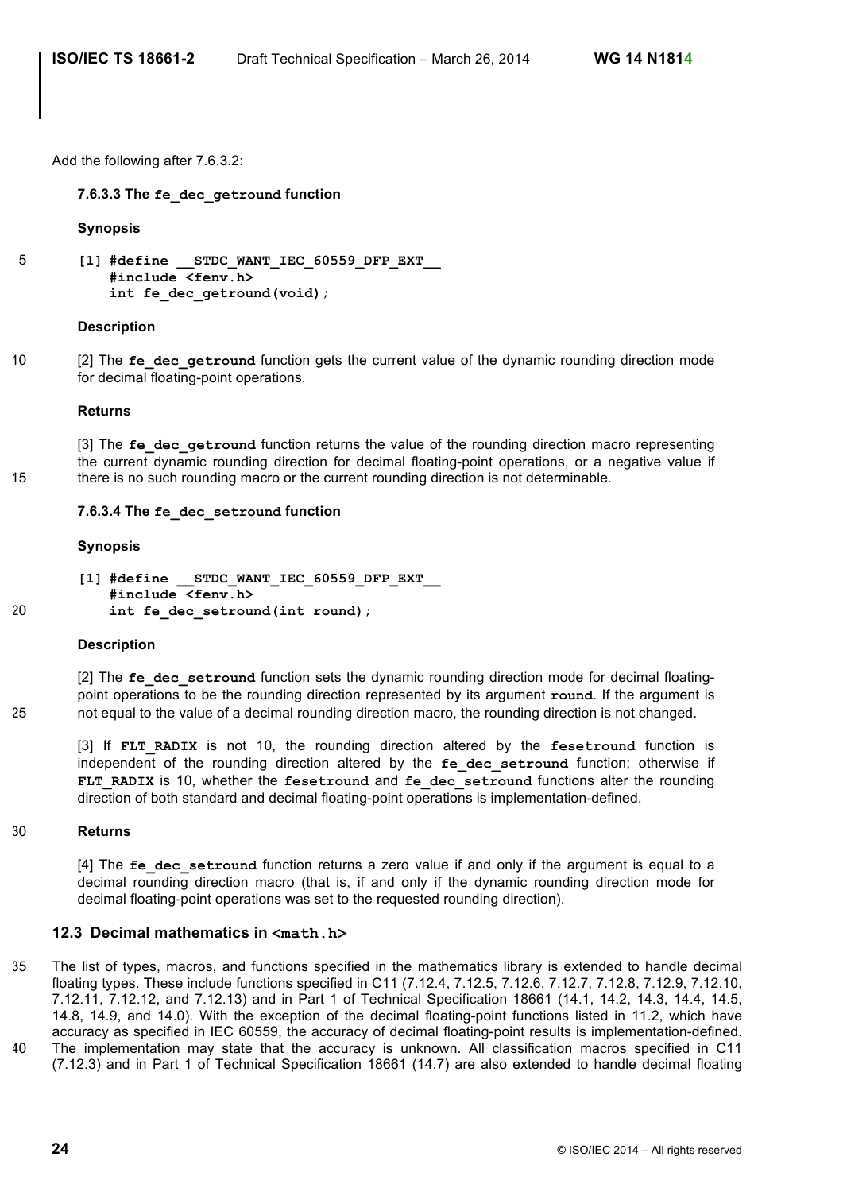Add the following after 7.6.3.2:

**7.6.3.3 The `fe_dec_getround` function**

**Synopsis**

```
[1] #define __STDC_WANT_IEC_60559_DFP_EXT__
    #include <fenv.h>
    int fe_dec_getround(void);
```

**Description**

[2] The **fe_dec_getround** function gets the current value of the dynamic rounding direction mode for decimal floating-point operations.

**Returns**

[3] The **fe_dec_getround** function returns the value of the rounding direction macro representing the current dynamic rounding direction for decimal floating-point operations, or a negative value if there is no such rounding macro or the current rounding direction is not determinable.

**7.6.3.4 The `fe_dec_setround` function**

**Synopsis**

```
[1] #define __STDC_WANT_IEC_60559_DFP_EXT__
    #include <fenv.h>
    int fe_dec_setround(int round);
```

**Description**

[2] The **fe_dec_setround** function sets the dynamic rounding direction mode for decimal floating-point operations to be the rounding direction represented by its argument **round**. If the argument is not equal to the value of a decimal rounding direction macro, the rounding direction is not changed.

[3] If **FLT_RADIX** is not 10, the rounding direction altered by the **fesetround** function is independent of the rounding direction altered by the **fe_dec_setround** function; otherwise if **FLT_RADIX** is 10, whether the **fesetround** and **fe_dec_setround** functions alter the rounding direction of both standard and decimal floating-point operations is implementation-defined.

**Returns**

[4] The **fe_dec_setround** function returns a zero value if and only if the argument is equal to a decimal rounding direction macro (that is, if and only if the dynamic rounding direction mode for decimal floating-point operations was set to the requested rounding direction).

## 12.3 Decimal mathematics in `<math.h>`

The list of types, macros, and functions specified in the mathematics library is extended to handle decimal floating types. These include functions specified in C11 (7.12.4, 7.12.5, 7.12.6, 7.12.7, 7.12.8, 7.12.9, 7.12.10, 7.12.11, 7.12.12, and 7.12.13) and in Part 1 of Technical Specification 18661 (14.1, 14.2, 14.3, 14.4, 14.5, 14.8, 14.9, and 14.0). With the exception of the decimal floating-point functions listed in 11.2, which have accuracy as specified in IEC 60559, the accuracy of decimal floating-point results is implementation-defined. The implementation may state that the accuracy is unknown. All classification macros specified in C11 (7.12.3) and in Part 1 of Technical Specification 18661 (14.7) are also extended to handle decimal floating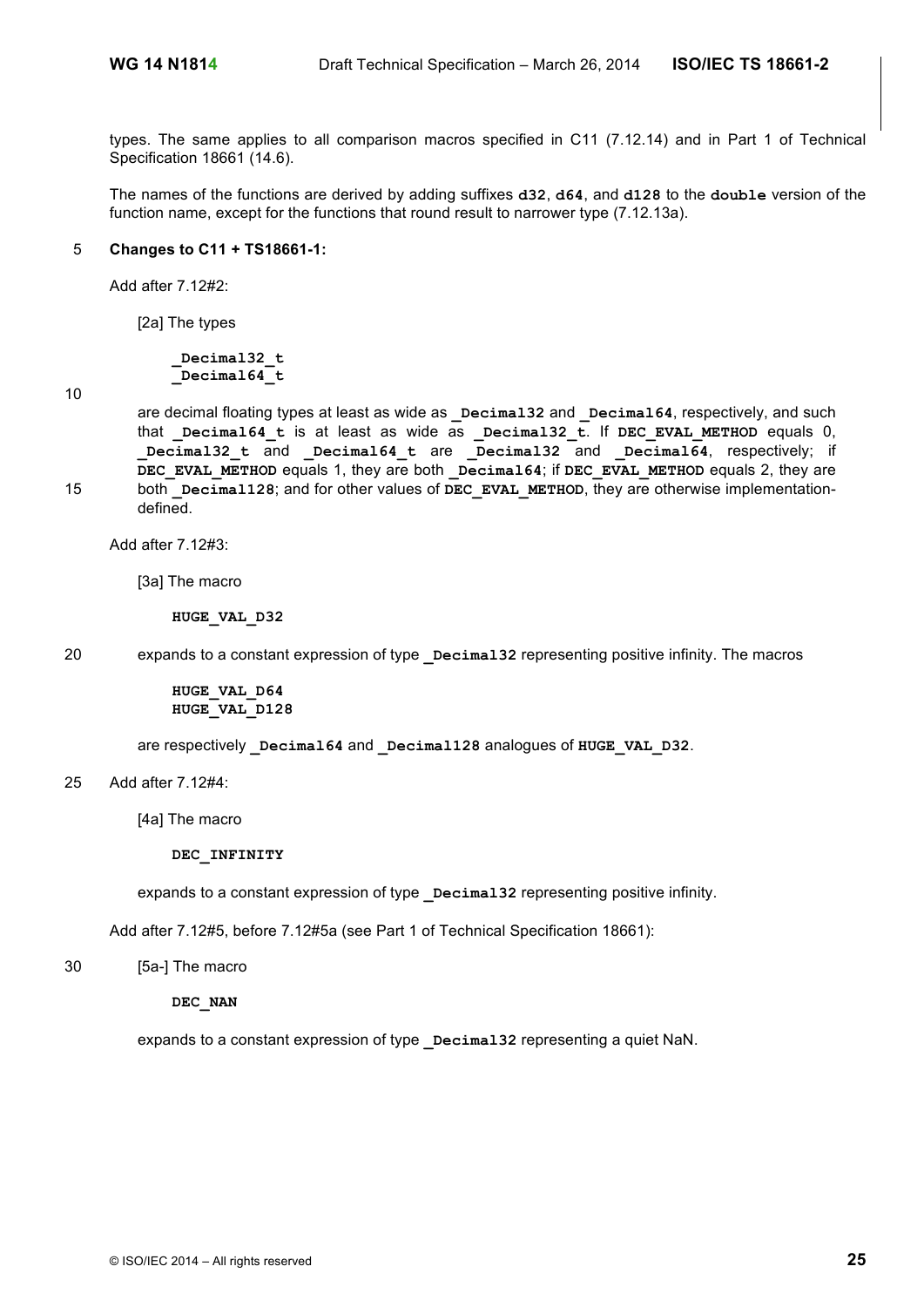types. The same applies to all comparison macros specified in C11 (7.12.14) and in Part 1 of Technical Specification 18661 (14.6).

The names of the functions are derived by adding suffixes **d32**, **d64**, and **d128** to the **double** version of the function name, except for the functions that round result to narrower type (7.12.13a).

**Changes to C11 + TS18661-1:**

Add after 7.12#2:

[2a] The types

```
_Decimal32_t
_Decimal64_t
```

are decimal floating types at least as wide as **_Decimal32** and **_Decimal64**, respectively, and such that **_Decimal64_t** is at least as wide as **_Decimal32_t**. If **DEC_EVAL_METHOD** equals 0, **_Decimal32_t** and **_Decimal64_t** are **_Decimal32** and **_Decimal64**, respectively; if **DEC_EVAL_METHOD** equals 1, they are both **_Decimal64**; if **DEC_EVAL_METHOD** equals 2, they are both **_Decimal128**; and for other values of **DEC_EVAL_METHOD**, they are otherwise implementation-defined.

Add after 7.12#3:

[3a] The macro

```
HUGE_VAL_D32
```

expands to a constant expression of type **_Decimal32** representing positive infinity. The macros

```
HUGE_VAL_D64
HUGE_VAL_D128
```

are respectively **_Decimal64** and **_Decimal128** analogues of **HUGE_VAL_D32**.

Add after 7.12#4:

[4a] The macro

```
DEC_INFINITY
```

expands to a constant expression of type **_Decimal32** representing positive infinity.

Add after 7.12#5, before 7.12#5a (see Part 1 of Technical Specification 18661):

[5a-] The macro

```
DEC_NAN
```

expands to a constant expression of type **_Decimal32** representing a quiet NaN.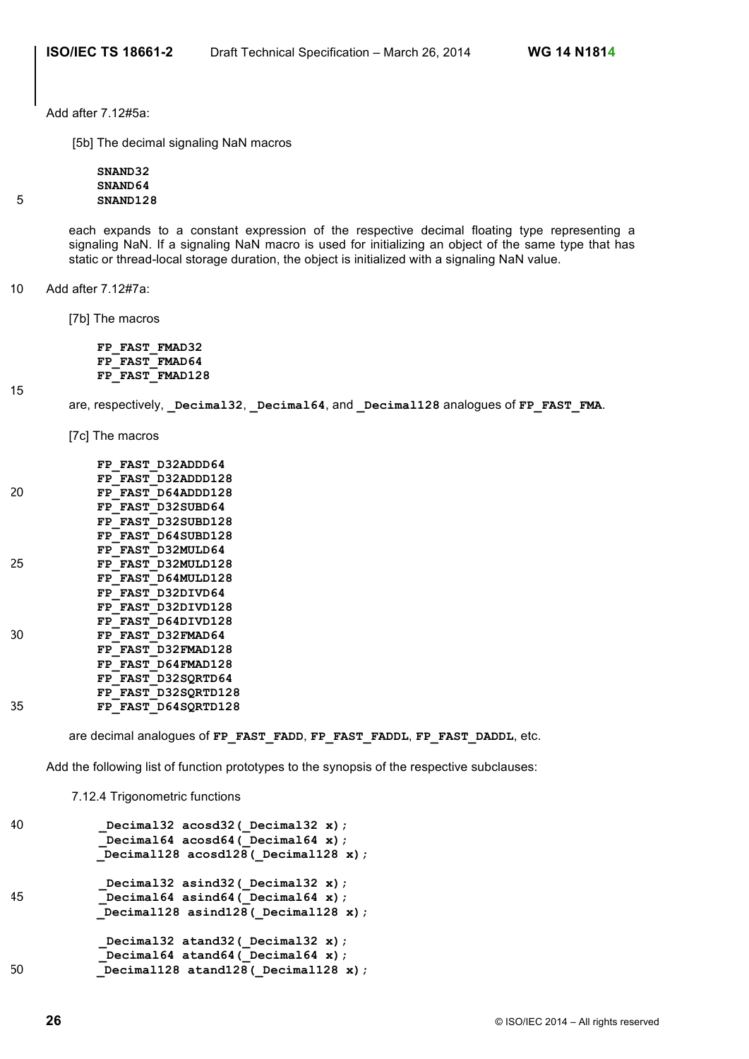Add after 7.12#5a:

[5b] The decimal signaling NaN macros

```
SNAND32
SNAND64
SNAND128
```

each expands to a constant expression of the respective decimal floating type representing a signaling NaN. If a signaling NaN macro is used for initializing an object of the same type that has static or thread-local storage duration, the object is initialized with a signaling NaN value.

Add after 7.12#7a:

[7b] The macros

```
FP_FAST_FMAD32
FP_FAST_FMAD64
FP_FAST_FMAD128
```

are, respectively, **_Decimal32**, **_Decimal64**, and **_Decimal128** analogues of **FP_FAST_FMA**.

[7c] The macros

```
FP_FAST_D32ADDD64
FP_FAST_D32ADDD128
FP_FAST_D64ADDD128
FP_FAST_D32SUBD64
FP_FAST_D32SUBD128
FP_FAST_D64SUBD128
FP_FAST_D32MULD64
FP_FAST_D32MULD128
FP_FAST_D64MULD128
FP_FAST_D32DIVD64
FP_FAST_D32DIVD128
FP_FAST_D64DIVD128
FP_FAST_D32FMAD64
FP_FAST_D32FMAD128
FP_FAST_D64FMAD128
FP_FAST_D32SQRTD64
FP_FAST_D32SQRTD128
FP_FAST_D64SQRTD128
```

are decimal analogues of **FP_FAST_FADD**, **FP_FAST_FADDL**, **FP_FAST_DADDL**, etc.

Add the following list of function prototypes to the synopsis of the respective subclauses:

7.12.4 Trigonometric functions

```
_Decimal32 acosd32(_Decimal32 x);
_Decimal64 acosd64(_Decimal64 x);
_Decimal128 acosd128(_Decimal128 x);

_Decimal32 asind32(_Decimal32 x);
_Decimal64 asind64(_Decimal64 x);
_Decimal128 asind128(_Decimal128 x);

_Decimal32 atand32(_Decimal32 x);
_Decimal64 atand64(_Decimal64 x);
_Decimal128 atand128(_Decimal128 x);
```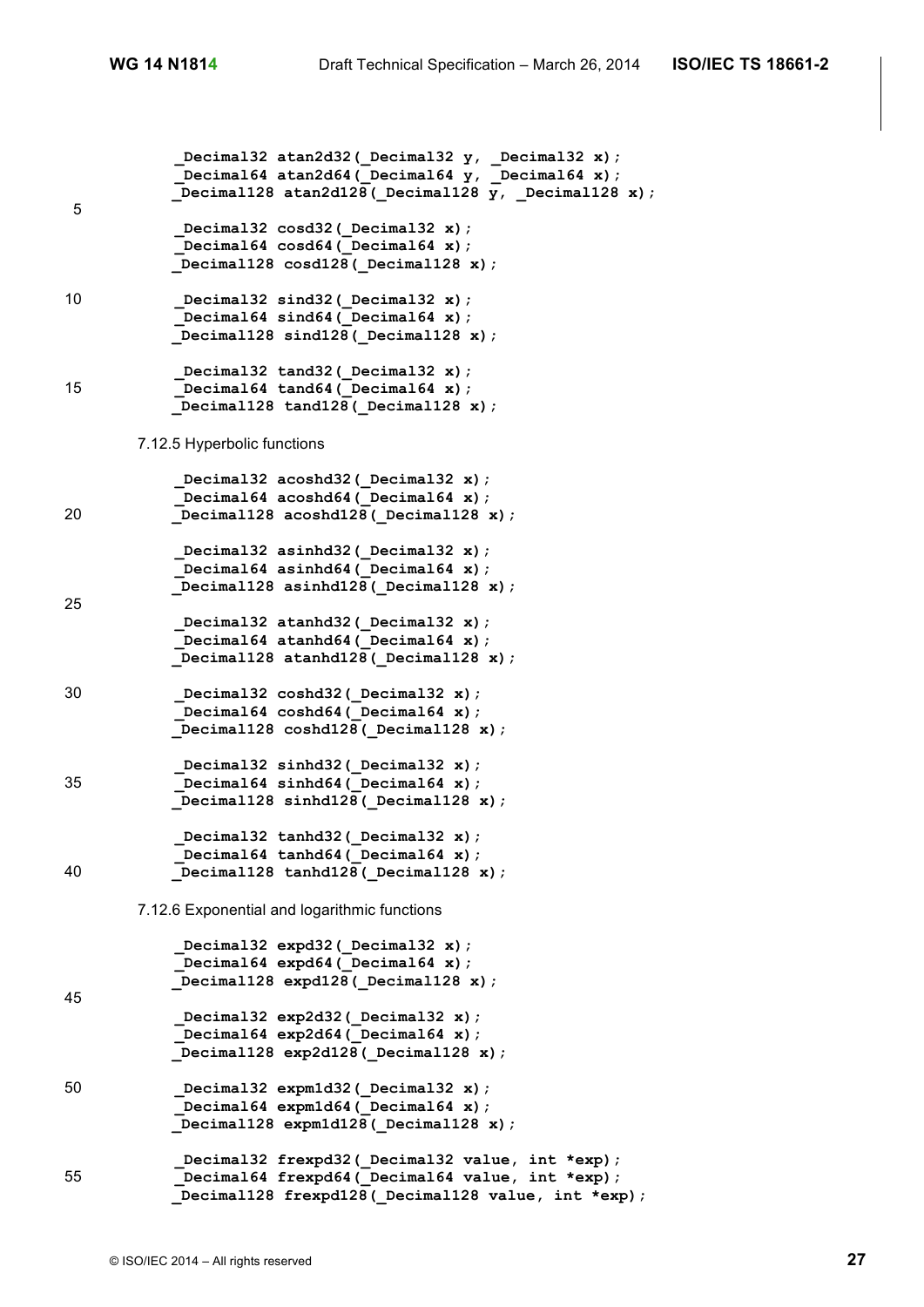```
_Decimal32 atan2d32(_Decimal32 y, _Decimal32 x);
_Decimal64 atan2d64(_Decimal64 y, _Decimal64 x);
_Decimal128 atan2d128(_Decimal128 y, _Decimal128 x);

_Decimal32 cosd32(_Decimal32 x);
_Decimal64 cosd64(_Decimal64 x);
_Decimal128 cosd128(_Decimal128 x);

_Decimal32 sind32(_Decimal32 x);
_Decimal64 sind64(_Decimal64 x);
_Decimal128 sind128(_Decimal128 x);

_Decimal32 tand32(_Decimal32 x);
_Decimal64 tand64(_Decimal64 x);
_Decimal128 tand128(_Decimal128 x);
```

7.12.5 Hyperbolic functions

```
_Decimal32 acoshd32(_Decimal32 x);
_Decimal64 acoshd64(_Decimal64 x);
_Decimal128 acoshd128(_Decimal128 x);

_Decimal32 asinhd32(_Decimal32 x);
_Decimal64 asinhd64(_Decimal64 x);
_Decimal128 asinhd128(_Decimal128 x);

_Decimal32 atanhd32(_Decimal32 x);
_Decimal64 atanhd64(_Decimal64 x);
_Decimal128 atanhd128(_Decimal128 x);

_Decimal32 coshd32(_Decimal32 x);
_Decimal64 coshd64(_Decimal64 x);
_Decimal128 coshd128(_Decimal128 x);

_Decimal32 sinhd32(_Decimal32 x);
_Decimal64 sinhd64(_Decimal64 x);
_Decimal128 sinhd128(_Decimal128 x);

_Decimal32 tanhd32(_Decimal32 x);
_Decimal64 tanhd64(_Decimal64 x);
_Decimal128 tanhd128(_Decimal128 x);
```

7.12.6 Exponential and logarithmic functions

```
_Decimal32 expd32(_Decimal32 x);
_Decimal64 expd64(_Decimal64 x);
_Decimal128 expd128(_Decimal128 x);

_Decimal32 exp2d32(_Decimal32 x);
_Decimal64 exp2d64(_Decimal64 x);
_Decimal128 exp2d128(_Decimal128 x);

_Decimal32 expm1d32(_Decimal32 x);
_Decimal64 expm1d64(_Decimal64 x);
_Decimal128 expm1d128(_Decimal128 x);

_Decimal32 frexpd32(_Decimal32 value, int *exp);
_Decimal64 frexpd64(_Decimal64 value, int *exp);
_Decimal128 frexpd128(_Decimal128 value, int *exp);
```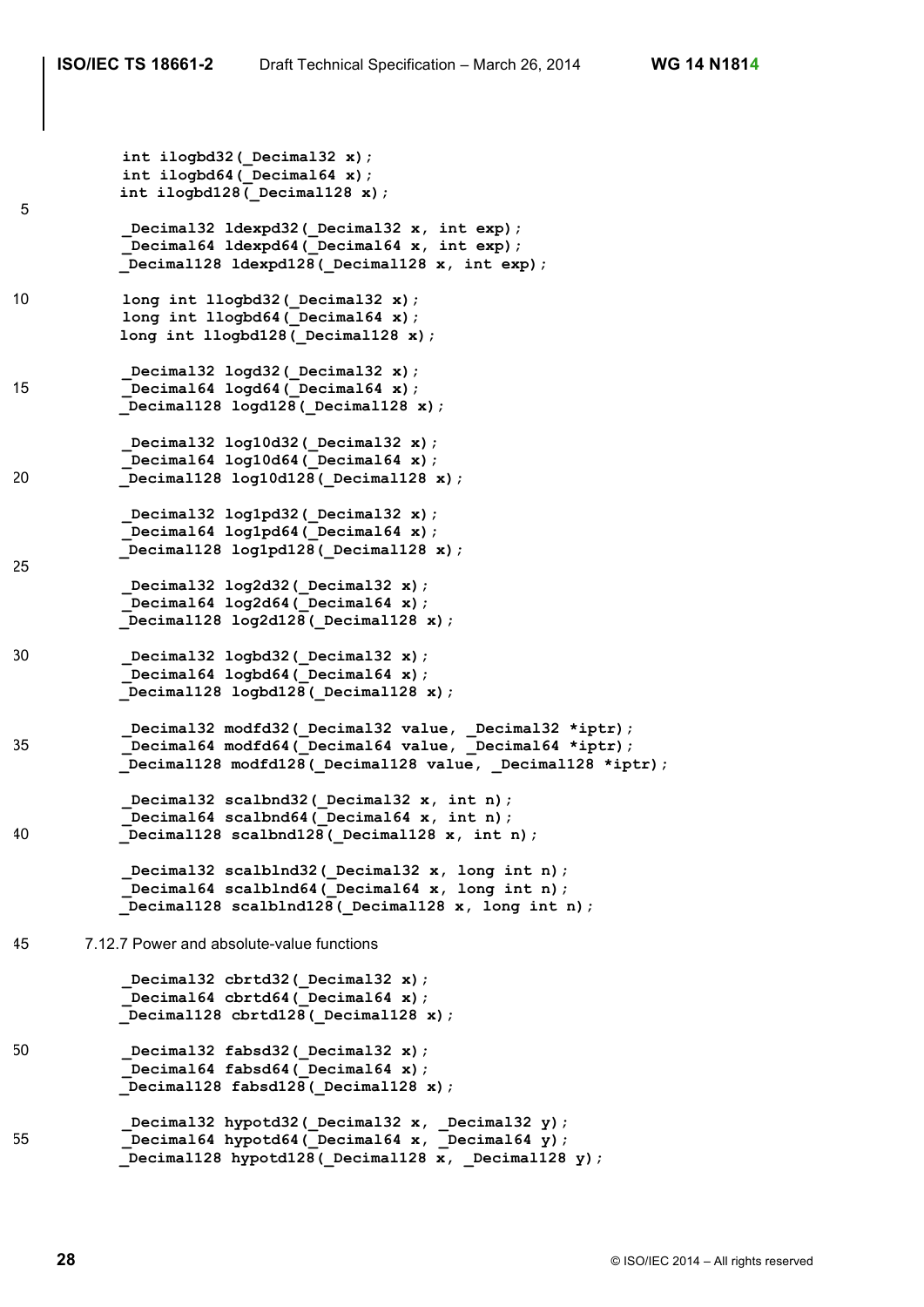```
int ilogbd32(_Decimal32 x);
int ilogbd64(_Decimal64 x);
int ilogbd128(_Decimal128 x);

_Decimal32 ldexpd32(_Decimal32 x, int exp);
_Decimal64 ldexpd64(_Decimal64 x, int exp);
_Decimal128 ldexpd128(_Decimal128 x, int exp);

long int llogbd32(_Decimal32 x);
long int llogbd64(_Decimal64 x);
long int llogbd128(_Decimal128 x);

_Decimal32 logd32(_Decimal32 x);
_Decimal64 logd64(_Decimal64 x);
_Decimal128 logd128(_Decimal128 x);

_Decimal32 log10d32(_Decimal32 x);
_Decimal64 log10d64(_Decimal64 x);
_Decimal128 log10d128(_Decimal128 x);

_Decimal32 log1pd32(_Decimal32 x);
_Decimal64 log1pd64(_Decimal64 x);
_Decimal128 log1pd128(_Decimal128 x);

_Decimal32 log2d32(_Decimal32 x);
_Decimal64 log2d64(_Decimal64 x);
_Decimal128 log2d128(_Decimal128 x);

_Decimal32 logbd32(_Decimal32 x);
_Decimal64 logbd64(_Decimal64 x);
_Decimal128 logbd128(_Decimal128 x);

_Decimal32 modfd32(_Decimal32 value, _Decimal32 *iptr);
_Decimal64 modfd64(_Decimal64 value, _Decimal64 *iptr);
_Decimal128 modfd128(_Decimal128 value, _Decimal128 *iptr);

_Decimal32 scalbnd32(_Decimal32 x, int n);
_Decimal64 scalbnd64(_Decimal64 x, int n);
_Decimal128 scalbnd128(_Decimal128 x, int n);

_Decimal32 scalblnd32(_Decimal32 x, long int n);
_Decimal64 scalblnd64(_Decimal64 x, long int n);
_Decimal128 scalblnd128(_Decimal128 x, long int n);
```

7.12.7 Power and absolute-value functions

```
_Decimal32 cbrtd32(_Decimal32 x);
_Decimal64 cbrtd64(_Decimal64 x);
_Decimal128 cbrtd128(_Decimal128 x);

_Decimal32 fabsd32(_Decimal32 x);
_Decimal64 fabsd64(_Decimal64 x);
_Decimal128 fabsd128(_Decimal128 x);

_Decimal32 hypotd32(_Decimal32 x, _Decimal32 y);
_Decimal64 hypotd64(_Decimal64 x, _Decimal64 y);
_Decimal128 hypotd128(_Decimal128 x, _Decimal128 y);
```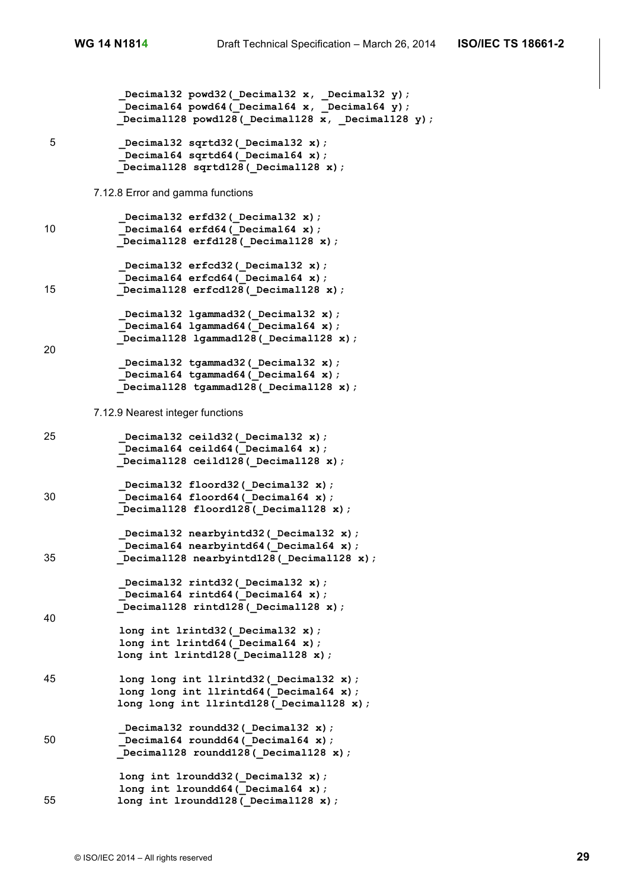```
_Decimal32 powd32(_Decimal32 x, _Decimal32 y);
_Decimal64 powd64(_Decimal64 x, _Decimal64 y);
_Decimal128 powd128(_Decimal128 x, _Decimal128 y);

_Decimal32 sqrtd32(_Decimal32 x);
_Decimal64 sqrtd64(_Decimal64 x);
_Decimal128 sqrtd128(_Decimal128 x);
```

7.12.8 Error and gamma functions

```
_Decimal32 erfd32(_Decimal32 x);
_Decimal64 erfd64(_Decimal64 x);
_Decimal128 erfd128(_Decimal128 x);

_Decimal32 erfcd32(_Decimal32 x);
_Decimal64 erfcd64(_Decimal64 x);
_Decimal128 erfcd128(_Decimal128 x);

_Decimal32 lgammad32(_Decimal32 x);
_Decimal64 lgammad64(_Decimal64 x);
_Decimal128 lgammad128(_Decimal128 x);

_Decimal32 tgammad32(_Decimal32 x);
_Decimal64 tgammad64(_Decimal64 x);
_Decimal128 tgammad128(_Decimal128 x);
```

7.12.9 Nearest integer functions

```
_Decimal32 ceild32(_Decimal32 x);
_Decimal64 ceild64(_Decimal64 x);
_Decimal128 ceild128(_Decimal128 x);

_Decimal32 floord32(_Decimal32 x);
_Decimal64 floord64(_Decimal64 x);
_Decimal128 floord128(_Decimal128 x);

_Decimal32 nearbyintd32(_Decimal32 x);
_Decimal64 nearbyintd64(_Decimal64 x);
_Decimal128 nearbyintd128(_Decimal128 x);

_Decimal32 rintd32(_Decimal32 x);
_Decimal64 rintd64(_Decimal64 x);
_Decimal128 rintd128(_Decimal128 x);

long int lrintd32(_Decimal32 x);
long int lrintd64(_Decimal64 x);
long int lrintd128(_Decimal128 x);

long long int llrintd32(_Decimal32 x);
long long int llrintd64(_Decimal64 x);
long long int llrintd128(_Decimal128 x);

_Decimal32 roundd32(_Decimal32 x);
_Decimal64 roundd64(_Decimal64 x);
_Decimal128 roundd128(_Decimal128 x);

long int lroundd32(_Decimal32 x);
long int lroundd64(_Decimal64 x);
long int lroundd128(_Decimal128 x);
```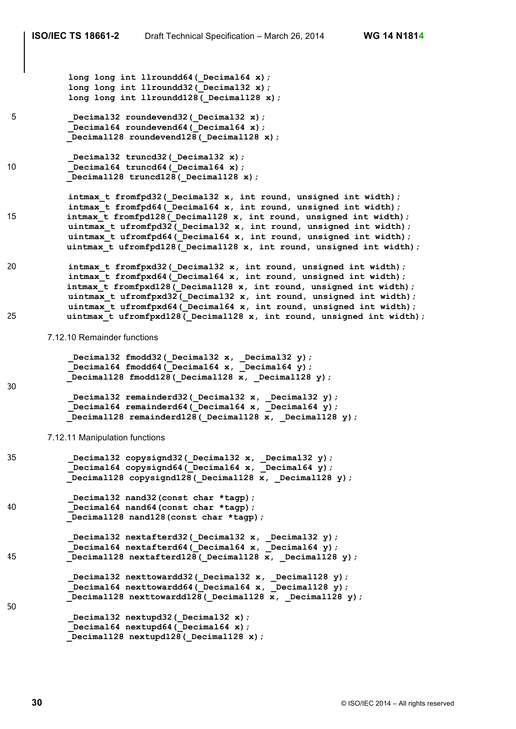```
long long int llroundd64(_Decimal64 x);
long long int llroundd32(_Decimal32 x);
long long int llroundd128(_Decimal128 x);

_Decimal32 roundevend32(_Decimal32 x);
_Decimal64 roundevend64(_Decimal64 x);
_Decimal128 roundevend128(_Decimal128 x);

_Decimal32 truncd32(_Decimal32 x);
_Decimal64 truncd64(_Decimal64 x);
_Decimal128 truncd128(_Decimal128 x);

intmax_t fromfpd32(_Decimal32 x, int round, unsigned int width);
intmax_t fromfpd64(_Decimal64 x, int round, unsigned int width);
intmax_t fromfpd128(_Decimal128 x, int round, unsigned int width);
uintmax_t ufromfpd32(_Decimal32 x, int round, unsigned int width);
uintmax_t ufromfpd64(_Decimal64 x, int round, unsigned int width);
uintmax_t ufromfpd128(_Decimal128 x, int round, unsigned int width);

intmax_t fromfpxd32(_Decimal32 x, int round, unsigned int width);
intmax_t fromfpxd64(_Decimal64 x, int round, unsigned int width);
intmax_t fromfpxd128(_Decimal128 x, int round, unsigned int width);
uintmax_t ufromfpxd32(_Decimal32 x, int round, unsigned int width);
uintmax_t ufromfpxd64(_Decimal64 x, int round, unsigned int width);
uintmax_t ufromfpxd128(_Decimal128 x, int round, unsigned int width);
```

7.12.10 Remainder functions

```
_Decimal32 fmodd32(_Decimal32 x, _Decimal32 y);
_Decimal64 fmodd64(_Decimal64 x, _Decimal64 y);
_Decimal128 fmodd128(_Decimal128 x, _Decimal128 y);

_Decimal32 remainderd32(_Decimal32 x, _Decimal32 y);
_Decimal64 remainderd64(_Decimal64 x, _Decimal64 y);
_Decimal128 remainderd128(_Decimal128 x, _Decimal128 y);
```

7.12.11 Manipulation functions

```
_Decimal32 copysignd32(_Decimal32 x, _Decimal32 y);
_Decimal64 copysignd64(_Decimal64 x, _Decimal64 y);
_Decimal128 copysignd128(_Decimal128 x, _Decimal128 y);

_Decimal32 nand32(const char *tagp);
_Decimal64 nand64(const char *tagp);
_Decimal128 nand128(const char *tagp);

_Decimal32 nextafterd32(_Decimal32 x, _Decimal32 y);
_Decimal64 nextafterd64(_Decimal64 x, _Decimal64 y);
_Decimal128 nextafterd128(_Decimal128 x, _Decimal128 y);

_Decimal32 nexttowardd32(_Decimal32 x, _Decimal128 y);
_Decimal64 nexttowardd64(_Decimal64 x, _Decimal128 y);
_Decimal128 nexttowardd128(_Decimal128 x, _Decimal128 y);

_Decimal32 nextupd32(_Decimal32 x);
_Decimal64 nextupd64(_Decimal64 x);
_Decimal128 nextupd128(_Decimal128 x);
```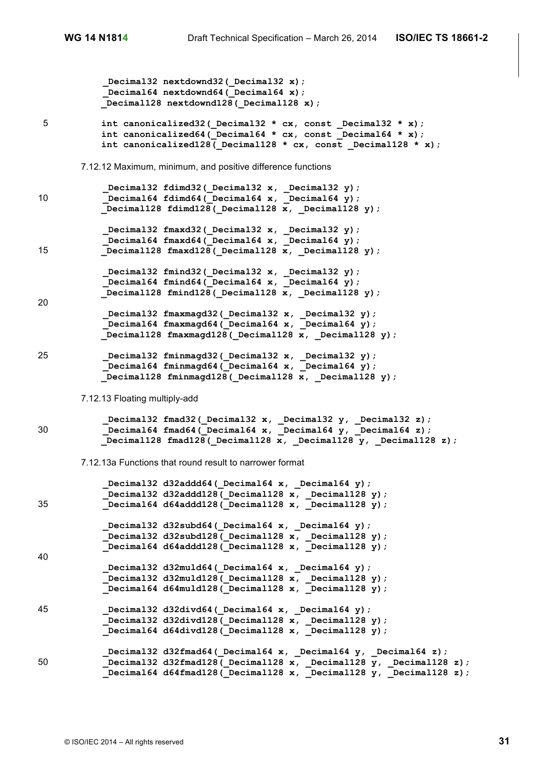```
_Decimal32 nextdownd32(_Decimal32 x);
_Decimal64 nextdownd64(_Decimal64 x);
_Decimal128 nextdownd128(_Decimal128 x);

int canonicalized32(_Decimal32 * cx, const _Decimal32 * x);
int canonicalized64(_Decimal64 * cx, const _Decimal64 * x);
int canonicalized128(_Decimal128 * cx, const _Decimal128 * x);
```

7.12.12 Maximum, minimum, and positive difference functions

```
_Decimal32 fdimd32(_Decimal32 x, _Decimal32 y);
_Decimal64 fdimd64(_Decimal64 x, _Decimal64 y);
_Decimal128 fdimd128(_Decimal128 x, _Decimal128 y);

_Decimal32 fmaxd32(_Decimal32 x, _Decimal32 y);
_Decimal64 fmaxd64(_Decimal64 x, _Decimal64 y);
_Decimal128 fmaxd128(_Decimal128 x, _Decimal128 y);

_Decimal32 fmind32(_Decimal32 x, _Decimal32 y);
_Decimal64 fmind64(_Decimal64 x, _Decimal64 y);
_Decimal128 fmind128(_Decimal128 x, _Decimal128 y);

_Decimal32 fmaxmagd32(_Decimal32 x, _Decimal32 y);
_Decimal64 fmaxmagd64(_Decimal64 x, _Decimal64 y);
_Decimal128 fmaxmagd128(_Decimal128 x, _Decimal128 y);

_Decimal32 fminmagd32(_Decimal32 x, _Decimal32 y);
_Decimal64 fminmagd64(_Decimal64 x, _Decimal64 y);
_Decimal128 fminmagd128(_Decimal128 x, _Decimal128 y);
```

7.12.13 Floating multiply-add

```
_Decimal32 fmad32(_Decimal32 x, _Decimal32 y, _Decimal32 z);
_Decimal64 fmad64(_Decimal64 x, _Decimal64 y, _Decimal64 z);
_Decimal128 fmad128(_Decimal128 x, _Decimal128 y, _Decimal128 z);
```

7.12.13a Functions that round result to narrower format

```
_Decimal32 d32addd64(_Decimal64 x, _Decimal64 y);
_Decimal32 d32addd128(_Decimal128 x, _Decimal128 y);
_Decimal64 d64addd128(_Decimal128 x, _Decimal128 y);

_Decimal32 d32subd64(_Decimal64 x, _Decimal64 y);
_Decimal32 d32subd128(_Decimal128 x, _Decimal128 y);
_Decimal64 d64addd128(_Decimal128 x, _Decimal128 y);

_Decimal32 d32muld64(_Decimal64 x, _Decimal64 y);
_Decimal32 d32muld128(_Decimal128 x, _Decimal128 y);
_Decimal64 d64muld128(_Decimal128 x, _Decimal128 y);

_Decimal32 d32divd64(_Decimal64 x, _Decimal64 y);
_Decimal32 d32divd128(_Decimal128 x, _Decimal128 y);
_Decimal64 d64divd128(_Decimal128 x, _Decimal128 y);

_Decimal32 d32fmad64(_Decimal64 x, _Decimal64 y, _Decimal64 z);
_Decimal32 d32fmad128(_Decimal128 x, _Decimal128 y, _Decimal128 z);
_Decimal64 d64fmad128(_Decimal128 x, _Decimal128 y, _Decimal128 z);
```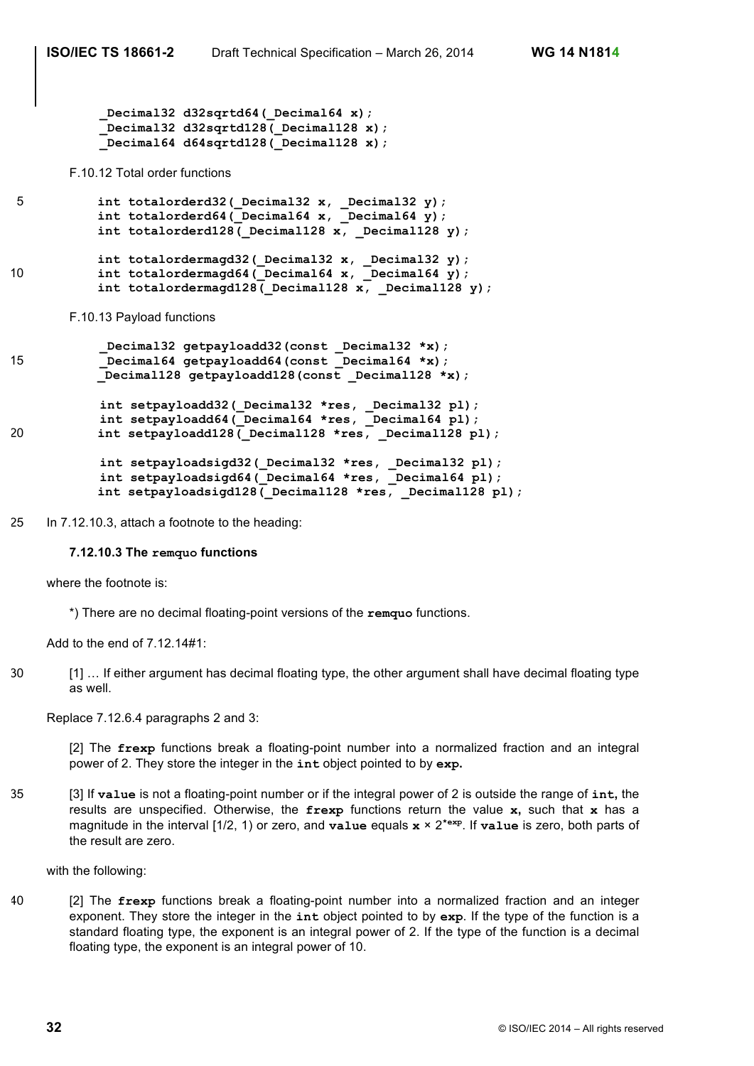```
_Decimal32 d32sqrtd64(_Decimal64 x);
_Decimal32 d32sqrtd128(_Decimal128 x);
_Decimal64 d64sqrtd128(_Decimal128 x);
```

F.10.12 Total order functions

```
int totalorderd32(_Decimal32 x, _Decimal32 y);
int totalorderd64(_Decimal64 x, _Decimal64 y);
int totalorderd128(_Decimal128 x, _Decimal128 y);

int totalordermagd32(_Decimal32 x, _Decimal32 y);
int totalordermagd64(_Decimal64 x, _Decimal64 y);
int totalordermagd128(_Decimal128 x, _Decimal128 y);
```

F.10.13 Payload functions

```
_Decimal32 getpayloadd32(const _Decimal32 *x);
_Decimal64 getpayloadd64(const _Decimal64 *x);
_Decimal128 getpayloadd128(const _Decimal128 *x);

int setpayloadd32(_Decimal32 *res, _Decimal32 pl);
int setpayloadd64(_Decimal64 *res, _Decimal64 pl);
int setpayloadd128(_Decimal128 *res, _Decimal128 pl);

int setpayloadsigd32(_Decimal32 *res, _Decimal32 pl);
int setpayloadsigd64(_Decimal64 *res, _Decimal64 pl);
int setpayloadsigd128(_Decimal128 *res, _Decimal128 pl);
```

In 7.12.10.3, attach a footnote to the heading:

**7.12.10.3 The `remquo` functions**

where the footnote is:

*) There are no decimal floating-point versions of the **`remquo`** functions.

Add to the end of 7.12.14#1:

[1] … If either argument has decimal floating type, the other argument shall have decimal floating type as well.

Replace 7.12.6.4 paragraphs 2 and 3:

[2] The **`frexp`** functions break a floating-point number into a normalized fraction and an integral power of 2. They store the integer in the **`int`** object pointed to by **`exp`**.

[3] If **`value`** is not a floating-point number or if the integral power of 2 is outside the range of **`int`**, the results are unspecified. Otherwise, the **`frexp`** functions return the value **`x`**, such that **`x`** has a magnitude in the interval [1/2, 1) or zero, and **`value`** equals **`x`** × $2^{*\texttt{exp}}$. If **`value`** is zero, both parts of the result are zero.

with the following:

[2] The **`frexp`** functions break a floating-point number into a normalized fraction and an integer exponent. They store the integer in the **`int`** object pointed to by **`exp`**. If the type of the function is a standard floating type, the exponent is an integral power of 2. If the type of the function is a decimal floating type, the exponent is an integral power of 10.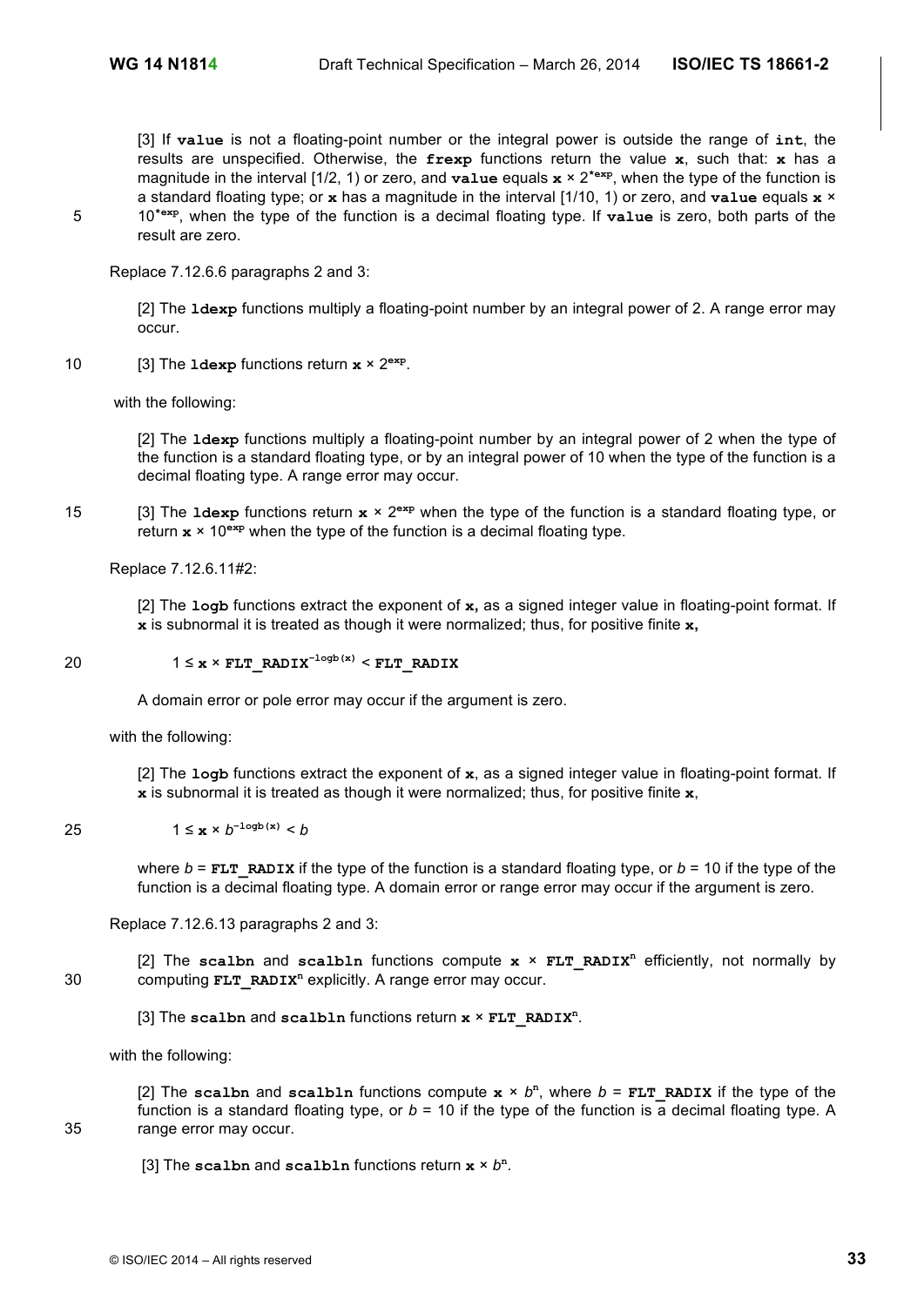[3] If **value** is not a floating-point number or the integral power is outside the range of **int**, the results are unspecified. Otherwise, the **frexp** functions return the value **x**, such that: **x** has a magnitude in the interval [1/2, 1) or zero, and **value** equals **x** × $2^{*\mathbf{exp}}$, when the type of the function is a standard floating type; or **x** has a magnitude in the interval [1/10, 1) or zero, and **value** equals **x** × $10^{*\mathbf{exp}}$, when the type of the function is a decimal floating type. If **value** is zero, both parts of the result are zero.

Replace 7.12.6.6 paragraphs 2 and 3:

> [2] The **ldexp** functions multiply a floating-point number by an integral power of 2. A range error may occur.
>
> [3] The **ldexp** functions return **x** × $2^{\mathbf{exp}}$.

with the following:

> [2] The **ldexp** functions multiply a floating-point number by an integral power of 2 when the type of the function is a standard floating type, or by an integral power of 10 when the type of the function is a decimal floating type. A range error may occur.
>
> [3] The **ldexp** functions return **x** × $2^{\mathbf{exp}}$ when the type of the function is a standard floating type, or return **x** × $10^{\mathbf{exp}}$ when the type of the function is a decimal floating type.

Replace 7.12.6.11#2:

> [2] The **logb** functions extract the exponent of **x,** as a signed integer value in floating-point format. If **x** is subnormal it is treated as though it were normalized; thus, for positive finite **x,**
>
> $$1 \le \mathbf{x} \times \mathbf{FLT\_RADIX}^{-\mathbf{logb(x)}} < \mathbf{FLT\_RADIX}$$
>
> A domain error or pole error may occur if the argument is zero.

with the following:

> [2] The **logb** functions extract the exponent of **x**, as a signed integer value in floating-point format. If **x** is subnormal it is treated as though it were normalized; thus, for positive finite **x**,
>
> $$1 \le \mathbf{x} \times b^{-\mathbf{logb(x)}} < b$$
>
> where $b$ = **FLT_RADIX** if the type of the function is a standard floating type, or $b$ = 10 if the type of the function is a decimal floating type. A domain error or range error may occur if the argument is zero.

Replace 7.12.6.13 paragraphs 2 and 3:

> [2] The **scalbn** and **scalbln** functions compute **x** × $\mathbf{FLT\_RADIX}^{n}$ efficiently, not normally by computing $\mathbf{FLT\_RADIX}^{n}$ explicitly. A range error may occur.
>
> [3] The **scalbn** and **scalbln** functions return **x** × $\mathbf{FLT\_RADIX}^{n}$.

with the following:

> [2] The **scalbn** and **scalbln** functions compute **x** × $b^{n}$, where $b$ = **FLT_RADIX** if the type of the function is a standard floating type, or $b$ = 10 if the type of the function is a decimal floating type. A range error may occur.
>
> [3] The **scalbn** and **scalbln** functions return **x** × $b^{n}$.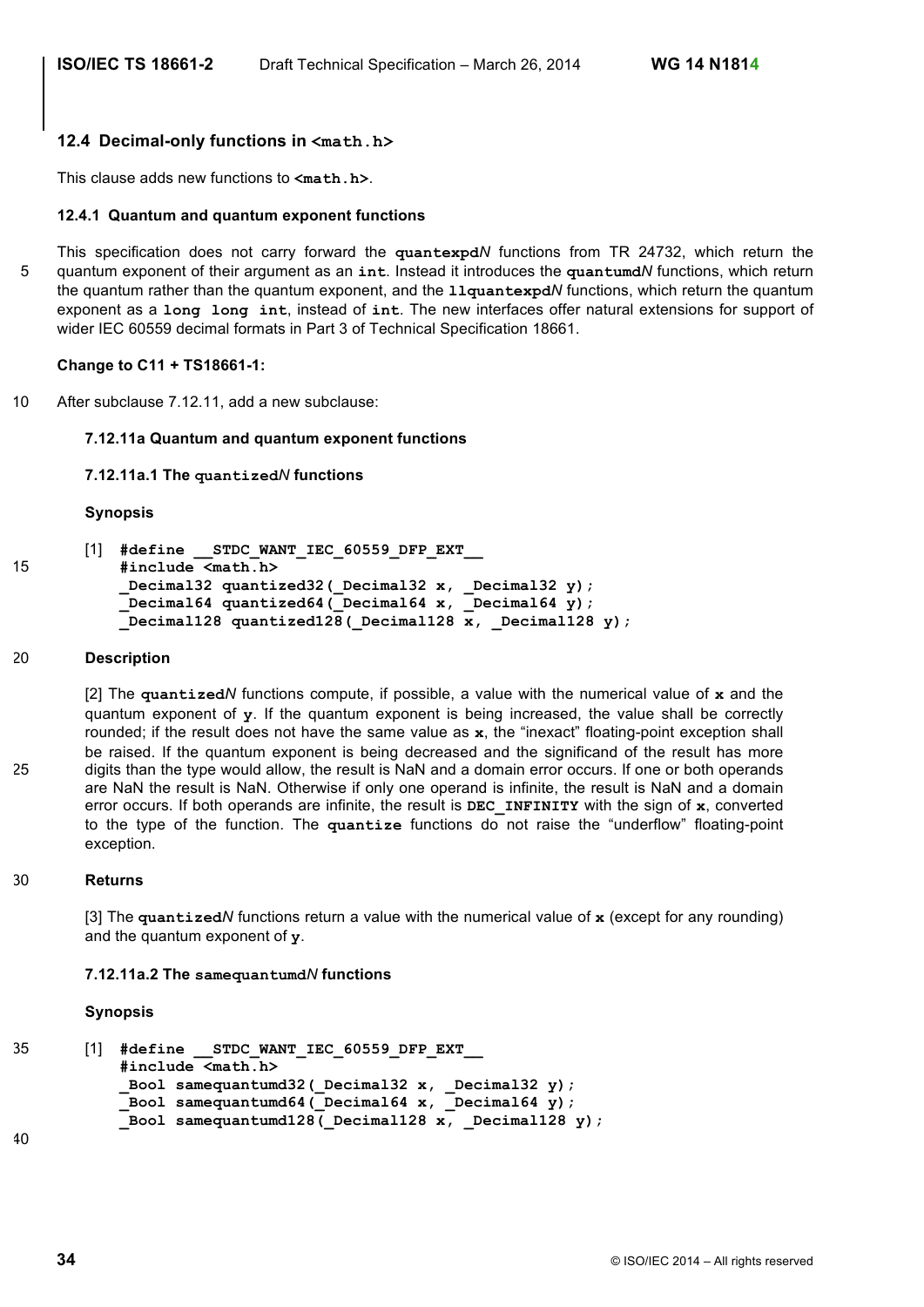## 12.4 Decimal-only functions in `<math.h>`

This clause adds new functions to **<math.h>**.

### 12.4.1 Quantum and quantum exponent functions

This specification does not carry forward the **quantexpd***N* functions from TR 24732, which return the quantum exponent of their argument as an **int**. Instead it introduces the **quantumd***N* functions, which return the quantum rather than the quantum exponent, and the **llquantexpd***N* functions, which return the quantum exponent as a **long long int**, instead of **int**. The new interfaces offer natural extensions for support of wider IEC 60559 decimal formats in Part 3 of Technical Specification 18661.

**Change to C11 + TS18661-1:**

After subclause 7.12.11, add a new subclause:

**7.12.11a Quantum and quantum exponent functions**

**7.12.11a.1 The quantized*N* functions**

**Synopsis**

[1]
```
#define __STDC_WANT_IEC_60559_DFP_EXT__
#include <math.h>
_Decimal32 quantized32(_Decimal32 x, _Decimal32 y);
_Decimal64 quantized64(_Decimal64 x, _Decimal64 y);
_Decimal128 quantized128(_Decimal128 x, _Decimal128 y);
```

**Description**

[2] The **quantized***N* functions compute, if possible, a value with the numerical value of **x** and the quantum exponent of **y**. If the quantum exponent is being increased, the value shall be correctly rounded; if the result does not have the same value as **x**, the "inexact" floating-point exception shall be raised. If the quantum exponent is being decreased and the significand of the result has more digits than the type would allow, the result is NaN and a domain error occurs. If one or both operands are NaN the result is NaN. Otherwise if only one operand is infinite, the result is NaN and a domain error occurs. If both operands are infinite, the result is **DEC_INFINITY** with the sign of **x**, converted to the type of the function. The **quantize** functions do not raise the "underflow" floating-point exception.

**Returns**

[3] The **quantized***N* functions return a value with the numerical value of **x** (except for any rounding) and the quantum exponent of **y**.

**7.12.11a.2 The samequantumd*N* functions**

**Synopsis**

[1]
```
#define __STDC_WANT_IEC_60559_DFP_EXT__
#include <math.h>
_Bool samequantumd32(_Decimal32 x, _Decimal32 y);
_Bool samequantumd64(_Decimal64 x, _Decimal64 y);
_Bool samequantumd128(_Decimal128 x, _Decimal128 y);
```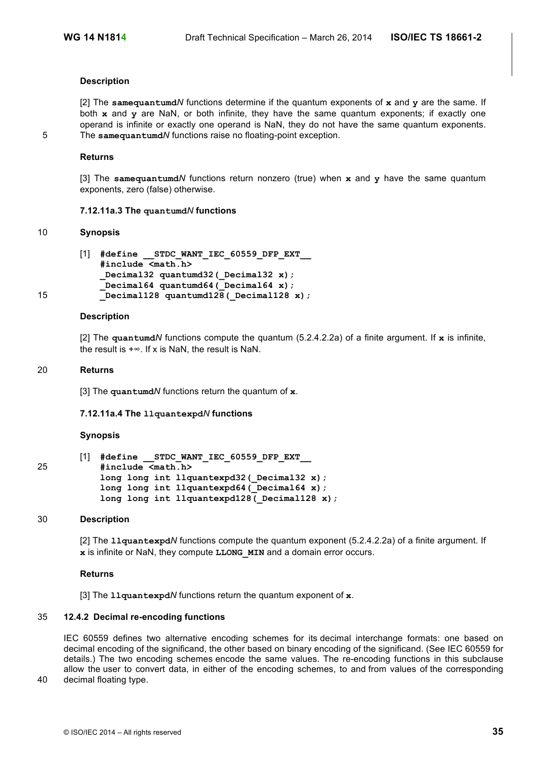**Description**

[2] The **samequantumd***N* functions determine if the quantum exponents of **x** and **y** are the same. If both **x** and **y** are NaN, or both infinite, they have the same quantum exponents; if exactly one operand is infinite or exactly one operand is NaN, they do not have the same quantum exponents. The **samequantumd***N* functions raise no floating-point exception.

**Returns**

[3] The **samequantumd***N* functions return nonzero (true) when **x** and **y** have the same quantum exponents, zero (false) otherwise.

#### 7.12.11a.3 The quantumd*N* functions

**Synopsis**

[1]
```
#define __STDC_WANT_IEC_60559_DFP_EXT__
#include <math.h>
_Decimal32 quantumd32(_Decimal32 x);
_Decimal64 quantumd64(_Decimal64 x);
_Decimal128 quantumd128(_Decimal128 x);
```

**Description**

[2] The **quantumd***N* functions compute the quantum (5.2.4.2.2a) of a finite argument. If **x** is infinite, the result is +∞. If x is NaN, the result is NaN.

**Returns**

[3] The **quantumd***N* functions return the quantum of **x**.

#### 7.12.11a.4 The llquantexpd*N* functions

**Synopsis**

[1]
```
#define __STDC_WANT_IEC_60559_DFP_EXT__
#include <math.h>
long long int llquantexpd32(_Decimal32 x);
long long int llquantexpd64(_Decimal64 x);
long long int llquantexpd128(_Decimal128 x);
```

**Description**

[2] The **llquantexpd***N* functions compute the quantum exponent (5.2.4.2.2a) of a finite argument. If **x** is infinite or NaN, they compute **LLONG_MIN** and a domain error occurs.

**Returns**

[3] The **llquantexpd***N* functions return the quantum exponent of **x**.

### 12.4.2 Decimal re-encoding functions

IEC 60559 defines two alternative encoding schemes for its decimal interchange formats: one based on decimal encoding of the significand, the other based on binary encoding of the significand. (See IEC 60559 for details.) The two encoding schemes encode the same values. The re-encoding functions in this subclause allow the user to convert data, in either of the encoding schemes, to and from values of the corresponding decimal floating type.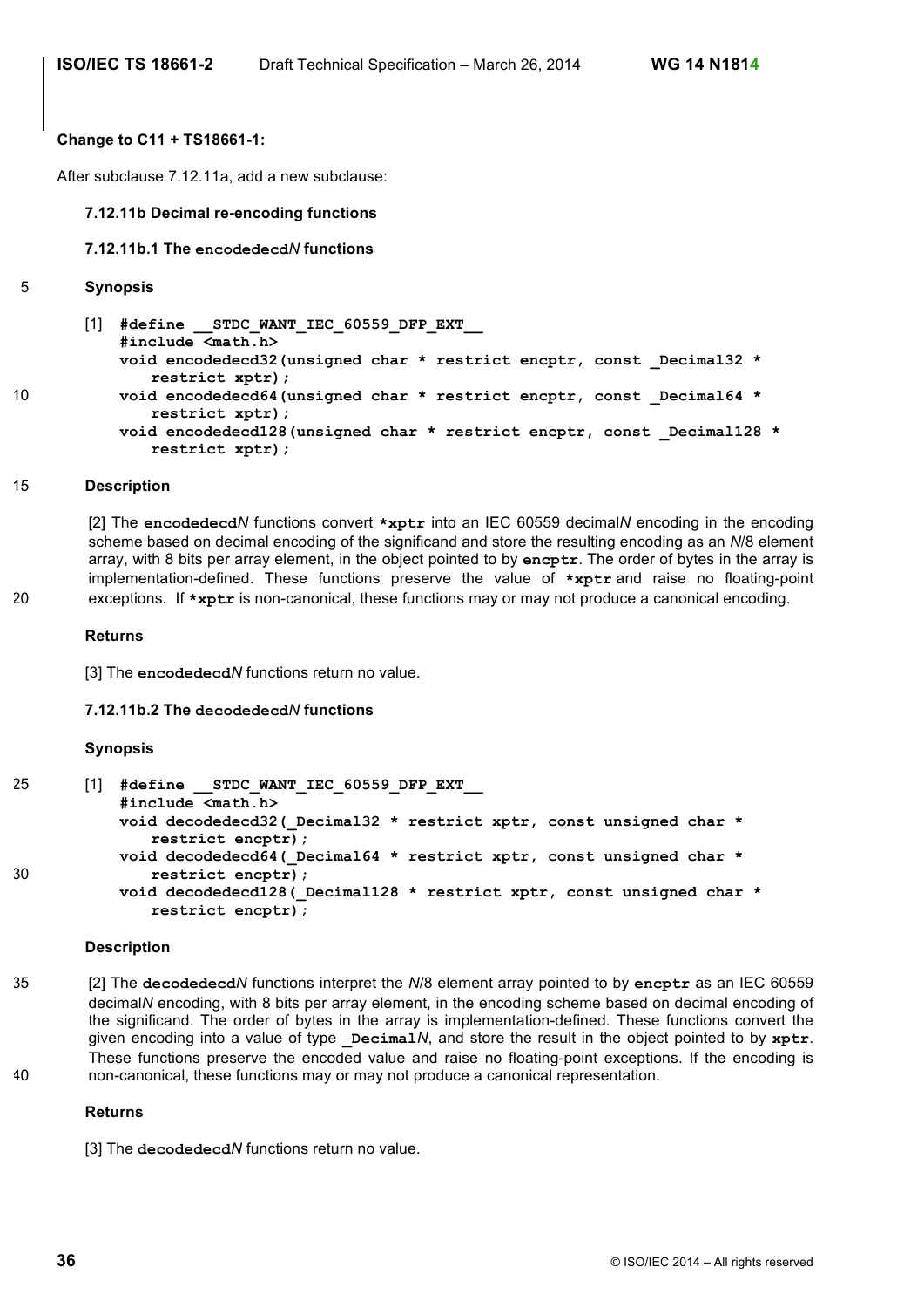**Change to C11 + TS18661-1:**

After subclause 7.12.11a, add a new subclause:

### 7.12.11b Decimal re-encoding functions

#### 7.12.11b.1 The encodedecd*N* functions

**Synopsis**

[1]
```
#define __STDC_WANT_IEC_60559_DFP_EXT__
#include <math.h>
void encodedecd32(unsigned char * restrict encptr, const _Decimal32 *
    restrict xptr);
void encodedecd64(unsigned char * restrict encptr, const _Decimal64 *
    restrict xptr);
void encodedecd128(unsigned char * restrict encptr, const _Decimal128 *
    restrict xptr);
```

**Description**

[2] The **encodedecd***N* functions convert **\*xptr** into an IEC 60559 decimal*N* encoding in the encoding scheme based on decimal encoding of the significand and store the resulting encoding as an *N*/8 element array, with 8 bits per array element, in the object pointed to by **encptr**. The order of bytes in the array is implementation-defined. These functions preserve the value of **\*xptr** and raise no floating-point exceptions. If **\*xptr** is non-canonical, these functions may or may not produce a canonical encoding.

**Returns**

[3] The **encodedecd***N* functions return no value.

#### 7.12.11b.2 The decodedecd*N* functions

**Synopsis**

[1]
```
#define __STDC_WANT_IEC_60559_DFP_EXT__
#include <math.h>
void decodedecd32(_Decimal32 * restrict xptr, const unsigned char *
    restrict encptr);
void decodedecd64(_Decimal64 * restrict xptr, const unsigned char *
    restrict encptr);
void decodedecd128(_Decimal128 * restrict xptr, const unsigned char *
    restrict encptr);
```

**Description**

[2] The **decodedecd***N* functions interpret the *N*/8 element array pointed to by **encptr** as an IEC 60559 decimal*N* encoding, with 8 bits per array element, in the encoding scheme based on decimal encoding of the significand. The order of bytes in the array is implementation-defined. These functions convert the given encoding into a value of type **_Decimal***N*, and store the result in the object pointed to by **xptr**. These functions preserve the encoded value and raise no floating-point exceptions. If the encoding is non-canonical, these functions may or may not produce a canonical representation.

**Returns**

[3] The **decodedecd***N* functions return no value.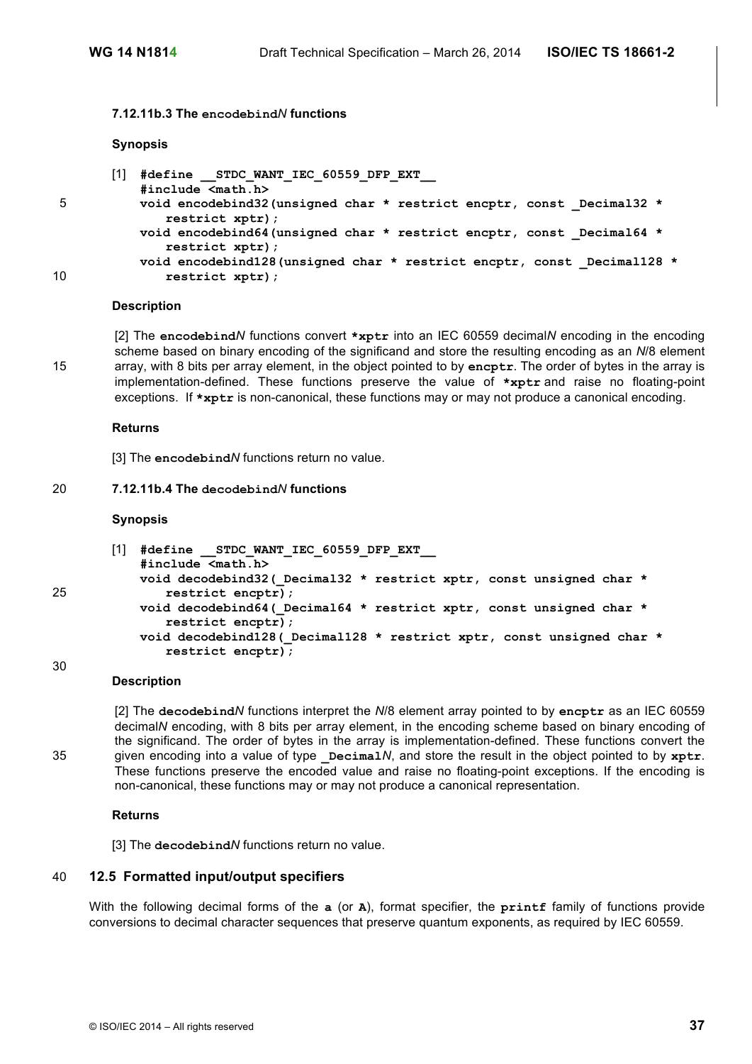#### 7.12.11b.3 The `encodebindN` functions

**Synopsis**

[1]
```
#define __STDC_WANT_IEC_60559_DFP_EXT__
#include <math.h>
void encodebind32(unsigned char * restrict encptr, const _Decimal32 *
    restrict xptr);
void encodebind64(unsigned char * restrict encptr, const _Decimal64 *
    restrict xptr);
void encodebind128(unsigned char * restrict encptr, const _Decimal128 *
    restrict xptr);
```

**Description**

[2] The **encodebind***N* functions convert ***xptr** into an IEC 60559 decimal*N* encoding in the encoding scheme based on binary encoding of the significand and store the resulting encoding as an *N*/8 element array, with 8 bits per array element, in the object pointed to by **encptr**. The order of bytes in the array is implementation-defined. These functions preserve the value of ***xptr** and raise no floating-point exceptions. If ***xptr** is non-canonical, these functions may or may not produce a canonical encoding.

**Returns**

[3] The **encodebind***N* functions return no value.

#### 7.12.11b.4 The `decodebindN` functions

**Synopsis**

[1]
```
#define __STDC_WANT_IEC_60559_DFP_EXT__
#include <math.h>
void decodebind32(_Decimal32 * restrict xptr, const unsigned char *
    restrict encptr);
void decodebind64(_Decimal64 * restrict xptr, const unsigned char *
    restrict encptr);
void decodebind128(_Decimal128 * restrict xptr, const unsigned char *
    restrict encptr);
```

**Description**

[2] The **decodebind***N* functions interpret the *N*/8 element array pointed to by **encptr** as an IEC 60559 decimal*N* encoding, with 8 bits per array element, in the encoding scheme based on binary encoding of the significand. The order of bytes in the array is implementation-defined. These functions convert the given encoding into a value of type **_Decimal***N*, and store the result in the object pointed to by **xptr**. These functions preserve the encoded value and raise no floating-point exceptions. If the encoding is non-canonical, these functions may or may not produce a canonical representation.

**Returns**

[3] The **decodebind***N* functions return no value.

### 12.5 Formatted input/output specifiers

With the following decimal forms of the **a** (or **A**), format specifier, the **printf** family of functions provide conversions to decimal character sequences that preserve quantum exponents, as required by IEC 60559.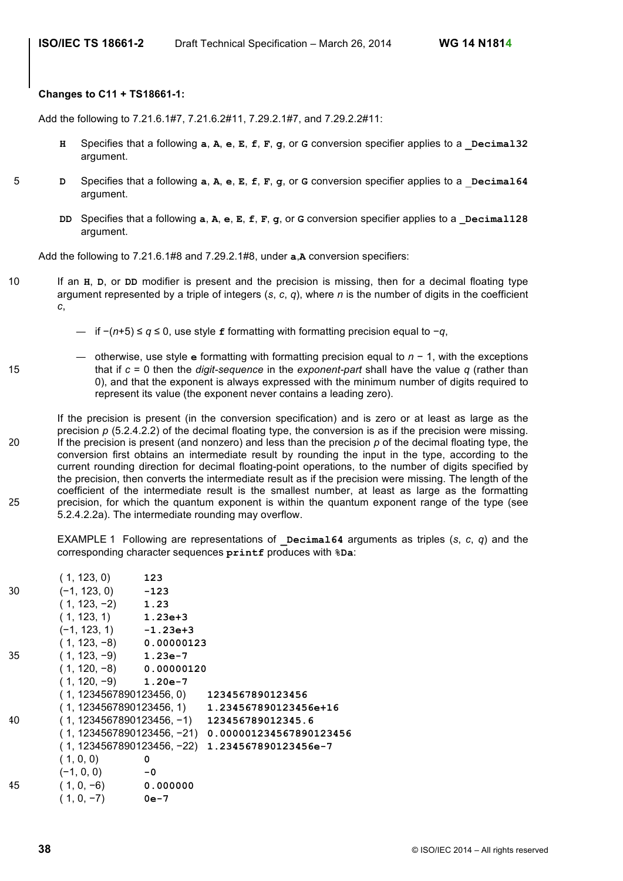**Changes to C11 + TS18661-1:**

Add the following to 7.21.6.1#7, 7.21.6.2#11, 7.29.2.1#7, and 7.29.2.2#11:

- **H** Specifies that a following **a**, **A**, **e**, **E**, **f**, **F**, **g**, or **G** conversion specifier applies to a **_Decimal32** argument.
- **D** Specifies that a following **a**, **A**, **e**, **E**, **f**, **F**, **g**, or **G** conversion specifier applies to a **_Decimal64** argument.
- **DD** Specifies that a following **a**, **A**, **e**, **E**, **f**, **F**, **g**, or **G** conversion specifier applies to a **_Decimal128** argument.

Add the following to 7.21.6.1#8 and 7.29.2.1#8, under **a**,**A** conversion specifiers:

If an **H**, **D**, or **DD** modifier is present and the precision is missing, then for a decimal floating type argument represented by a triple of integers ($s$, $c$, $q$), where $n$ is the number of digits in the coefficient $c$,

- if $-(n+5) \le q \le 0$, use style **f** formatting with formatting precision equal to $-q$,
- otherwise, use style **e** formatting with formatting precision equal to $n - 1$, with the exceptions that if $c = 0$ then the *digit-sequence* in the *exponent-part* shall have the value $q$ (rather than 0), and that the exponent is always expressed with the minimum number of digits required to represent its value (the exponent never contains a leading zero).

If the precision is present (in the conversion specification) and is zero or at least as large as the precision $p$ (5.2.4.2.2) of the decimal floating type, the conversion is as if the precision were missing. If the precision is present (and nonzero) and less than the precision $p$ of the decimal floating type, the conversion first obtains an intermediate result by rounding the input in the type, according to the current rounding direction for decimal floating-point operations, to the number of digits specified by the precision, then converts the intermediate result as if the precision were missing. The length of the coefficient of the intermediate result is the smallest number, at least as large as the formatting precision, for which the quantum exponent is within the quantum exponent range of the type (see 5.2.4.2.2a). The intermediate rounding may overflow.

EXAMPLE 1 Following are representations of **_Decimal64** arguments as triples ($s$, $c$, $q$) and the corresponding character sequences **printf** produces with **%Da**:

```
( 1, 123, 0)                  123
(−1, 123, 0)                  -123
( 1, 123, −2)                 1.23
( 1, 123, 1)                  1.23e+3
(−1, 123, 1)                  -1.23e+3
( 1, 123, −8)                 0.00000123
( 1, 123, −9)                 1.23e-7
( 1, 120, −8)                 0.00000120
( 1, 120, −9)                 1.20e-7
( 1, 1234567890123456, 0)     1234567890123456
( 1, 1234567890123456, 1)     1.234567890123456e+16
( 1, 1234567890123456, −1)    123456789012345.6
( 1, 1234567890123456, −21)   0.000001234567890123456
( 1, 1234567890123456, −22)   1.234567890123456e-7
( 1, 0, 0)                    0
(−1, 0, 0)                    -0
( 1, 0, −6)                   0.000000
( 1, 0, −7)                   0e-7
```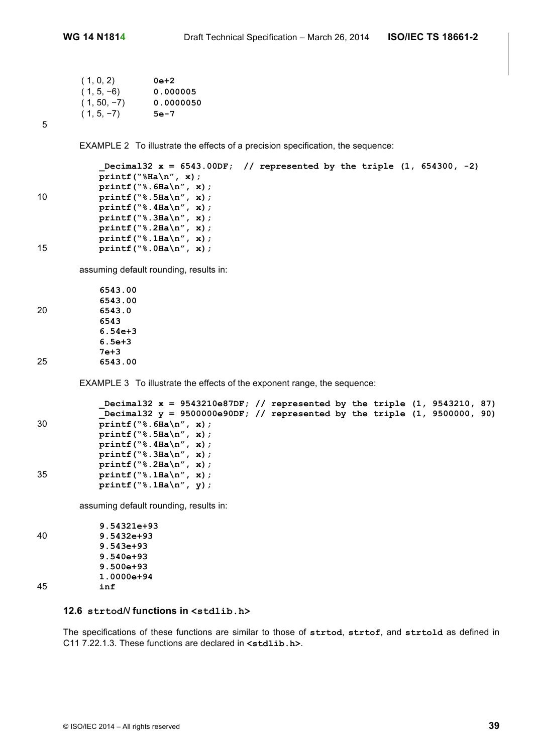```
( 1, 0, 2)      0e+2
( 1, 5, −6)     0.000005
( 1, 50, −7)    0.0000050
( 1, 5, −7)     5e-7
```

EXAMPLE 2 To illustrate the effects of a precision specification, the sequence:

```
_Decimal32 x = 6543.00DF;  // represented by the triple (1, 654300, -2)
printf("%Ha\n", x);
printf("%.6Ha\n", x);
printf("%.5Ha\n", x);
printf("%.4Ha\n", x);
printf("%.3Ha\n", x);
printf("%.2Ha\n", x);
printf("%.1Ha\n", x);
printf("%.0Ha\n", x);
```

assuming default rounding, results in:

```
6543.00
6543.00
6543.0
6543
6.54e+3
6.5e+3
7e+3
6543.00
```

EXAMPLE 3 To illustrate the effects of the exponent range, the sequence:

```
_Decimal32 x = 9543210e87DF; // represented by the triple (1, 9543210, 87)
_Decimal32 y = 9500000e90DF; // represented by the triple (1, 9500000, 90)
printf("%.6Ha\n", x);
printf("%.5Ha\n", x);
printf("%.4Ha\n", x);
printf("%.3Ha\n", x);
printf("%.2Ha\n", x);
printf("%.1Ha\n", x);
printf("%.1Ha\n", y);
```

assuming default rounding, results in:

```
9.54321e+93
9.5432e+93
9.543e+93
9.540e+93
9.500e+93
1.0000e+94
inf
```

### 12.6 `strtodN` functions in `<stdlib.h>`

The specifications of these functions are similar to those of **`strtod`**, **`strtof`**, and **`strtold`** as defined in C11 7.22.1.3. These functions are declared in **`<stdlib.h>`**.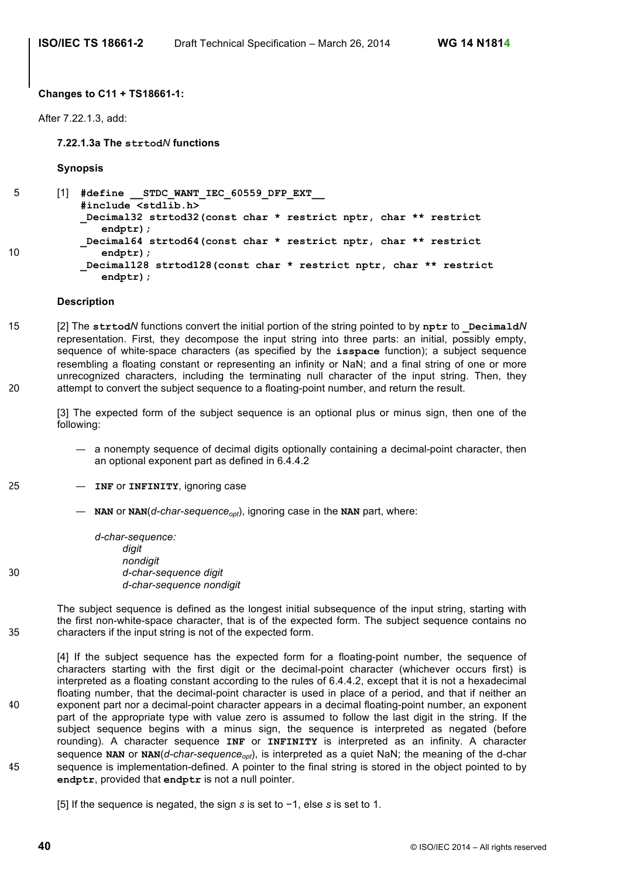**Changes to C11 + TS18661-1:**

After 7.22.1.3, add:

### 7.22.1.3a The `strtod`*N* functions

**Synopsis**

[1]
```
#define __STDC_WANT_IEC_60559_DFP_EXT__
#include <stdlib.h>
_Decimal32 strtod32(const char * restrict nptr, char ** restrict
    endptr);
_Decimal64 strtod64(const char * restrict nptr, char ** restrict
    endptr);
_Decimal128 strtod128(const char * restrict nptr, char ** restrict
    endptr);
```

**Description**

[2] The **`strtod`***N* functions convert the initial portion of the string pointed to by **`nptr`** to **`_Decimald`***N* representation. First, they decompose the input string into three parts: an initial, possibly empty, sequence of white-space characters (as specified by the **`isspace`** function); a subject sequence resembling a floating constant or representing an infinity or NaN; and a final string of one or more unrecognized characters, including the terminating null character of the input string. Then, they attempt to convert the subject sequence to a floating-point number, and return the result.

[3] The expected form of the subject sequence is an optional plus or minus sign, then one of the following:

- a nonempty sequence of decimal digits optionally containing a decimal-point character, then an optional exponent part as defined in 6.4.4.2
- **`INF`** or **`INFINITY`**, ignoring case
- **`NAN`** or **`NAN`**(*d-char-sequence*$_{opt}$), ignoring case in the **`NAN`** part, where:

  *d-char-sequence:*
  &nbsp;&nbsp;&nbsp;&nbsp;*digit*
  &nbsp;&nbsp;&nbsp;&nbsp;*nondigit*
  &nbsp;&nbsp;&nbsp;&nbsp;*d-char-sequence digit*
  &nbsp;&nbsp;&nbsp;&nbsp;*d-char-sequence nondigit*

The subject sequence is defined as the longest initial subsequence of the input string, starting with the first non-white-space character, that is of the expected form. The subject sequence contains no characters if the input string is not of the expected form.

[4] If the subject sequence has the expected form for a floating-point number, the sequence of characters starting with the first digit or the decimal-point character (whichever occurs first) is interpreted as a floating constant according to the rules of 6.4.4.2, except that it is not a hexadecimal floating number, that the decimal-point character is used in place of a period, and that if neither an exponent part nor a decimal-point character appears in a decimal floating-point number, an exponent part of the appropriate type with value zero is assumed to follow the last digit in the string. If the subject sequence begins with a minus sign, the sequence is interpreted as negated (before rounding). A character sequence **`INF`** or **`INFINITY`** is interpreted as an infinity. A character sequence **`NAN`** or **`NAN`**(*d-char-sequence*$_{opt}$), is interpreted as a quiet NaN; the meaning of the d-char sequence is implementation-defined. A pointer to the final string is stored in the object pointed to by **`endptr`**, provided that **`endptr`** is not a null pointer.

[5] If the sequence is negated, the sign *s* is set to −1, else *s* is set to 1.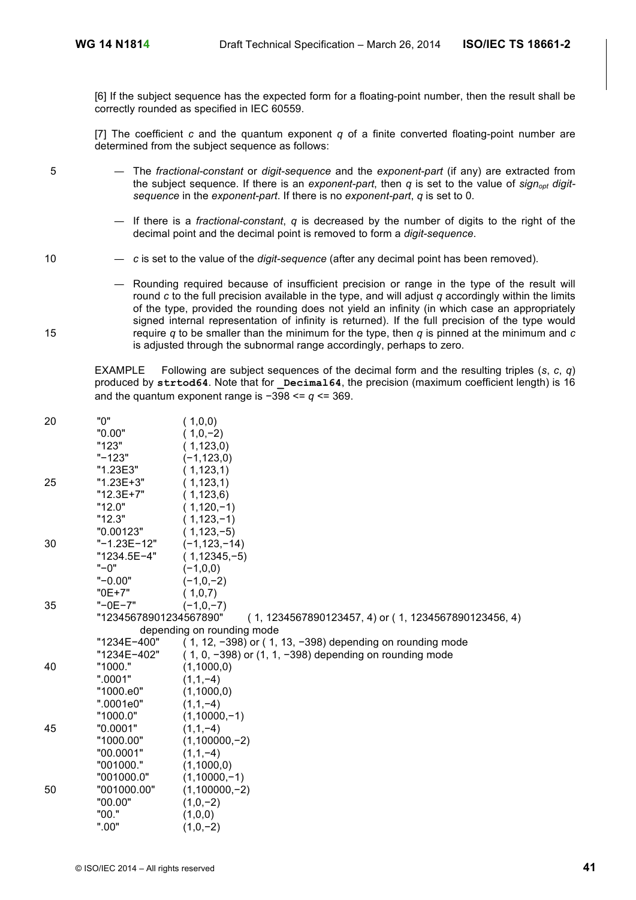[6] If the subject sequence has the expected form for a floating-point number, then the result shall be correctly rounded as specified in IEC 60559.

[7] The coefficient $c$ and the quantum exponent $q$ of a finite converted floating-point number are determined from the subject sequence as follows:

— The *fractional-constant* or *digit-sequence* and the *exponent-part* (if any) are extracted from the subject sequence. If there is an *exponent-part*, then $q$ is set to the value of $sign_{opt}$ *digit-sequence* in the *exponent-part*. If there is no *exponent-part*, $q$ is set to 0.

— If there is a *fractional-constant*, $q$ is decreased by the number of digits to the right of the decimal point and the decimal point is removed to form a *digit-sequence*.

— $c$ is set to the value of the *digit-sequence* (after any decimal point has been removed).

— Rounding required because of insufficient precision or range in the type of the result will round $c$ to the full precision available in the type, and will adjust $q$ accordingly within the limits of the type, provided the rounding does not yield an infinity (in which case an appropriately signed internal representation of infinity is returned). If the full precision of the type would require $q$ to be smaller than the minimum for the type, then $q$ is pinned at the minimum and $c$ is adjusted through the subnormal range accordingly, perhaps to zero.

EXAMPLE Following are subject sequences of the decimal form and the resulting triples ($s$, $c$, $q$) produced by **`strtod64`**. Note that for **`_Decimal64`**, the precision (maximum coefficient length) is 16 and the quantum exponent range is $-398 <= q <= 369$.

```
"0"            ( 1,0,0)
"0.00"         ( 1,0,−2)
"123"          ( 1,123,0)
"−123"         (−1,123,0)
"1.23E3"       ( 1,123,1)
"1.23E+3"      ( 1,123,1)
"12.3E+7"      ( 1,123,6)
"12.0"         ( 1,120,−1)
"12.3"         ( 1,123,−1)
"0.00123"      ( 1,123,−5)
"−1.23E−12"    (−1,123,−14)
"1234.5E−4"    ( 1,12345,−5)
"−0"           (−1,0,0)
"−0.00"        (−1,0,−2)
"0E+7"         ( 1,0,7)
"−0E−7"        (−1,0,−7)
"12345678901234567890"    ( 1, 1234567890123457, 4) or ( 1, 1234567890123456, 4)
          depending on rounding mode
"1234E−400"    ( 1, 12, −398) or ( 1, 13, −398) depending on rounding mode
"1234E−402"    ( 1, 0, −398) or (1, 1, −398) depending on rounding mode
"1000."        (1,1000,0)
".0001"        (1,1,−4)
"1000.e0"      (1,1000,0)
".0001e0"      (1,1,−4)
"1000.0"       (1,10000,−1)
"0.0001"       (1,1,−4)
"1000.00"      (1,100000,−2)
"00.0001"      (1,1,−4)
"001000."      (1,1000,0)
"001000.0"     (1,10000,−1)
"001000.00"    (1,100000,−2)
"00.00"        (1,0,−2)
"00."          (1,0,0)
".00"          (1,0,−2)
```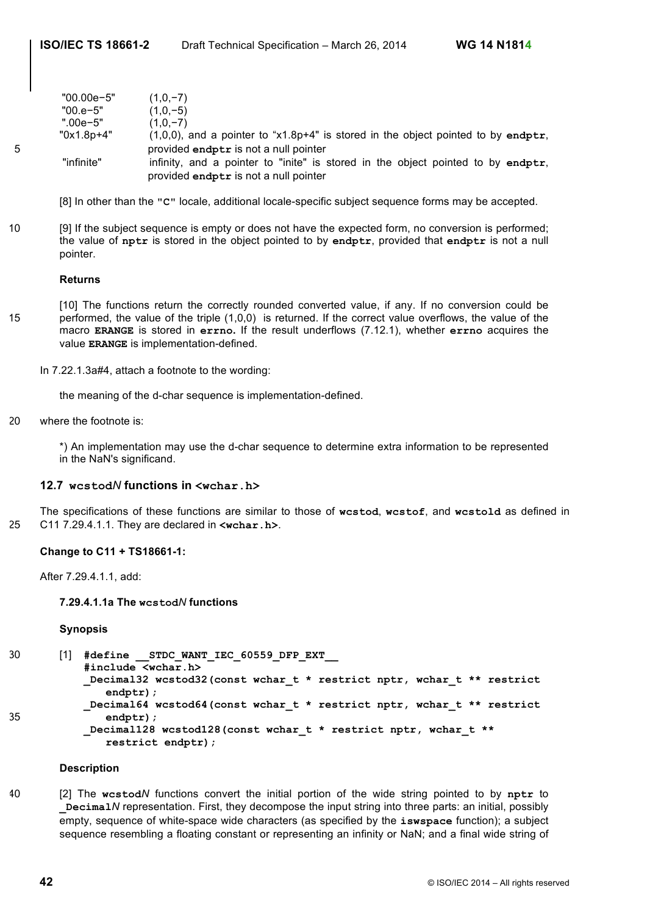| | |
|---|---|
| "00.00e−5" | (1,0,−7) |
| "00.e−5" | (1,0,−5) |
| ".00e−5" | (1,0,−7) |
| "0x1.8p+4" | (1,0,0), and a pointer to "x1.8p+4" is stored in the object pointed to by **endptr**, provided **endptr** is not a null pointer |
| "infinite" | infinity, and a pointer to "inite" is stored in the object pointed to by **endptr**, provided **endptr** is not a null pointer |

[8] In other than the **"C"** locale, additional locale-specific subject sequence forms may be accepted.

[9] If the subject sequence is empty or does not have the expected form, no conversion is performed; the value of **nptr** is stored in the object pointed to by **endptr**, provided that **endptr** is not a null pointer.

**Returns**

[10] The functions return the correctly rounded converted value, if any. If no conversion could be performed, the value of the triple (1,0,0) is returned. If the correct value overflows, the value of the macro **ERANGE** is stored in **errno.** If the result underflows (7.12.1), whether **errno** acquires the value **ERANGE** is implementation-defined.

In 7.22.1.3a#4, attach a footnote to the wording:

the meaning of the d-char sequence is implementation-defined.

where the footnote is:

*) An implementation may use the d-char sequence to determine extra information to be represented in the NaN's significand.

### 12.7 wcstod*N* functions in <wchar.h>

The specifications of these functions are similar to those of **wcstod**, **wcstof**, and **wcstold** as defined in C11 7.29.4.1.1. They are declared in **<wchar.h>**.

**Change to C11 + TS18661-1:**

After 7.29.4.1.1, add:

**7.29.4.1.1a The wcstod*N* functions**

**Synopsis**

[1]
```
#define __STDC_WANT_IEC_60559_DFP_EXT__
#include <wchar.h>
_Decimal32 wcstod32(const wchar_t * restrict nptr, wchar_t ** restrict
   endptr);
_Decimal64 wcstod64(const wchar_t * restrict nptr, wchar_t ** restrict
   endptr);
_Decimal128 wcstod128(const wchar_t * restrict nptr, wchar_t **
   restrict endptr);
```

**Description**

[2] The **wcstod*N*** functions convert the initial portion of the wide string pointed to by **nptr** to **_Decimal*N*** representation. First, they decompose the input string into three parts: an initial, possibly empty, sequence of white-space wide characters (as specified by the **iswspace** function); a subject sequence resembling a floating constant or representing an infinity or NaN; and a final wide string of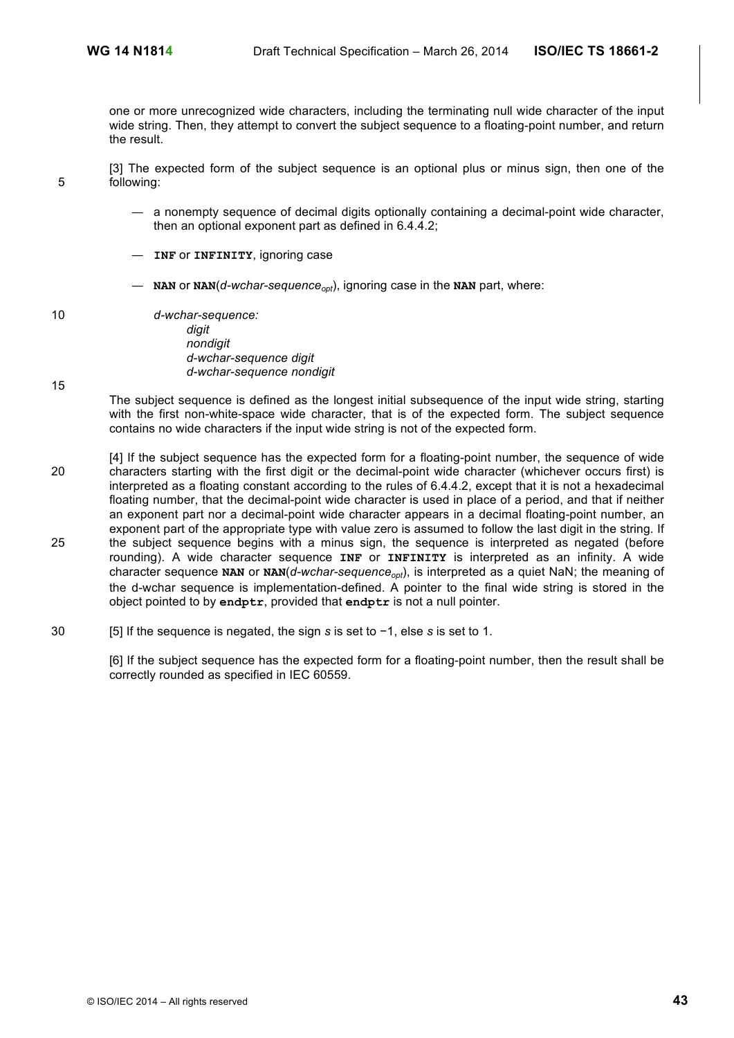one or more unrecognized wide characters, including the terminating null wide character of the input wide string. Then, they attempt to convert the subject sequence to a floating-point number, and return the result.

[3] The expected form of the subject sequence is an optional plus or minus sign, then one of the following:

- a nonempty sequence of decimal digits optionally containing a decimal-point wide character, then an optional exponent part as defined in 6.4.4.2;
- **INF** or **INFINITY**, ignoring case
- **NAN** or **NAN**(*d-wchar-sequence*$_{opt}$), ignoring case in the **NAN** part, where:

  *d-wchar-sequence:*
  - *digit*
  - *nondigit*
  - *d-wchar-sequence digit*
  - *d-wchar-sequence nondigit*

The subject sequence is defined as the longest initial subsequence of the input wide string, starting with the first non-white-space wide character, that is of the expected form. The subject sequence contains no wide characters if the input wide string is not of the expected form.

[4] If the subject sequence has the expected form for a floating-point number, the sequence of wide characters starting with the first digit or the decimal-point wide character (whichever occurs first) is interpreted as a floating constant according to the rules of 6.4.4.2, except that it is not a hexadecimal floating number, that the decimal-point wide character is used in place of a period, and that if neither an exponent part nor a decimal-point wide character appears in a decimal floating-point number, an exponent part of the appropriate type with value zero is assumed to follow the last digit in the string. If the subject sequence begins with a minus sign, the sequence is interpreted as negated (before rounding). A wide character sequence **INF** or **INFINITY** is interpreted as an infinity. A wide character sequence **NAN** or **NAN**(*d-wchar-sequence*$_{opt}$), is interpreted as a quiet NaN; the meaning of the d-wchar sequence is implementation-defined. A pointer to the final wide string is stored in the object pointed to by **endptr**, provided that **endptr** is not a null pointer.

[5] If the sequence is negated, the sign $s$ is set to $-1$, else $s$ is set to 1.

[6] If the subject sequence has the expected form for a floating-point number, then the result shall be correctly rounded as specified in IEC 60559.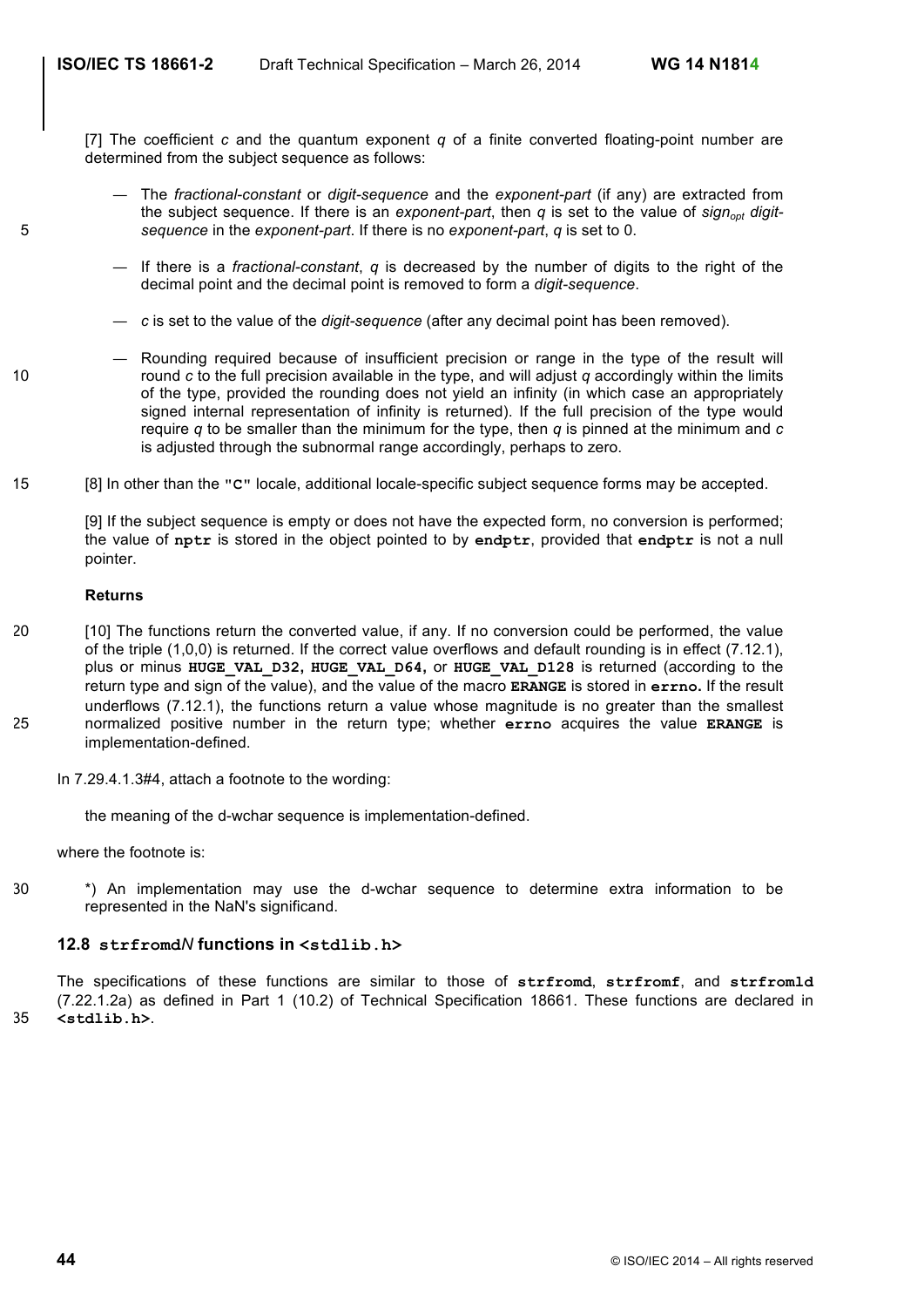[7] The coefficient *c* and the quantum exponent *q* of a finite converted floating-point number are determined from the subject sequence as follows:

— The *fractional-constant* or *digit-sequence* and the *exponent-part* (if any) are extracted from the subject sequence. If there is an *exponent-part*, then *q* is set to the value of $sign_{opt}$ *digit-sequence* in the *exponent-part*. If there is no *exponent-part*, *q* is set to 0.

— If there is a *fractional-constant*, *q* is decreased by the number of digits to the right of the decimal point and the decimal point is removed to form a *digit-sequence*.

— *c* is set to the value of the *digit-sequence* (after any decimal point has been removed).

— Rounding required because of insufficient precision or range in the type of the result will round *c* to the full precision available in the type, and will adjust *q* accordingly within the limits of the type, provided the rounding does not yield an infinity (in which case an appropriately signed internal representation of infinity is returned). If the full precision of the type would require *q* to be smaller than the minimum for the type, then *q* is pinned at the minimum and *c* is adjusted through the subnormal range accordingly, perhaps to zero.

[8] In other than the **"C"** locale, additional locale-specific subject sequence forms may be accepted.

[9] If the subject sequence is empty or does not have the expected form, no conversion is performed; the value of **nptr** is stored in the object pointed to by **endptr**, provided that **endptr** is not a null pointer.

**Returns**

[10] The functions return the converted value, if any. If no conversion could be performed, the value of the triple (1,0,0) is returned. If the correct value overflows and default rounding is in effect (7.12.1), plus or minus **HUGE_VAL_D32, HUGE_VAL_D64,** or **HUGE_VAL_D128** is returned (according to the return type and sign of the value), and the value of the macro **ERANGE** is stored in **errno.** If the result underflows (7.12.1), the functions return a value whose magnitude is no greater than the smallest normalized positive number in the return type; whether **errno** acquires the value **ERANGE** is implementation-defined.

In 7.29.4.1.3#4, attach a footnote to the wording:

the meaning of the d-wchar sequence is implementation-defined.

where the footnote is:

*) An implementation may use the d-wchar sequence to determine extra information to be represented in the NaN's significand.

### 12.8 strfromd*N* functions in <stdlib.h>

The specifications of these functions are similar to those of **strfromd**, **strfromf**, and **strfromld** (7.22.1.2a) as defined in Part 1 (10.2) of Technical Specification 18661. These functions are declared in **<stdlib.h>**.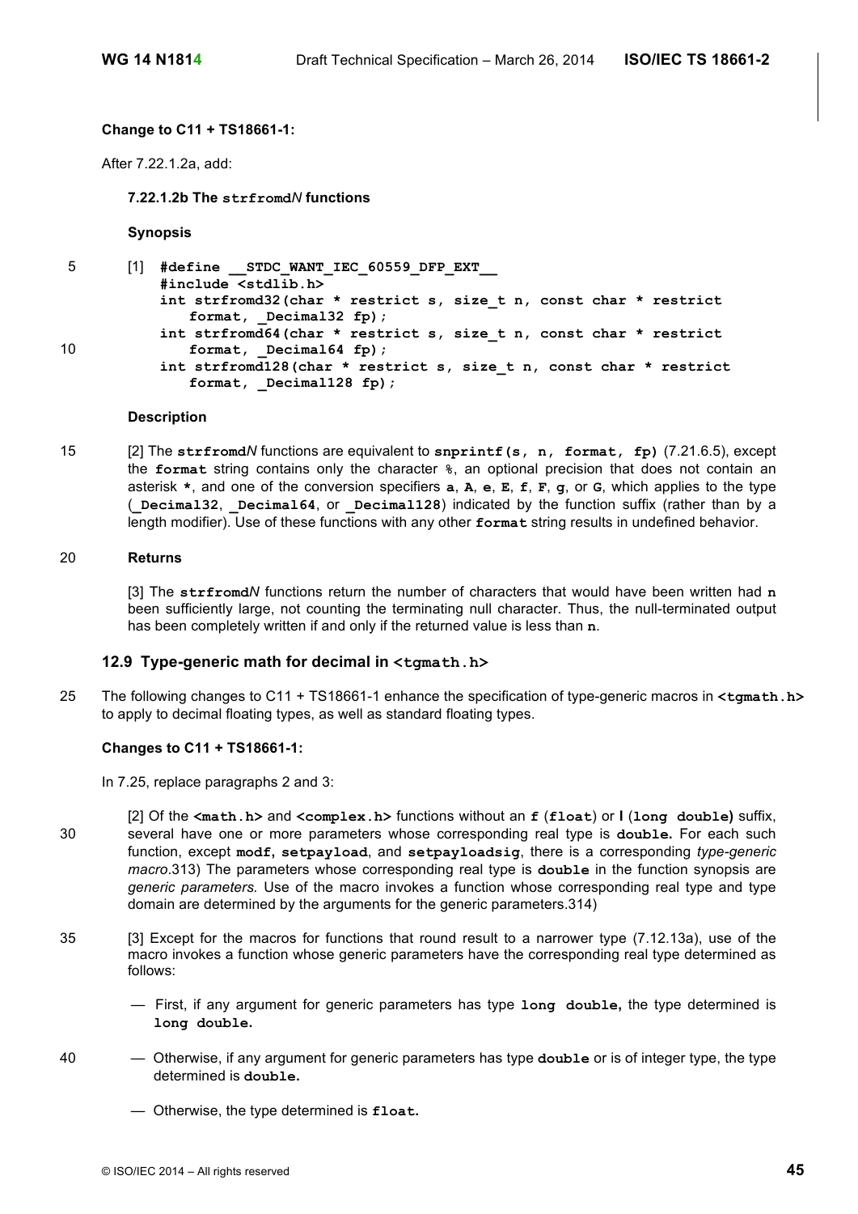**Change to C11 + TS18661-1:**

After 7.22.1.2a, add:

**7.22.1.2b The `strfromdN` functions**

**Synopsis**

[1]
```
#define __STDC_WANT_IEC_60559_DFP_EXT__
#include <stdlib.h>
int strfromd32(char * restrict s, size_t n, const char * restrict
    format, _Decimal32 fp);
int strfromd64(char * restrict s, size_t n, const char * restrict
    format, _Decimal64 fp);
int strfromd128(char * restrict s, size_t n, const char * restrict
    format, _Decimal128 fp);
```

**Description**

[2] The **`strfromdN`** functions are equivalent to **`snprintf(s, n, format, fp)`** (7.21.6.5), except the **`format`** string contains only the character `%`, an optional precision that does not contain an asterisk `*`, and one of the conversion specifiers **`a`**, **`A`**, **`e`**, **`E`**, **`f`**, **`F`**, **`g`**, or **`G`**, which applies to the type (**`_Decimal32`**, **`_Decimal64`**, or **`_Decimal128`**) indicated by the function suffix (rather than by a length modifier). Use of these functions with any other **`format`** string results in undefined behavior.

**Returns**

[3] The **`strfromdN`** functions return the number of characters that would have been written had **`n`** been sufficiently large, not counting the terminating null character. Thus, the null-terminated output has been completely written if and only if the returned value is less than **`n`**.

## 12.9 Type-generic math for decimal in `<tgmath.h>`

The following changes to C11 + TS18661-1 enhance the specification of type-generic macros in **`<tgmath.h>`** to apply to decimal floating types, as well as standard floating types.

**Changes to C11 + TS18661-1:**

In 7.25, replace paragraphs 2 and 3:

[2] Of the **`<math.h>`** and **`<complex.h>`** functions without an **`f`** (**`float`**) or **`l`** (**`long double`**) suffix, several have one or more parameters whose corresponding real type is **`double`**. For each such function, except **`modf`**, **`setpayload`**, and **`setpayloadsig`**, there is a corresponding *type-generic macro*.313) The parameters whose corresponding real type is **`double`** in the function synopsis are *generic parameters*. Use of the macro invokes a function whose corresponding real type and type domain are determined by the arguments for the generic parameters.314)

[3] Except for the macros for functions that round result to a narrower type (7.12.13a), use of the macro invokes a function whose generic parameters have the corresponding real type determined as follows:

— First, if any argument for generic parameters has type **`long double`**, the type determined is **`long double`**.

— Otherwise, if any argument for generic parameters has type **`double`** or is of integer type, the type determined is **`double`**.

— Otherwise, the type determined is **`float`**.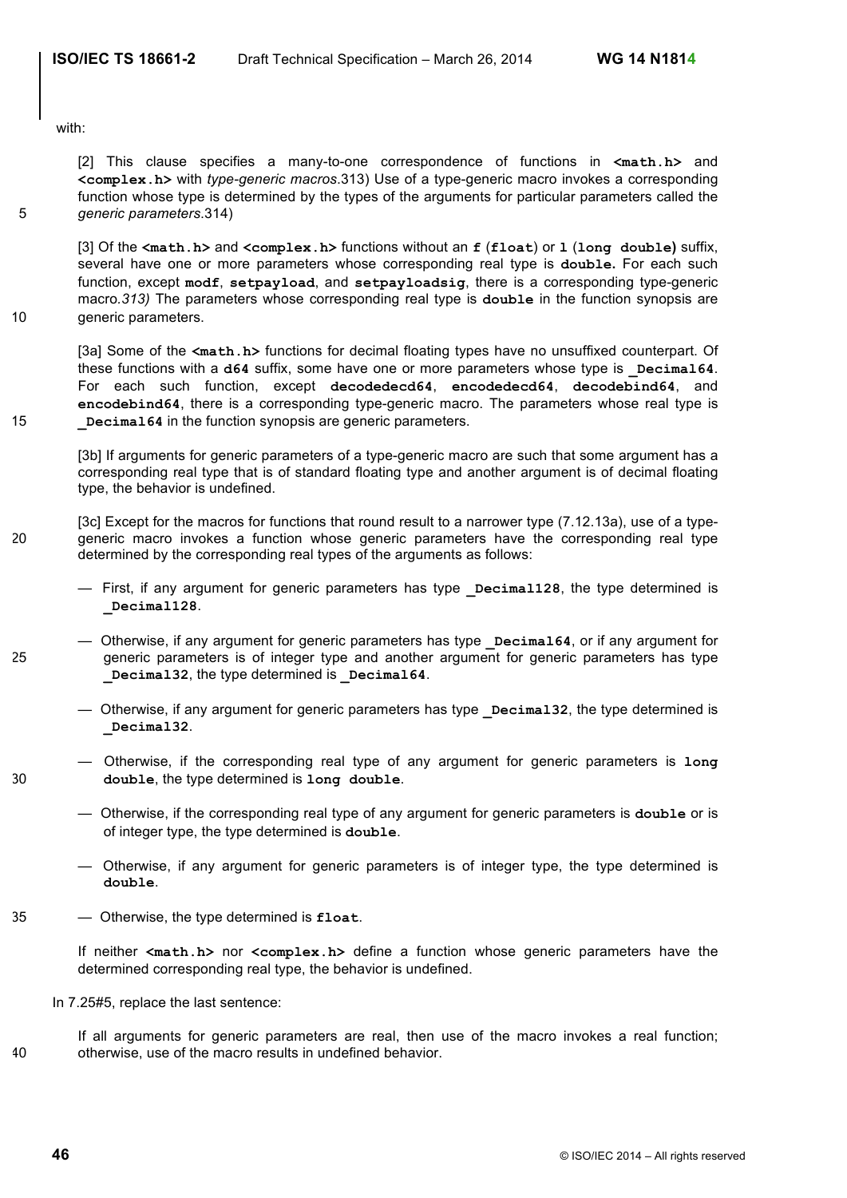with:

[2] This clause specifies a many-to-one correspondence of functions in **<math.h>** and **<complex.h>** with *type-generic macros*.313) Use of a type-generic macro invokes a corresponding function whose type is determined by the types of the arguments for particular parameters called the *generic parameters*.314)

[3] Of the **<math.h>** and **<complex.h>** functions without an **f** (**float**) or **l** (**long double**) suffix, several have one or more parameters whose corresponding real type is **double**. For each such function, except **modf**, **setpayload**, and **setpayloadsig**, there is a corresponding type-generic macro.*313)* The parameters whose corresponding real type is **double** in the function synopsis are generic parameters.

[3a] Some of the **<math.h>** functions for decimal floating types have no unsuffixed counterpart. Of these functions with a **d64** suffix, some have one or more parameters whose type is **_Decimal64**. For each such function, except **decodedecd64**, **encodedecd64**, **decodebind64**, and **encodebind64**, there is a corresponding type-generic macro. The parameters whose real type is **_Decimal64** in the function synopsis are generic parameters.

[3b] If arguments for generic parameters of a type-generic macro are such that some argument has a corresponding real type that is of standard floating type and another argument is of decimal floating type, the behavior is undefined.

[3c] Except for the macros for functions that round result to a narrower type (7.12.13a), use of a type-generic macro invokes a function whose generic parameters have the corresponding real type determined by the corresponding real types of the arguments as follows:

— First, if any argument for generic parameters has type **_Decimal128**, the type determined is **_Decimal128**.

— Otherwise, if any argument for generic parameters has type **_Decimal64**, or if any argument for generic parameters is of integer type and another argument for generic parameters has type **_Decimal32**, the type determined is **_Decimal64**.

— Otherwise, if any argument for generic parameters has type **_Decimal32**, the type determined is **_Decimal32**.

— Otherwise, if the corresponding real type of any argument for generic parameters is **long double**, the type determined is **long double**.

— Otherwise, if the corresponding real type of any argument for generic parameters is **double** or is of integer type, the type determined is **double**.

— Otherwise, if any argument for generic parameters is of integer type, the type determined is **double**.

— Otherwise, the type determined is **float**.

If neither **<math.h>** nor **<complex.h>** define a function whose generic parameters have the determined corresponding real type, the behavior is undefined.

In 7.25#5, replace the last sentence:

If all arguments for generic parameters are real, then use of the macro invokes a real function; otherwise, use of the macro results in undefined behavior.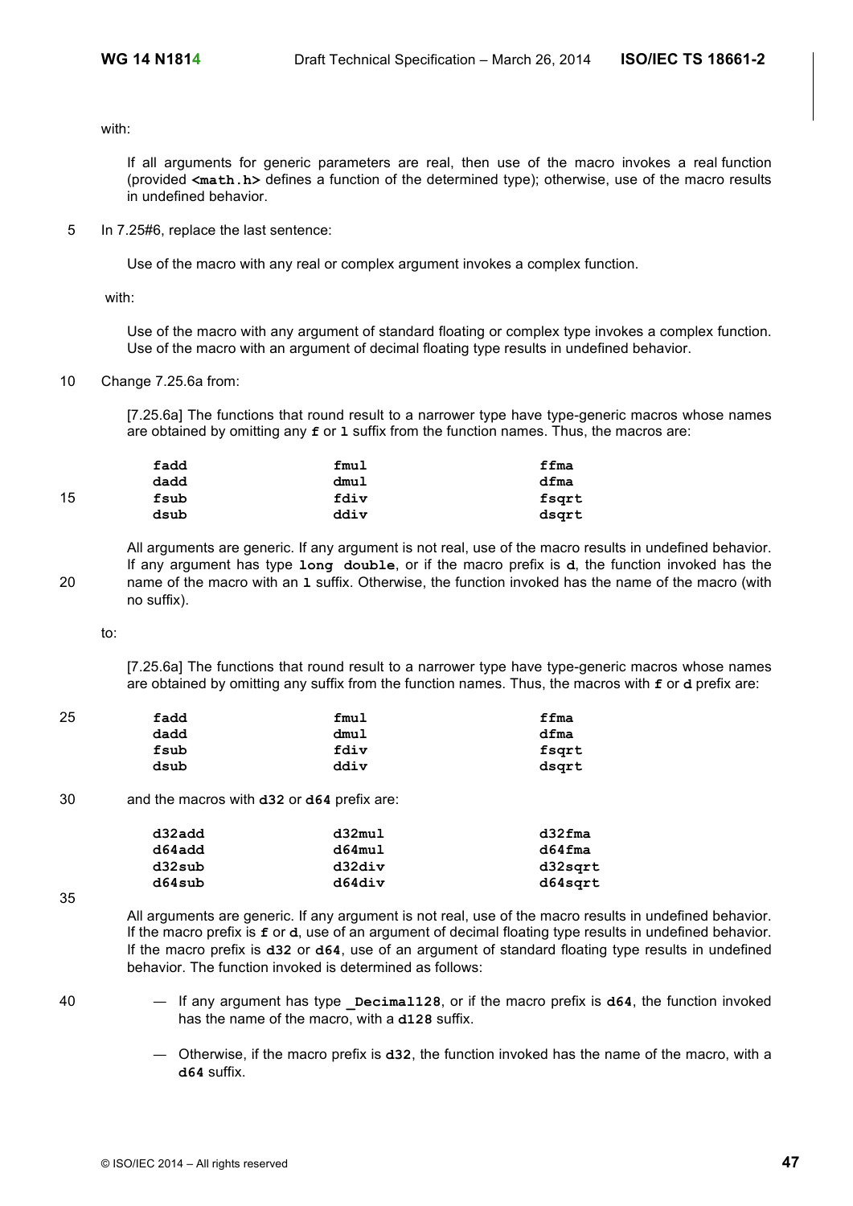with:

> If all arguments for generic parameters are real, then use of the macro invokes a real function (provided **`<math.h>`** defines a function of the determined type); otherwise, use of the macro results in undefined behavior.

In 7.25#6, replace the last sentence:

> Use of the macro with any real or complex argument invokes a complex function.

with:

> Use of the macro with any argument of standard floating or complex type invokes a complex function. Use of the macro with an argument of decimal floating type results in undefined behavior.

Change 7.25.6a from:

> [7.25.6a] The functions that round result to a narrower type have type-generic macros whose names are obtained by omitting any **`f`** or **`l`** suffix from the function names. Thus, the macros are:
>
> ```
> fadd        fmul        ffma
> dadd        dmul        dfma
> fsub        fdiv        fsqrt
> dsub        ddiv        dsqrt
> ```
>
> All arguments are generic. If any argument is not real, use of the macro results in undefined behavior. If any argument has type **`long double`**, or if the macro prefix is **`d`**, the function invoked has the name of the macro with an **`l`** suffix. Otherwise, the function invoked has the name of the macro (with no suffix).

to:

> [7.25.6a] The functions that round result to a narrower type have type-generic macros whose names are obtained by omitting any suffix from the function names. Thus, the macros with **`f`** or **`d`** prefix are:
>
> ```
> fadd        fmul        ffma
> dadd        dmul        dfma
> fsub        fdiv        fsqrt
> dsub        ddiv        dsqrt
> ```
>
> and the macros with **`d32`** or **`d64`** prefix are:
>
> ```
> d32add      d32mul      d32fma
> d64add      d64mul      d64fma
> d32sub      d32div      d32sqrt
> d64sub      d64div      d64sqrt
> ```
>
> All arguments are generic. If any argument is not real, use of the macro results in undefined behavior. If the macro prefix is **`f`** or **`d`**, use of an argument of decimal floating type results in undefined behavior. If the macro prefix is **`d32`** or **`d64`**, use of an argument of standard floating type results in undefined behavior. The function invoked is determined as follows:
>
> — If any argument has type **`_Decimal128`**, or if the macro prefix is **`d64`**, the function invoked has the name of the macro, with a **`d128`** suffix.
>
> — Otherwise, if the macro prefix is **`d32`**, the function invoked has the name of the macro, with a **`d64`** suffix.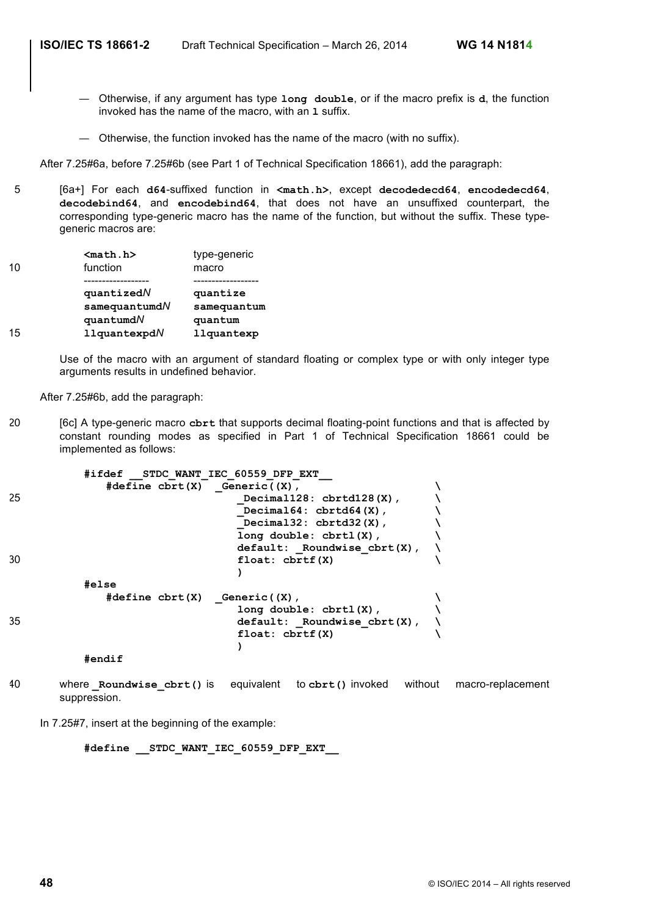— Otherwise, if any argument has type **long double**, or if the macro prefix is **d**, the function invoked has the name of the macro, with an **l** suffix.

— Otherwise, the function invoked has the name of the macro (with no suffix).

After 7.25#6a, before 7.25#6b (see Part 1 of Technical Specification 18661), add the paragraph:

[6a+] For each **d64**-suffixed function in **<math.h>**, except **decodedecd64**, **encodedecd64**, **decodebind64**, and **encodebind64**, that does not have an unsuffixed counterpart, the corresponding type-generic macro has the name of the function, but without the suffix. These type-generic macros are:

| **<math.h>** function | type-generic macro |
|---|---|
| **quantized***N* | **quantize** |
| **samequantumd***N* | **samequantum** |
| **quantumd***N* | **quantum** |
| **llquantexpd***N* | **llquantexp** |

Use of the macro with an argument of standard floating or complex type or with only integer type arguments results in undefined behavior.

After 7.25#6b, add the paragraph:

[6c] A type-generic macro **cbrt** that supports decimal floating-point functions and that is affected by constant rounding modes as specified in Part 1 of Technical Specification 18661 could be implemented as follows:

```
#ifdef __STDC_WANT_IEC_60559_DFP_EXT__
   #define cbrt(X)  _Generic((X),                    \
                       _Decimal128: cbrtd128(X),     \
                       _Decimal64: cbrtd64(X),       \
                       _Decimal32: cbrtd32(X),       \
                       long double: cbrtl(X),        \
                       default: _Roundwise_cbrt(X),  \
                       float: cbrtf(X)               \
                       )
#else
   #define cbrt(X)  _Generic((X),                    \
                       long double: cbrtl(X),        \
                       default: _Roundwise_cbrt(X),  \
                       float: cbrtf(X)               \
                       )
#endif
```

where **_Roundwise_cbrt()** is equivalent to **cbrt()** invoked without macro-replacement suppression.

In 7.25#7, insert at the beginning of the example:

```
#define __STDC_WANT_IEC_60559_DFP_EXT__
```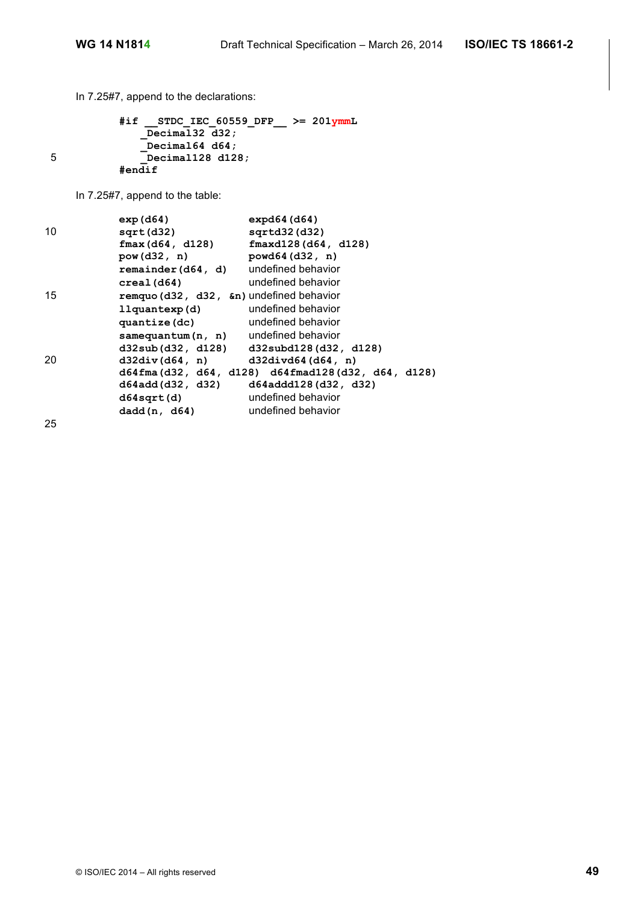In 7.25#7, append to the declarations:

```
#if __STDC_IEC_60559_DFP__ >= 201ymmL
    _Decimal32 d32;
    _Decimal64 d64;
    _Decimal128 d128;
#endif
```

In 7.25#7, append to the table:

| | |
|---|---|
| `exp(d64)` | `expd64(d64)` |
| `sqrt(d32)` | `sqrtd32(d32)` |
| `fmax(d64, d128)` | `fmaxd128(d64, d128)` |
| `pow(d32, n)` | `powd64(d32, n)` |
| `remainder(d64, d)` | undefined behavior |
| `creal(d64)` | undefined behavior |
| `remquo(d32, d32, &n)` | undefined behavior |
| `llquantexp(d)` | undefined behavior |
| `quantize(dc)` | undefined behavior |
| `samequantum(n, n)` | undefined behavior |
| `d32sub(d32, d128)` | `d32subd128(d32, d128)` |
| `d32div(d64, n)` | `d32divd64(d64, n)` |
| `d64fma(d32, d64, d128)` | `d64fmad128(d32, d64, d128)` |
| `d64add(d32, d32)` | `d64addd128(d32, d32)` |
| `d64sqrt(d)` | undefined behavior |
| `dadd(n, d64)` | undefined behavior |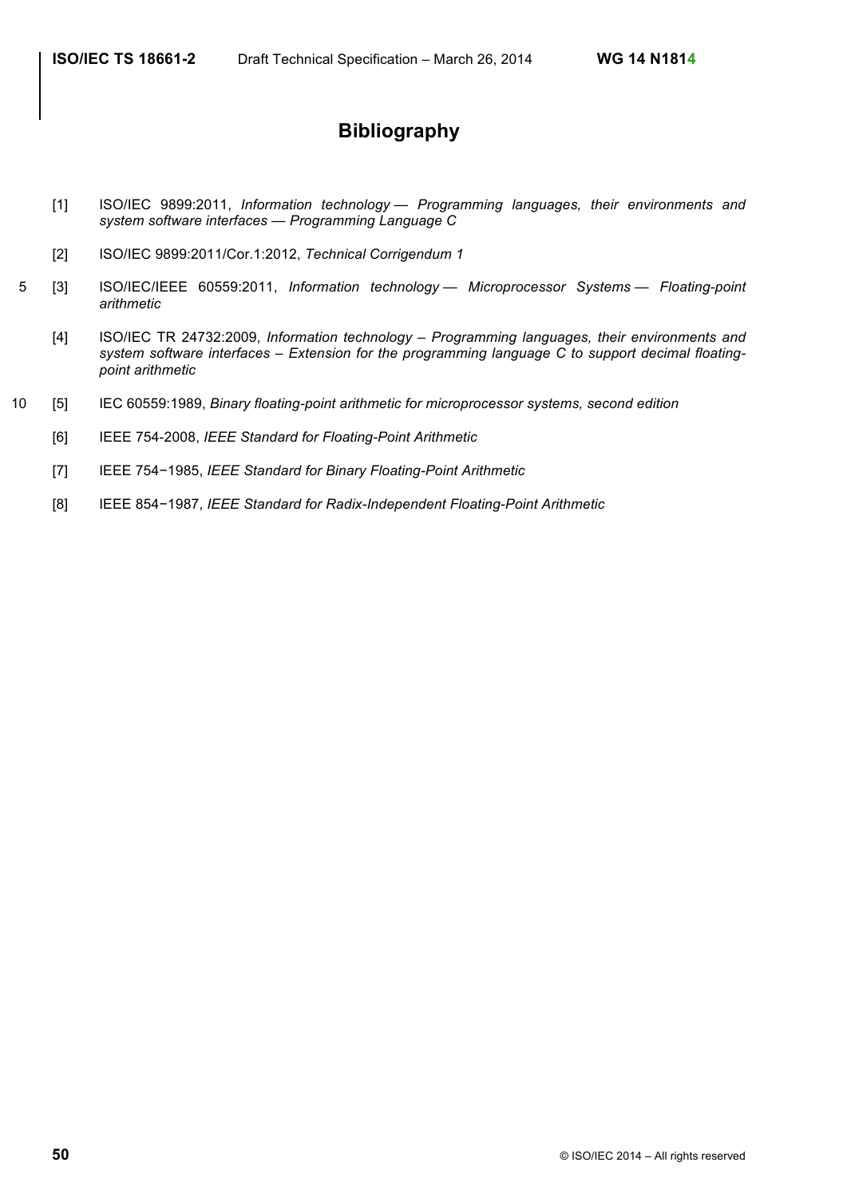# Bibliography

[1] ISO/IEC 9899:2011, *Information technology — Programming languages, their environments and system software interfaces — Programming Language C*

[2] ISO/IEC 9899:2011/Cor.1:2012, *Technical Corrigendum 1*

[3] ISO/IEC/IEEE 60559:2011, *Information technology — Microprocessor Systems — Floating-point arithmetic*

[4] ISO/IEC TR 24732:2009, *Information technology – Programming languages, their environments and system software interfaces – Extension for the programming language C to support decimal floating-point arithmetic*

[5] IEC 60559:1989, *Binary floating-point arithmetic for microprocessor systems, second edition*

[6] IEEE 754-2008, *IEEE Standard for Floating-Point Arithmetic*

[7] IEEE 754−1985, *IEEE Standard for Binary Floating-Point Arithmetic*

[8] IEEE 854−1987, *IEEE Standard for Radix-Independent Floating-Point Arithmetic*